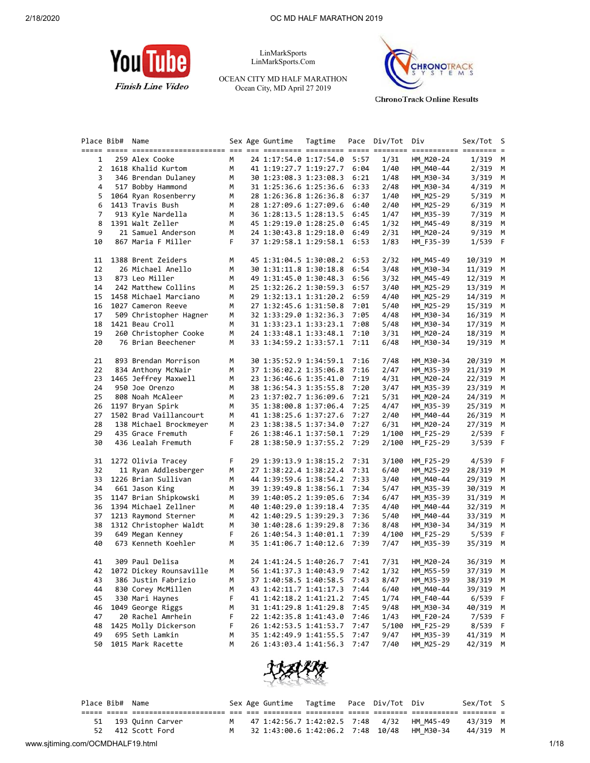LinMarkSports
LinMarkSports.Com

OCEAN CITY MD HALF MARATHON
Ocean City, MD April 27 2019

YouTube Finish Line Video

ChronoTrack Online Results

| Place | Bib# | Name | Sex | Age | Guntime | Tagtime | Pace | Div/Tot | Div | Sex/Tot | S |
|---|---|---|---|---|---|---|---|---|---|---|---|
| 1 | 259 | Alex Cooke | M | 24 | 1:17:54.0 | 1:17:54.0 | 5:57 | 1/31 | HM_M20-24 | 1/319 | M |
| 2 | 1618 | Khalid Kurtom | M | 41 | 1:19:27.7 | 1:19:27.7 | 6:04 | 1/40 | HM_M40-44 | 2/319 | M |
| 3 | 346 | Brendan Dulaney | M | 30 | 1:23:08.3 | 1:23:08.3 | 6:21 | 1/48 | HM_M30-34 | 3/319 | M |
| 4 | 517 | Bobby Hammond | M | 31 | 1:25:36.6 | 1:25:36.6 | 6:33 | 2/48 | HM_M30-34 | 4/319 | M |
| 5 | 1064 | Ryan Rosenberry | M | 28 | 1:26:36.8 | 1:26:36.8 | 6:37 | 1/40 | HM_M25-29 | 5/319 | M |
| 6 | 1413 | Travis Bush | M | 28 | 1:27:09.6 | 1:27:09.6 | 6:40 | 2/40 | HM_M25-29 | 6/319 | M |
| 7 | 913 | Kyle Nardella | M | 36 | 1:28:13.5 | 1:28:13.5 | 6:45 | 1/47 | HM_M35-39 | 7/319 | M |
| 8 | 1391 | Walt Zeller | M | 45 | 1:29:19.0 | 1:28:25.0 | 6:45 | 1/32 | HM_M45-49 | 8/319 | M |
| 9 | 21 | Samuel Anderson | M | 24 | 1:30:43.8 | 1:29:18.0 | 6:49 | 2/31 | HM_M20-24 | 9/319 | M |
| 10 | 867 | Maria F Miller | F | 37 | 1:29:58.1 | 1:29:58.1 | 6:53 | 1/83 | HM_F35-39 | 1/539 | F |
| 11 | 1388 | Brent Zeiders | M | 45 | 1:31:04.5 | 1:30:08.2 | 6:53 | 2/32 | HM_M45-49 | 10/319 | M |
| 12 | 26 | Michael Anello | M | 30 | 1:31:11.8 | 1:30:18.8 | 6:54 | 3/48 | HM_M30-34 | 11/319 | M |
| 13 | 873 | Leo Miller | M | 49 | 1:31:45.0 | 1:30:48.3 | 6:56 | 3/32 | HM_M45-49 | 12/319 | M |
| 14 | 242 | Matthew Collins | M | 25 | 1:32:26.2 | 1:30:59.3 | 6:57 | 3/40 | HM_M25-29 | 13/319 | M |
| 15 | 1458 | Michael Marciano | M | 29 | 1:32:13.1 | 1:31:20.2 | 6:59 | 4/40 | HM_M25-29 | 14/319 | M |
| 16 | 1027 | Cameron Reeve | M | 27 | 1:32:45.6 | 1:31:50.8 | 7:01 | 5/40 | HM_M25-29 | 15/319 | M |
| 17 | 509 | Christopher Hagner | M | 32 | 1:33:29.0 | 1:32:36.3 | 7:05 | 4/48 | HM_M30-34 | 16/319 | M |
| 18 | 1421 | Beau Croll | M | 31 | 1:33:23.1 | 1:33:23.1 | 7:08 | 5/48 | HM_M30-34 | 17/319 | M |
| 19 | 260 | Christopher Cooke | M | 24 | 1:33:48.1 | 1:33:48.1 | 7:10 | 3/31 | HM_M20-24 | 18/319 | M |
| 20 | 76 | Brian Beechener | M | 33 | 1:34:59.2 | 1:33:57.1 | 7:11 | 6/48 | HM_M30-34 | 19/319 | M |
| 21 | 893 | Brendan Morrison | M | 30 | 1:35:52.9 | 1:34:59.1 | 7:16 | 7/48 | HM_M30-34 | 20/319 | M |
| 22 | 834 | Anthony McNair | M | 37 | 1:36:02.2 | 1:35:06.8 | 7:16 | 2/47 | HM_M35-39 | 21/319 | M |
| 23 | 1465 | Jeffrey Maxwell | M | 23 | 1:36:46.6 | 1:35:41.0 | 7:19 | 4/31 | HM_M20-24 | 22/319 | M |
| 24 | 950 | Joe Orenzo | M | 38 | 1:36:54.3 | 1:35:55.8 | 7:20 | 3/47 | HM_M35-39 | 23/319 | M |
| 25 | 808 | Noah McAleer | M | 23 | 1:37:02.7 | 1:36:09.6 | 7:21 | 5/31 | HM_M20-24 | 24/319 | M |
| 26 | 1197 | Bryan Spirk | M | 35 | 1:38:00.8 | 1:37:06.4 | 7:25 | 4/47 | HM_M35-39 | 25/319 | M |
| 27 | 1502 | Brad Vaillancourt | M | 41 | 1:38:25.6 | 1:37:27.6 | 7:27 | 2/40 | HM_M40-44 | 26/319 | M |
| 28 | 138 | Michael Brockmeyer | M | 23 | 1:38:38.5 | 1:37:34.0 | 7:27 | 6/31 | HM_M20-24 | 27/319 | M |
| 29 | 435 | Grace Fremuth | F | 26 | 1:38:46.1 | 1:37:50.1 | 7:29 | 1/100 | HM_F25-29 | 2/539 | F |
| 30 | 436 | Lealah Fremuth | F | 28 | 1:38:50.9 | 1:37:55.2 | 7:29 | 2/100 | HM_F25-29 | 3/539 | F |
| 31 | 1272 | Olivia Tracey | F | 29 | 1:39:13.9 | 1:38:15.2 | 7:31 | 3/100 | HM_F25-29 | 4/539 | F |
| 32 | 11 | Ryan Addlesberger | M | 27 | 1:38:22.4 | 1:38:22.4 | 7:31 | 6/40 | HM_M25-29 | 28/319 | M |
| 33 | 1226 | Brian Sullivan | M | 44 | 1:39:59.6 | 1:38:54.2 | 7:33 | 3/40 | HM_M40-44 | 29/319 | M |
| 34 | 661 | Jason King | M | 39 | 1:39:49.8 | 1:38:56.1 | 7:34 | 5/47 | HM_M35-39 | 30/319 | M |
| 35 | 1147 | Brian Shipkowski | M | 39 | 1:40:05.2 | 1:39:05.6 | 7:34 | 6/47 | HM_M35-39 | 31/319 | M |
| 36 | 1394 | Michael Zellner | M | 40 | 1:40:29.0 | 1:39:18.4 | 7:35 | 4/40 | HM_M40-44 | 32/319 | M |
| 37 | 1213 | Raymond Sterner | M | 42 | 1:40:29.5 | 1:39:29.3 | 7:36 | 5/40 | HM_M40-44 | 33/319 | M |
| 38 | 1312 | Christopher Waldt | M | 30 | 1:40:28.6 | 1:39:29.8 | 7:36 | 8/48 | HM_M30-34 | 34/319 | M |
| 39 | 649 | Megan Kenney | F | 26 | 1:40:54.3 | 1:40:01.1 | 7:39 | 4/100 | HM_F25-29 | 5/539 | F |
| 40 | 673 | Kenneth Koehler | M | 35 | 1:41:06.7 | 1:40:12.6 | 7:39 | 7/47 | HM_M35-39 | 35/319 | M |
| 41 | 309 | Paul Delisa | M | 24 | 1:41:24.5 | 1:40:26.7 | 7:41 | 7/31 | HM_M20-24 | 36/319 | M |
| 42 | 1072 | Dickey Rounsaville | M | 56 | 1:41:37.3 | 1:40:43.9 | 7:42 | 1/32 | HM_M55-59 | 37/319 | M |
| 43 | 386 | Justin Fabrizio | M | 37 | 1:40:58.5 | 1:40:58.5 | 7:43 | 8/47 | HM_M35-39 | 38/319 | M |
| 44 | 830 | Corey McMillen | M | 43 | 1:42:11.7 | 1:41:17.3 | 7:44 | 6/40 | HM_M40-44 | 39/319 | M |
| 45 | 330 | Mari Haynes | F | 41 | 1:42:18.2 | 1:41:21.2 | 7:45 | 1/74 | HM_F40-44 | 6/539 | F |
| 46 | 1049 | George Riggs | M | 31 | 1:41:29.8 | 1:41:29.8 | 7:45 | 9/48 | HM_M30-34 | 40/319 | M |
| 47 | 20 | Rachel Amrhein | F | 22 | 1:42:35.8 | 1:41:43.0 | 7:46 | 1/43 | HM_F20-24 | 7/539 | F |
| 48 | 1425 | Molly Dickerson | F | 26 | 1:42:53.5 | 1:41:53.7 | 7:47 | 5/100 | HM_F25-29 | 8/539 | F |
| 49 | 695 | Seth Lamkin | M | 35 | 1:42:49.9 | 1:41:55.5 | 7:47 | 9/47 | HM_M35-39 | 41/319 | M |
| 50 | 1015 | Mark Racette | M | 26 | 1:43:03.4 | 1:41:56.3 | 7:47 | 7/40 | HM_M25-29 | 42/319 | M |
| 51 | 193 | Quinn Carver | M | 47 | 1:42:56.7 | 1:42:02.5 | 7:48 | 4/32 | HM_M45-49 | 43/319 | M |
| 52 | 412 | Scott Ford | M | 32 | 1:43:00.6 | 1:42:06.2 | 7:48 | 10/48 | HM_M30-34 | 44/319 | M |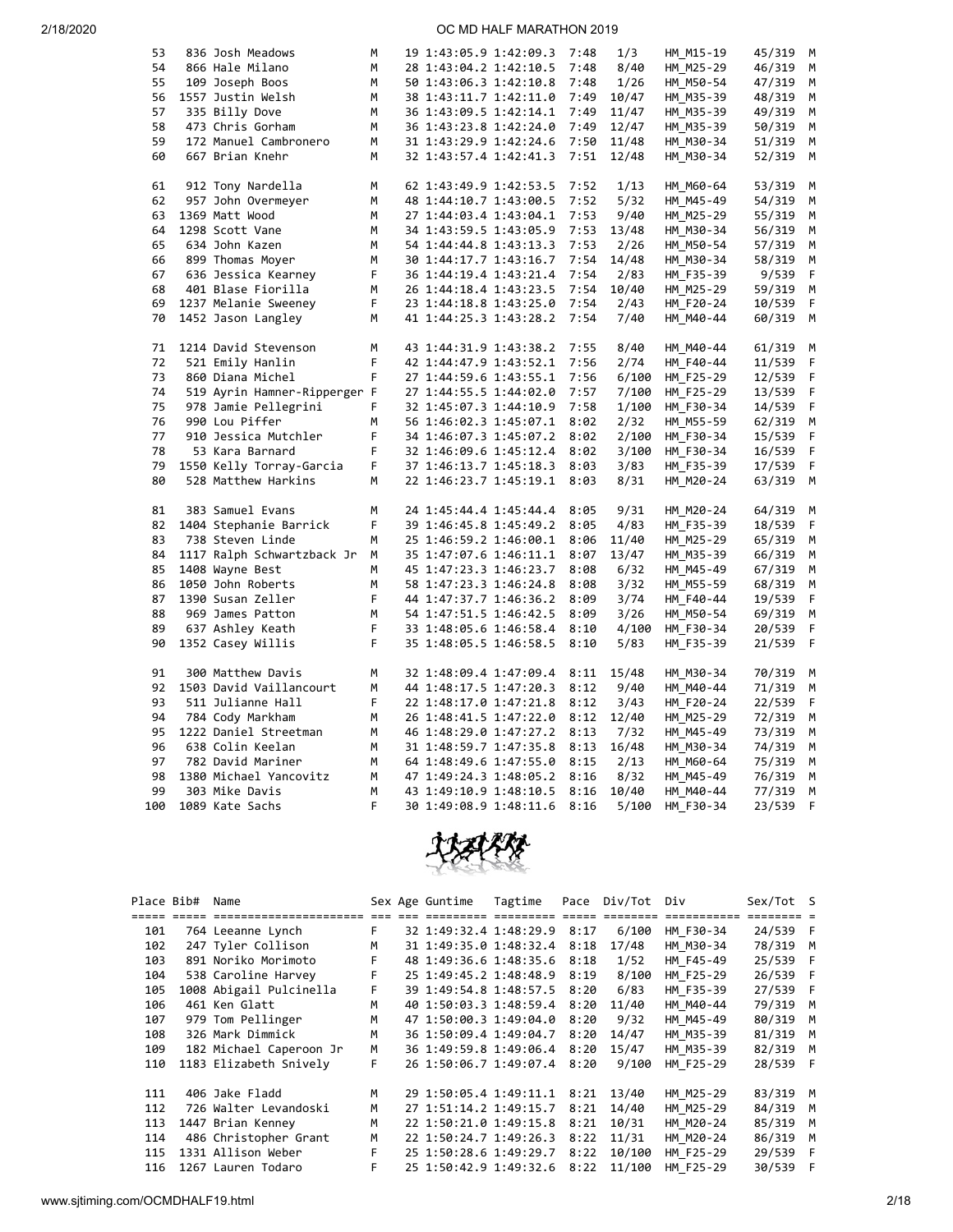| Place | Bib# | Name | Sex | Age | Guntime | Tagtime | Pace | Div/Tot | Div | Sex/Tot | S |
|---|---|---|---|---|---|---|---|---|---|---|---|
| 53 | 836 | Josh Meadows | M | 19 | 1:43:05.9 | 1:42:09.3 | 7:48 | 1/3 | HM_M15-19 | 45/319 | M |
| 54 | 866 | Hale Milano | M | 28 | 1:43:04.2 | 1:42:10.5 | 7:48 | 8/40 | HM_M25-29 | 46/319 | M |
| 55 | 109 | Joseph Boos | M | 50 | 1:43:06.3 | 1:42:10.8 | 7:48 | 1/26 | HM_M50-54 | 47/319 | M |
| 56 | 1557 | Justin Welsh | M | 38 | 1:43:11.7 | 1:42:11.0 | 7:48 | 10/47 | HM_M35-39 | 48/319 | M |
| 57 | 335 | Billy Dove | M | 36 | 1:43:09.5 | 1:42:14.1 | 7:49 | 11/47 | HM_M35-39 | 49/319 | M |
| 58 | 473 | Chris Gorham | M | 36 | 1:43:23.8 | 1:42:24.0 | 7:49 | 12/47 | HM_M35-39 | 50/319 | M |
| 59 | 172 | Manuel Cambronero | M | 31 | 1:43:29.9 | 1:42:24.6 | 7:50 | 11/48 | HM_M30-34 | 51/319 | M |
| 60 | 667 | Brian Knehr | M | 32 | 1:43:57.4 | 1:42:41.3 | 7:51 | 12/48 | HM_M30-34 | 52/319 | M |
| 61 | 912 | Tony Nardella | M | 62 | 1:43:49.9 | 1:42:53.5 | 7:52 | 1/13 | HM_M60-64 | 53/319 | M |
| 62 | 957 | John Overmeyer | M | 48 | 1:44:10.7 | 1:43:00.5 | 7:52 | 5/32 | HM_M45-49 | 54/319 | M |
| 63 | 1369 | Matt Wood | M | 27 | 1:44:03.4 | 1:43:04.1 | 7:53 | 9/40 | HM_M25-29 | 55/319 | M |
| 64 | 1298 | Scott Vane | M | 34 | 1:43:59.5 | 1:43:05.9 | 7:53 | 13/48 | HM_M30-34 | 56/319 | M |
| 65 | 634 | John Kazen | M | 54 | 1:44:44.8 | 1:43:13.3 | 7:53 | 2/26 | HM_M50-54 | 57/319 | M |
| 66 | 899 | Thomas Moyer | M | 30 | 1:44:17.7 | 1:43:16.7 | 7:54 | 14/48 | HM_M30-34 | 58/319 | M |
| 67 | 636 | Jessica Kearney | F | 36 | 1:44:19.4 | 1:43:21.4 | 7:54 | 2/83 | HM_F35-39 | 9/539 | F |
| 68 | 401 | Blase Fiorilla | M | 26 | 1:44:18.4 | 1:43:23.5 | 7:54 | 10/40 | HM_M25-29 | 59/319 | M |
| 69 | 1237 | Melanie Sweeney | F | 23 | 1:44:18.8 | 1:43:25.0 | 7:54 | 2/43 | HM_F20-24 | 10/539 | F |
| 70 | 1452 | Jason Langley | M | 41 | 1:44:25.3 | 1:43:28.2 | 7:54 | 7/40 | HM_M40-44 | 60/319 | M |
| 71 | 1214 | David Stevenson | M | 43 | 1:44:31.9 | 1:43:38.2 | 7:55 | 8/40 | HM_M40-44 | 61/319 | M |
| 72 | 521 | Emily Hanlin | F | 42 | 1:44:47.9 | 1:43:52.1 | 7:56 | 2/74 | HM_F40-44 | 11/539 | F |
| 73 | 860 | Diana Michel | F | 27 | 1:44:59.6 | 1:43:55.1 | 7:56 | 6/100 | HM_F25-29 | 12/539 | F |
| 74 | 519 | Ayrin Hamner-Ripperger | F | 27 | 1:44:55.5 | 1:44:02.0 | 7:57 | 7/100 | HM_F25-29 | 13/539 | F |
| 75 | 978 | Jamie Pellegrini | F | 32 | 1:45:07.3 | 1:44:10.9 | 7:58 | 1/100 | HM_F30-34 | 14/539 | F |
| 76 | 990 | Lou Piffer | M | 56 | 1:46:02.3 | 1:45:07.1 | 8:02 | 2/32 | HM_M55-59 | 62/319 | M |
| 77 | 910 | Jessica Mutchler | F | 34 | 1:46:07.3 | 1:45:07.2 | 8:02 | 2/100 | HM_F30-34 | 15/539 | F |
| 78 | 53 | Kara Barnard | F | 32 | 1:46:09.6 | 1:45:12.4 | 8:02 | 3/100 | HM_F30-34 | 16/539 | F |
| 79 | 1550 | Kelly Torray-Garcia | F | 37 | 1:46:13.7 | 1:45:18.3 | 8:03 | 3/83 | HM_F35-39 | 17/539 | F |
| 80 | 528 | Matthew Harkins | M | 22 | 1:46:23.7 | 1:45:19.1 | 8:03 | 8/31 | HM_M20-24 | 63/319 | M |
| 81 | 383 | Samuel Evans | M | 24 | 1:45:44.4 | 1:45:44.4 | 8:05 | 9/31 | HM_M20-24 | 64/319 | M |
| 82 | 1404 | Stephanie Barrick | F | 39 | 1:46:45.8 | 1:45:49.2 | 8:05 | 4/83 | HM_F35-39 | 18/539 | F |
| 83 | 738 | Steven Linde | M | 25 | 1:46:59.2 | 1:46:00.1 | 8:06 | 11/40 | HM_M25-29 | 65/319 | M |
| 84 | 1117 | Ralph Schwartzback Jr | M | 35 | 1:47:07.6 | 1:46:11.1 | 8:07 | 13/47 | HM_M35-39 | 66/319 | M |
| 85 | 1408 | Wayne Best | M | 45 | 1:47:23.3 | 1:46:23.7 | 8:08 | 6/32 | HM_M45-49 | 67/319 | M |
| 86 | 1050 | John Roberts | M | 58 | 1:47:23.3 | 1:46:24.8 | 8:08 | 3/32 | HM_M55-59 | 68/319 | M |
| 87 | 1390 | Susan Zeller | F | 44 | 1:47:37.7 | 1:46:36.2 | 8:09 | 3/74 | HM_F40-44 | 19/539 | F |
| 88 | 969 | James Patton | M | 54 | 1:47:51.5 | 1:46:42.5 | 8:09 | 3/26 | HM_M50-54 | 69/319 | M |
| 89 | 637 | Ashley Keath | F | 33 | 1:48:05.6 | 1:46:58.4 | 8:10 | 4/100 | HM_F30-34 | 20/539 | F |
| 90 | 1352 | Casey Willis | F | 35 | 1:48:05.5 | 1:46:58.5 | 8:10 | 5/83 | HM_F35-39 | 21/539 | F |
| 91 | 300 | Matthew Davis | M | 32 | 1:48:09.4 | 1:47:09.4 | 8:11 | 15/48 | HM_M30-34 | 70/319 | M |
| 92 | 1503 | David Vaillancourt | M | 44 | 1:48:17.5 | 1:47:20.3 | 8:12 | 9/40 | HM_M40-44 | 71/319 | M |
| 93 | 511 | Julianne Hall | F | 22 | 1:48:17.0 | 1:47:21.8 | 8:12 | 3/43 | HM_F20-24 | 22/539 | F |
| 94 | 784 | Cody Markham | M | 26 | 1:48:41.5 | 1:47:22.0 | 8:12 | 12/40 | HM_M25-29 | 72/319 | M |
| 95 | 1222 | Daniel Streetman | M | 46 | 1:48:29.0 | 1:47:27.2 | 8:13 | 7/32 | HM_M45-49 | 73/319 | M |
| 96 | 638 | Colin Keelan | M | 31 | 1:48:59.7 | 1:47:35.8 | 8:13 | 16/48 | HM_M30-34 | 74/319 | M |
| 97 | 782 | David Mariner | M | 64 | 1:48:49.6 | 1:47:55.0 | 8:15 | 2/13 | HM_M60-64 | 75/319 | M |
| 98 | 1380 | Michael Yancovitz | M | 47 | 1:49:24.3 | 1:48:05.2 | 8:16 | 8/32 | HM_M45-49 | 76/319 | M |
| 99 | 303 | Mike Davis | M | 43 | 1:49:10.9 | 1:48:10.5 | 8:16 | 10/40 | HM_M40-44 | 77/319 | M |
| 100 | 1089 | Kate Sachs | F | 30 | 1:49:08.9 | 1:48:11.6 | 8:16 | 5/100 | HM_F30-34 | 23/539 | F |

| Place | Bib# | Name | Sex | Age | Guntime | Tagtime | Pace | Div/Tot | Div | Sex/Tot | S |
|---|---|---|---|---|---|---|---|---|---|---|---|
| 101 | 764 | Leeanne Lynch | F | 32 | 1:49:32.4 | 1:48:29.9 | 8:17 | 6/100 | HM_F30-34 | 24/539 | F |
| 102 | 247 | Tyler Collison | M | 31 | 1:49:35.0 | 1:48:32.4 | 8:18 | 17/48 | HM_M30-34 | 78/319 | M |
| 103 | 891 | Noriko Morimoto | F | 48 | 1:49:36.6 | 1:48:35.6 | 8:18 | 1/52 | HM_F45-49 | 25/539 | F |
| 104 | 538 | Caroline Harvey | F | 25 | 1:49:45.2 | 1:48:48.9 | 8:19 | 8/100 | HM_F25-29 | 26/539 | F |
| 105 | 1008 | Abigail Pulcinella | F | 39 | 1:49:54.8 | 1:48:57.5 | 8:20 | 6/83 | HM_F35-39 | 27/539 | F |
| 106 | 461 | Ken Glatt | M | 40 | 1:50:03.3 | 1:48:59.4 | 8:20 | 11/40 | HM_M40-44 | 79/319 | M |
| 107 | 979 | Tom Pellinger | M | 47 | 1:50:00.3 | 1:49:04.0 | 8:20 | 9/32 | HM_M45-49 | 80/319 | M |
| 108 | 326 | Mark Dimmick | M | 36 | 1:50:09.4 | 1:49:04.7 | 8:20 | 14/47 | HM_M35-39 | 81/319 | M |
| 109 | 182 | Michael Caperoon Jr | M | 36 | 1:49:59.8 | 1:49:06.4 | 8:20 | 15/47 | HM_M35-39 | 82/319 | M |
| 110 | 1183 | Elizabeth Snively | F | 26 | 1:50:06.7 | 1:49:07.4 | 8:20 | 9/100 | HM_F25-29 | 28/539 | F |
| 111 | 406 | Jake Fladd | M | 29 | 1:50:05.4 | 1:49:11.1 | 8:21 | 13/40 | HM_M25-29 | 83/319 | M |
| 112 | 726 | Walter Levandoski | M | 27 | 1:51:14.2 | 1:49:15.7 | 8:21 | 14/40 | HM_M25-29 | 84/319 | M |
| 113 | 1447 | Brian Kenney | M | 22 | 1:50:21.0 | 1:49:15.8 | 8:21 | 10/31 | HM_M20-24 | 85/319 | M |
| 114 | 486 | Christopher Grant | M | 22 | 1:50:24.7 | 1:49:26.3 | 8:22 | 11/31 | HM_M20-24 | 86/319 | M |
| 115 | 1331 | Allison Weber | F | 25 | 1:50:28.6 | 1:49:29.7 | 8:22 | 10/100 | HM_F25-29 | 29/539 | F |
| 116 | 1267 | Lauren Todaro | F | 25 | 1:50:42.9 | 1:49:32.6 | 8:22 | 11/100 | HM_F25-29 | 30/539 | F |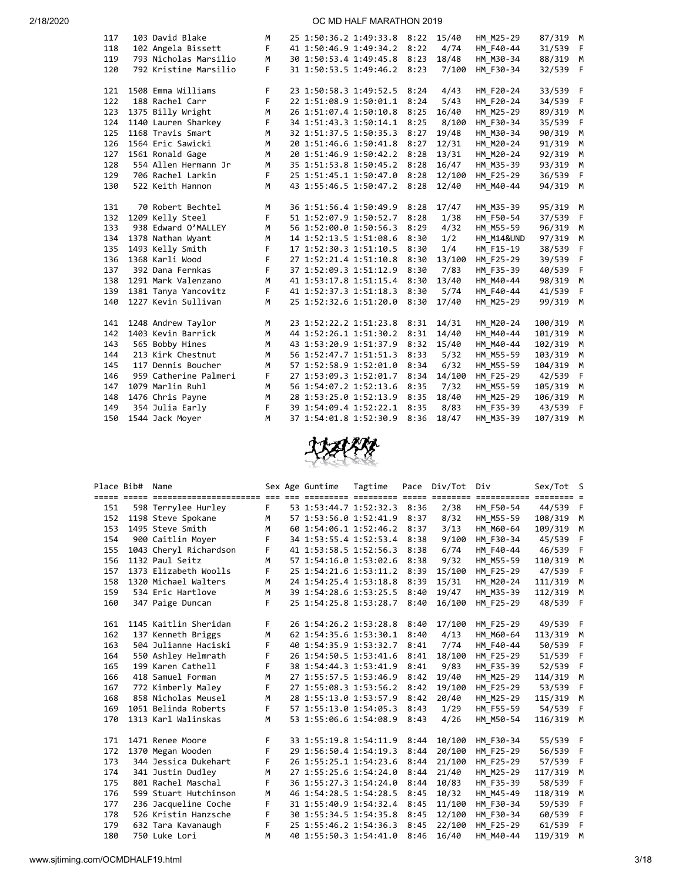| Place | Bib# | Name | Sex | Age | Guntime | Tagtime | Pace | Div/Tot | Div | Sex/Tot | S |
|---|---|---|---|---|---|---|---|---|---|---|---|
| 117 | 103 | David Blake | M | 25 | 1:50:36.2 | 1:49:33.8 | 8:22 | 15/40 | HM_M25-29 | 87/319 | M |
| 118 | 102 | Angela Bissett | F | 41 | 1:50:46.9 | 1:49:34.2 | 8:22 | 4/74 | HM_F40-44 | 31/539 | F |
| 119 | 793 | Nicholas Marsilio | M | 30 | 1:50:53.4 | 1:49:45.8 | 8:23 | 18/48 | HM_M30-34 | 88/319 | M |
| 120 | 792 | Kristine Marsilio | F | 31 | 1:50:53.5 | 1:49:46.2 | 8:23 | 7/100 | HM_F30-34 | 32/539 | F |
| 121 | 1508 | Emma Williams | F | 23 | 1:50:58.3 | 1:49:52.5 | 8:24 | 4/43 | HM_F20-24 | 33/539 | F |
| 122 | 188 | Rachel Carr | F | 22 | 1:51:08.9 | 1:50:01.1 | 8:24 | 5/43 | HM_F20-24 | 34/539 | F |
| 123 | 1375 | Billy Wright | M | 26 | 1:51:07.4 | 1:50:10.8 | 8:25 | 16/40 | HM_M25-29 | 89/319 | M |
| 124 | 1140 | Lauren Sharkey | F | 34 | 1:51:43.3 | 1:50:14.1 | 8:25 | 8/100 | HM_F30-34 | 35/539 | F |
| 125 | 1168 | Travis Smart | M | 32 | 1:51:37.5 | 1:50:35.3 | 8:27 | 19/48 | HM_M30-34 | 90/319 | M |
| 126 | 1564 | Eric Sawicki | M | 20 | 1:51:46.6 | 1:50:41.8 | 8:27 | 12/31 | HM_M20-24 | 91/319 | M |
| 127 | 1561 | Ronald Gage | M | 20 | 1:51:46.9 | 1:50:42.2 | 8:28 | 13/31 | HM_M20-24 | 92/319 | M |
| 128 | 554 | Allen Hermann Jr | M | 35 | 1:51:53.8 | 1:50:45.2 | 8:28 | 16/47 | HM_M35-39 | 93/319 | M |
| 129 | 706 | Rachel Larkin | F | 25 | 1:51:45.1 | 1:50:47.0 | 8:28 | 12/100 | HM_F25-29 | 36/539 | F |
| 130 | 522 | Keith Hannon | M | 43 | 1:55:46.5 | 1:50:47.2 | 8:28 | 12/40 | HM_M40-44 | 94/319 | M |
| 131 | 70 | Robert Bechtel | M | 36 | 1:51:56.4 | 1:50:49.9 | 8:28 | 17/47 | HM_M35-39 | 95/319 | M |
| 132 | 1209 | Kelly Steel | F | 51 | 1:52:07.9 | 1:50:52.7 | 8:28 | 1/38 | HM_F50-54 | 37/539 | F |
| 133 | 938 | Edward O'MALLEY | M | 56 | 1:52:00.0 | 1:50:56.3 | 8:29 | 4/32 | HM_M55-59 | 96/319 | M |
| 134 | 1378 | Nathan Wyant | M | 14 | 1:52:13.5 | 1:51:08.6 | 8:30 | 1/2 | HM_M14&UND | 97/319 | M |
| 135 | 1493 | Kelly Smith | F | 17 | 1:52:30.3 | 1:51:10.5 | 8:30 | 1/4 | HM_F15-19 | 38/539 | F |
| 136 | 1368 | Karli Wood | F | 27 | 1:52:21.4 | 1:51:10.8 | 8:30 | 13/100 | HM_F25-29 | 39/539 | F |
| 137 | 392 | Dana Fernkas | F | 37 | 1:52:09.3 | 1:51:12.9 | 8:30 | 7/83 | HM_F35-39 | 40/539 | F |
| 138 | 1291 | Mark Valenzano | M | 41 | 1:53:17.8 | 1:51:15.4 | 8:30 | 13/40 | HM_M40-44 | 98/319 | M |
| 139 | 1381 | Tanya Yancovitz | F | 41 | 1:52:37.3 | 1:51:18.3 | 8:30 | 5/74 | HM_F40-44 | 41/539 | F |
| 140 | 1227 | Kevin Sullivan | M | 25 | 1:52:32.6 | 1:51:20.0 | 8:30 | 17/40 | HM_M25-29 | 99/319 | M |
| 141 | 1248 | Andrew Taylor | M | 23 | 1:52:22.2 | 1:51:23.8 | 8:31 | 14/31 | HM_M20-24 | 100/319 | M |
| 142 | 1403 | Kevin Barrick | M | 44 | 1:52:26.1 | 1:51:30.2 | 8:31 | 14/40 | HM_M40-44 | 101/319 | M |
| 143 | 565 | Bobby Hines | M | 43 | 1:53:20.9 | 1:51:37.9 | 8:32 | 15/40 | HM_M40-44 | 102/319 | M |
| 144 | 213 | Kirk Chestnut | M | 56 | 1:52:47.7 | 1:51:51.3 | 8:33 | 5/32 | HM_M55-59 | 103/319 | M |
| 145 | 117 | Dennis Boucher | M | 57 | 1:52:58.9 | 1:52:01.0 | 8:34 | 6/32 | HM_M55-59 | 104/319 | M |
| 146 | 959 | Catherine Palmeri | F | 27 | 1:53:09.3 | 1:52:01.7 | 8:34 | 14/100 | HM_F25-29 | 42/539 | F |
| 147 | 1079 | Marlin Ruhl | M | 56 | 1:54:07.2 | 1:52:13.6 | 8:35 | 7/32 | HM_M55-59 | 105/319 | M |
| 148 | 1476 | Chris Payne | M | 28 | 1:53:25.0 | 1:52:13.9 | 8:35 | 18/40 | HM_M25-29 | 106/319 | M |
| 149 | 354 | Julia Early | F | 39 | 1:54:09.4 | 1:52:22.1 | 8:35 | 8/83 | HM_F35-39 | 43/539 | F |
| 150 | 1544 | Jack Moyer | M | 37 | 1:54:01.8 | 1:52:30.9 | 8:36 | 18/47 | HM_M35-39 | 107/319 | M |

| Place | Bib# | Name | Sex | Age | Guntime | Tagtime | Pace | Div/Tot | Div | Sex/Tot | S |
|---|---|---|---|---|---|---|---|---|---|---|---|
| 151 | 598 | Terrylee Hurley | F | 53 | 1:53:44.7 | 1:52:32.3 | 8:36 | 2/38 | HM_F50-54 | 44/539 | F |
| 152 | 1198 | Steve Spokane | M | 57 | 1:53:56.0 | 1:52:41.9 | 8:37 | 8/32 | HM_M55-59 | 108/319 | M |
| 153 | 1495 | Steve Smith | M | 60 | 1:54:06.1 | 1:52:46.2 | 8:37 | 3/13 | HM_M60-64 | 109/319 | M |
| 154 | 900 | Caitlin Moyer | F | 34 | 1:53:55.4 | 1:52:53.4 | 8:38 | 9/100 | HM_F30-34 | 45/539 | F |
| 155 | 1043 | Cheryl Richardson | F | 41 | 1:53:58.5 | 1:52:56.3 | 8:38 | 6/74 | HM_F40-44 | 46/539 | F |
| 156 | 1132 | Paul Seitz | M | 57 | 1:54:16.0 | 1:53:02.6 | 8:38 | 9/32 | HM_M55-59 | 110/319 | M |
| 157 | 1373 | Elizabeth Woolls | F | 25 | 1:54:21.6 | 1:53:11.2 | 8:39 | 15/100 | HM_F25-29 | 47/539 | F |
| 158 | 1320 | Michael Walters | M | 24 | 1:54:25.4 | 1:53:18.8 | 8:39 | 15/31 | HM_M20-24 | 111/319 | M |
| 159 | 534 | Eric Hartlove | M | 39 | 1:54:28.6 | 1:53:25.5 | 8:40 | 19/47 | HM_M35-39 | 112/319 | M |
| 160 | 347 | Paige Duncan | F | 25 | 1:54:25.8 | 1:53:28.7 | 8:40 | 16/100 | HM_F25-29 | 48/539 | F |
| 161 | 1145 | Kaitlin Sheridan | F | 26 | 1:54:26.2 | 1:53:28.8 | 8:40 | 17/100 | HM_F25-29 | 49/539 | F |
| 162 | 137 | Kenneth Briggs | M | 62 | 1:54:35.6 | 1:53:30.1 | 8:40 | 4/13 | HM_M60-64 | 113/319 | M |
| 163 | 504 | Julianne Haciski | F | 40 | 1:54:35.9 | 1:53:32.7 | 8:41 | 7/74 | HM_F40-44 | 50/539 | F |
| 164 | 550 | Ashley Helmrath | F | 26 | 1:54:50.5 | 1:53:41.6 | 8:41 | 18/100 | HM_F25-29 | 51/539 | F |
| 165 | 199 | Karen Cathell | F | 38 | 1:54:44.3 | 1:53:41.9 | 8:41 | 9/83 | HM_F35-39 | 52/539 | F |
| 166 | 418 | Samuel Forman | M | 27 | 1:55:57.5 | 1:53:46.9 | 8:42 | 19/40 | HM_M25-29 | 114/319 | M |
| 167 | 772 | Kimberly Maley | F | 27 | 1:55:08.3 | 1:53:56.2 | 8:42 | 19/100 | HM_F25-29 | 53/539 | F |
| 168 | 858 | Nicholas Meusel | M | 28 | 1:55:13.0 | 1:53:57.9 | 8:42 | 20/40 | HM_M25-29 | 115/319 | M |
| 169 | 1051 | Belinda Roberts | F | 57 | 1:55:13.0 | 1:54:05.3 | 8:43 | 1/29 | HM_F55-59 | 54/539 | F |
| 170 | 1313 | Karl Walinskas | M | 53 | 1:55:06.6 | 1:54:08.9 | 8:43 | 4/26 | HM_M50-54 | 116/319 | M |
| 171 | 1471 | Renee Moore | F | 33 | 1:55:19.8 | 1:54:11.9 | 8:44 | 10/100 | HM_F30-34 | 55/539 | F |
| 172 | 1370 | Megan Wooden | F | 29 | 1:56:50.4 | 1:54:19.3 | 8:44 | 20/100 | HM_F25-29 | 56/539 | F |
| 173 | 344 | Jessica Dukehart | F | 26 | 1:55:25.1 | 1:54:23.6 | 8:44 | 21/100 | HM_F25-29 | 57/539 | F |
| 174 | 341 | Justin Dudley | M | 27 | 1:55:25.6 | 1:54:24.0 | 8:44 | 21/40 | HM_M25-29 | 117/319 | M |
| 175 | 801 | Rachel Maschal | F | 36 | 1:55:27.3 | 1:54:24.0 | 8:44 | 10/83 | HM_F35-39 | 58/539 | F |
| 176 | 599 | Stuart Hutchinson | M | 46 | 1:54:28.5 | 1:54:28.5 | 8:45 | 10/32 | HM_M45-49 | 118/319 | M |
| 177 | 236 | Jacqueline Coche | F | 31 | 1:55:40.9 | 1:54:32.4 | 8:45 | 11/100 | HM_F30-34 | 59/539 | F |
| 178 | 526 | Kristin Hanzsche | F | 30 | 1:55:34.5 | 1:54:35.8 | 8:45 | 12/100 | HM_F30-34 | 60/539 | F |
| 179 | 632 | Tara Kavanaugh | F | 25 | 1:55:46.2 | 1:54:36.3 | 8:45 | 22/100 | HM_F25-29 | 61/539 | F |
| 180 | 750 | Luke Lori | M | 40 | 1:55:50.3 | 1:54:41.0 | 8:46 | 16/40 | HM_M40-44 | 119/319 | M |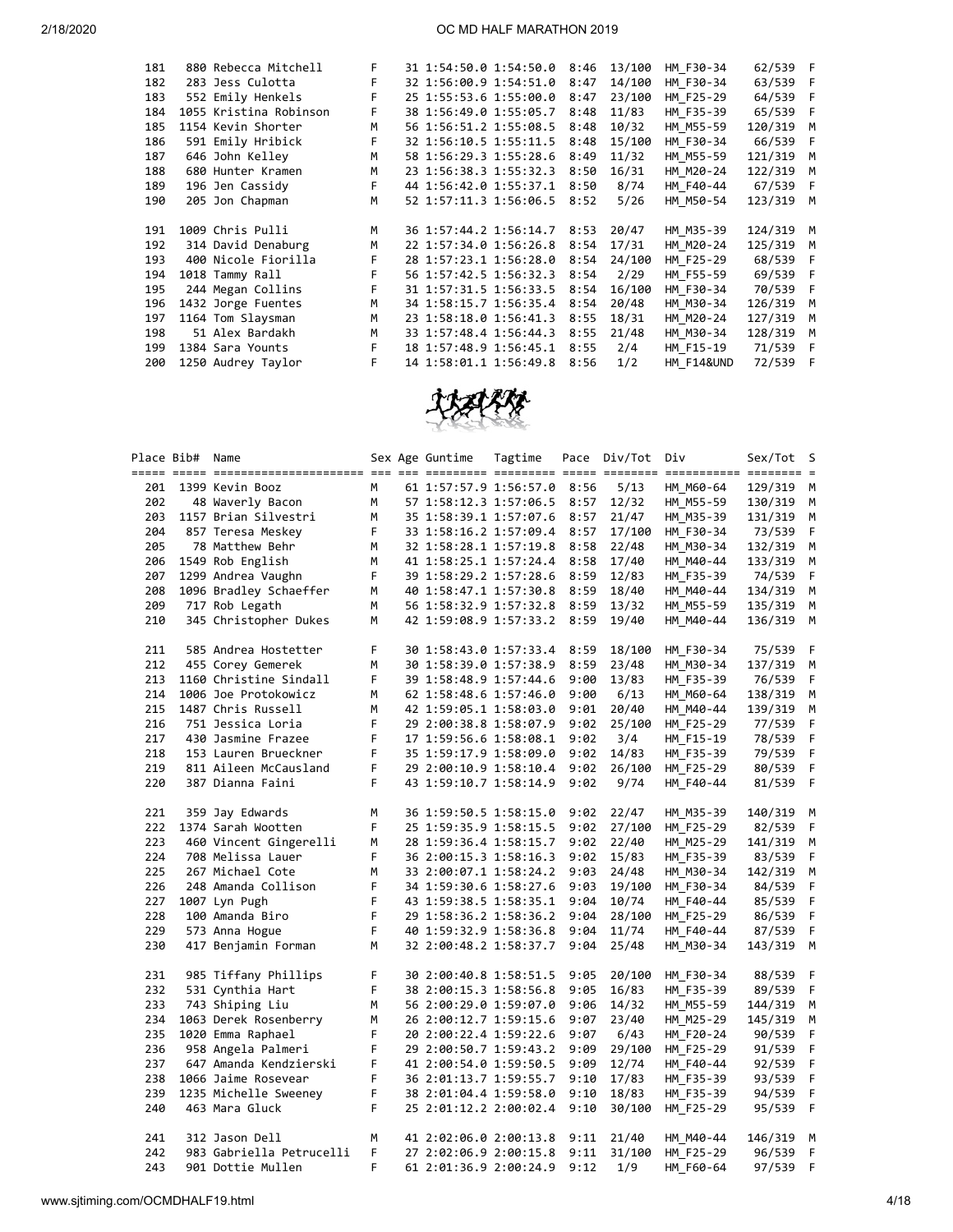| Place | Bib# | Name | Sex | Age | Guntime | Tagtime | Pace | Div/Tot | Div | Sex/Tot | S |
|---|---|---|---|---|---|---|---|---|---|---|---|
| 181 | 880 | Rebecca Mitchell | F | 31 | 1:54:50.0 | 1:54:50.0 | 8:46 | 13/100 | HM_F30-34 | 62/539 | F |
| 182 | 283 | Jess Culotta | F | 32 | 1:56:00.9 | 1:54:51.0 | 8:47 | 14/100 | HM_F30-34 | 63/539 | F |
| 183 | 552 | Emily Henkels | F | 25 | 1:55:53.6 | 1:55:00.0 | 8:47 | 23/100 | HM_F25-29 | 64/539 | F |
| 184 | 1055 | Kristina Robinson | F | 38 | 1:56:49.0 | 1:55:05.7 | 8:48 | 11/83 | HM_F35-39 | 65/539 | F |
| 185 | 1154 | Kevin Shorter | M | 56 | 1:56:51.2 | 1:55:08.5 | 8:48 | 10/32 | HM_M55-59 | 120/319 | M |
| 186 | 591 | Emily Hribick | F | 32 | 1:56:10.5 | 1:55:11.5 | 8:48 | 15/100 | HM_F30-34 | 66/539 | F |
| 187 | 646 | John Kelley | M | 58 | 1:56:29.3 | 1:55:28.6 | 8:49 | 11/32 | HM_M55-59 | 121/319 | M |
| 188 | 680 | Hunter Kramen | M | 23 | 1:56:38.3 | 1:55:32.3 | 8:50 | 16/31 | HM_M20-24 | 122/319 | M |
| 189 | 196 | Jen Cassidy | F | 44 | 1:56:42.0 | 1:55:37.1 | 8:50 | 8/74 | HM_F40-44 | 67/539 | F |
| 190 | 205 | Jon Chapman | M | 52 | 1:57:11.3 | 1:56:06.5 | 8:52 | 5/26 | HM_M50-54 | 123/319 | M |
| 191 | 1009 | Chris Pulli | M | 36 | 1:57:44.2 | 1:56:14.7 | 8:53 | 20/47 | HM_M35-39 | 124/319 | M |
| 192 | 314 | David Denaburg | M | 22 | 1:57:34.0 | 1:56:26.8 | 8:54 | 17/31 | HM_M20-24 | 125/319 | M |
| 193 | 400 | Nicole Fiorilla | F | 28 | 1:57:23.1 | 1:56:28.0 | 8:54 | 24/100 | HM_F25-29 | 68/539 | F |
| 194 | 1018 | Tammy Rall | F | 56 | 1:57:42.5 | 1:56:32.3 | 8:54 | 2/29 | HM_F55-59 | 69/539 | F |
| 195 | 244 | Megan Collins | F | 31 | 1:57:31.5 | 1:56:33.5 | 8:54 | 16/100 | HM_F30-34 | 70/539 | F |
| 196 | 1432 | Jorge Fuentes | M | 34 | 1:58:15.7 | 1:56:35.4 | 8:54 | 20/48 | HM_M30-34 | 126/319 | M |
| 197 | 1164 | Tom Slaysman | M | 23 | 1:58:18.0 | 1:56:41.3 | 8:55 | 18/31 | HM_M20-24 | 127/319 | M |
| 198 | 51 | Alex Bardakh | M | 33 | 1:57:48.4 | 1:56:44.3 | 8:55 | 21/48 | HM_M30-34 | 128/319 | M |
| 199 | 1384 | Sara Younts | F | 18 | 1:57:48.9 | 1:56:45.1 | 8:55 | 2/4 | HM_F15-19 | 71/539 | F |
| 200 | 1250 | Audrey Taylor | F | 14 | 1:58:01.1 | 1:56:49.8 | 8:56 | 1/2 | HM_F14&UND | 72/539 | F |

| Place | Bib# | Name | Sex | Age | Guntime | Tagtime | Pace | Div/Tot | Div | Sex/Tot | S |
|---|---|---|---|---|---|---|---|---|---|---|---|
| 201 | 1399 | Kevin Booz | M | 61 | 1:57:57.9 | 1:56:57.0 | 8:56 | 5/13 | HM_M60-64 | 129/319 | M |
| 202 | 48 | Waverly Bacon | M | 57 | 1:58:12.3 | 1:57:06.5 | 8:57 | 12/32 | HM_M55-59 | 130/319 | M |
| 203 | 1157 | Brian Silvestri | M | 35 | 1:58:39.1 | 1:57:07.6 | 8:57 | 21/47 | HM_M35-39 | 131/319 | M |
| 204 | 857 | Teresa Meskey | F | 33 | 1:58:16.2 | 1:57:09.4 | 8:57 | 17/100 | HM_F30-34 | 73/539 | F |
| 205 | 78 | Matthew Behr | M | 32 | 1:58:28.1 | 1:57:19.8 | 8:58 | 22/48 | HM_M30-34 | 132/319 | M |
| 206 | 1549 | Rob English | M | 41 | 1:58:25.1 | 1:57:24.4 | 8:58 | 17/40 | HM_M40-44 | 133/319 | M |
| 207 | 1299 | Andrea Vaughn | F | 39 | 1:58:29.2 | 1:57:28.6 | 8:59 | 12/83 | HM_F35-39 | 74/539 | F |
| 208 | 1096 | Bradley Schaeffer | M | 40 | 1:58:47.1 | 1:57:30.8 | 8:59 | 18/40 | HM_M40-44 | 134/319 | M |
| 209 | 717 | Rob Legath | M | 56 | 1:58:32.9 | 1:57:32.8 | 8:59 | 13/32 | HM_M55-59 | 135/319 | M |
| 210 | 345 | Christopher Dukes | M | 42 | 1:59:08.9 | 1:57:33.2 | 8:59 | 19/40 | HM_M40-44 | 136/319 | M |
| 211 | 585 | Andrea Hostetter | F | 30 | 1:58:43.0 | 1:57:33.4 | 8:59 | 18/100 | HM_F30-34 | 75/539 | F |
| 212 | 455 | Corey Gemerek | M | 30 | 1:58:39.0 | 1:57:38.9 | 8:59 | 23/48 | HM_M30-34 | 137/319 | M |
| 213 | 1160 | Christine Sindall | F | 39 | 1:58:48.9 | 1:57:44.6 | 9:00 | 13/83 | HM_F35-39 | 76/539 | F |
| 214 | 1006 | Joe Protokowicz | M | 62 | 1:58:46.8 | 1:57:46.0 | 9:00 | 6/13 | HM_M60-64 | 138/319 | M |
| 215 | 1487 | Chris Russell | M | 42 | 1:59:05.1 | 1:58:03.0 | 9:01 | 20/40 | HM_M40-44 | 139/319 | M |
| 216 | 751 | Jessica Loria | F | 29 | 2:00:38.8 | 1:58:07.9 | 9:02 | 25/100 | HM_F25-29 | 77/539 | F |
| 217 | 430 | Jasmine Frazee | F | 17 | 1:59:56.6 | 1:58:08.1 | 9:02 | 3/4 | HM_F15-19 | 78/539 | F |
| 218 | 153 | Lauren Brueckner | F | 35 | 1:59:17.9 | 1:58:09.0 | 9:02 | 14/83 | HM_F35-39 | 79/539 | F |
| 219 | 811 | Aileen McCausland | F | 29 | 2:00:10.9 | 1:58:10.4 | 9:02 | 26/100 | HM_F25-29 | 80/539 | F |
| 220 | 387 | Dianna Faini | F | 43 | 1:59:10.7 | 1:58:14.9 | 9:02 | 9/74 | HM_F40-44 | 81/539 | F |
| 221 | 359 | Jay Edwards | M | 36 | 1:59:50.5 | 1:58:15.0 | 9:02 | 22/47 | HM_M35-39 | 140/319 | M |
| 222 | 1374 | Sarah Wootten | F | 25 | 1:59:35.9 | 1:58:15.5 | 9:02 | 27/100 | HM_F25-29 | 82/539 | F |
| 223 | 460 | Vincent Gingerelli | M | 28 | 1:59:36.4 | 1:58:15.7 | 9:02 | 22/40 | HM_M25-29 | 141/319 | M |
| 224 | 708 | Melissa Lauer | F | 36 | 2:00:15.3 | 1:58:16.3 | 9:02 | 15/83 | HM_F35-39 | 83/539 | F |
| 225 | 267 | Michael Cote | M | 33 | 2:00:07.1 | 1:58:24.2 | 9:03 | 24/48 | HM_M30-34 | 142/319 | M |
| 226 | 248 | Amanda Collison | F | 34 | 1:59:30.6 | 1:58:27.6 | 9:03 | 19/100 | HM_F30-34 | 84/539 | F |
| 227 | 1007 | Lyn Pugh | F | 43 | 1:59:38.5 | 1:58:35.1 | 9:04 | 10/74 | HM_F40-44 | 85/539 | F |
| 228 | 100 | Amanda Biro | F | 29 | 1:58:36.2 | 1:58:36.2 | 9:04 | 28/100 | HM_F25-29 | 86/539 | F |
| 229 | 573 | Anna Hogue | F | 40 | 1:59:32.9 | 1:58:36.8 | 9:04 | 11/74 | HM_F40-44 | 87/539 | F |
| 230 | 417 | Benjamin Forman | M | 32 | 2:00:48.2 | 1:58:37.7 | 9:04 | 25/48 | HM_M30-34 | 143/319 | M |
| 231 | 985 | Tiffany Phillips | F | 30 | 2:00:40.8 | 1:58:51.5 | 9:05 | 20/100 | HM_F30-34 | 88/539 | F |
| 232 | 531 | Cynthia Hart | F | 38 | 2:00:15.3 | 1:58:56.8 | 9:05 | 16/83 | HM_F35-39 | 89/539 | F |
| 233 | 743 | Shiping Liu | M | 56 | 2:00:29.0 | 1:59:07.0 | 9:06 | 14/32 | HM_M55-59 | 144/319 | M |
| 234 | 1063 | Derek Rosenberry | M | 26 | 2:00:12.7 | 1:59:15.6 | 9:07 | 23/40 | HM_M25-29 | 145/319 | M |
| 235 | 1020 | Emma Raphael | F | 20 | 2:00:22.4 | 1:59:22.6 | 9:07 | 6/43 | HM_F20-24 | 90/539 | F |
| 236 | 958 | Angela Palmeri | F | 29 | 2:00:50.7 | 1:59:43.2 | 9:09 | 29/100 | HM_F25-29 | 91/539 | F |
| 237 | 647 | Amanda Kendzierski | F | 41 | 2:00:54.0 | 1:59:50.5 | 9:09 | 12/74 | HM_F40-44 | 92/539 | F |
| 238 | 1066 | Jaime Rosevear | F | 36 | 2:01:13.7 | 1:59:55.7 | 9:10 | 17/83 | HM_F35-39 | 93/539 | F |
| 239 | 1235 | Michelle Sweeney | F | 38 | 2:01:04.4 | 1:59:58.0 | 9:10 | 18/83 | HM_F35-39 | 94/539 | F |
| 240 | 463 | Mara Gluck | F | 25 | 2:01:12.2 | 2:00:02.4 | 9:10 | 30/100 | HM_F25-29 | 95/539 | F |
| 241 | 312 | Jason Dell | M | 41 | 2:02:06.0 | 2:00:13.8 | 9:11 | 21/40 | HM_M40-44 | 146/319 | M |
| 242 | 983 | Gabriella Petrucelli | F | 27 | 2:02:06.9 | 2:00:15.8 | 9:11 | 31/100 | HM_F25-29 | 96/539 | F |
| 243 | 901 | Dottie Mullen | F | 61 | 2:01:36.9 | 2:00:24.9 | 9:12 | 1/9 | HM_F60-64 | 97/539 | F |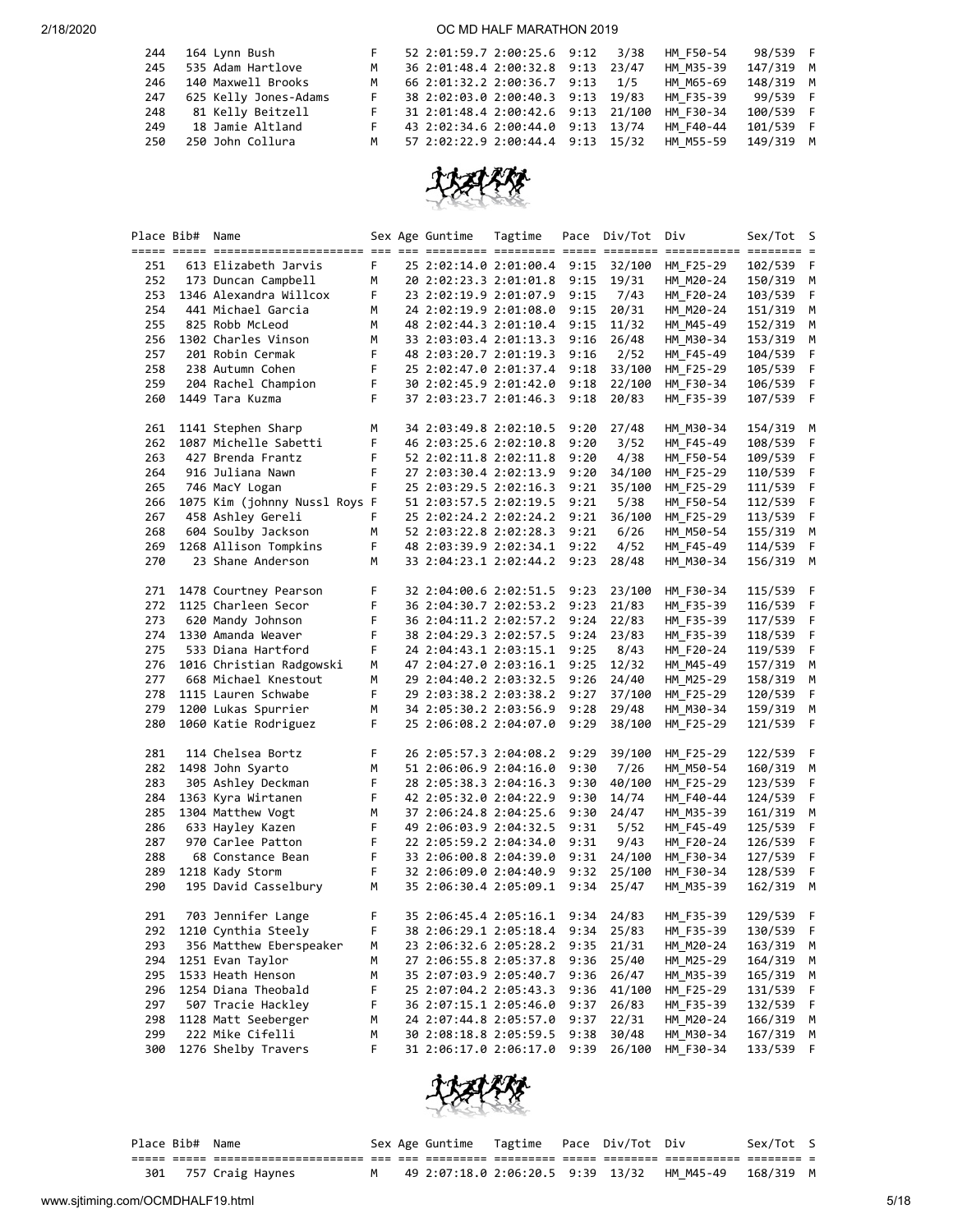| Place | Bib# | Name | Sex | Age | Guntime | Tagtime | Pace | Div/Tot | Div | Sex/Tot | S |
|---|---|---|---|---|---|---|---|---|---|---|---|
| 244 | 164 | Lynn Bush | F | 52 | 2:01:59.7 | 2:00:25.6 | 9:12 | 3/38 | HM_F50-54 | 98/539 | F |
| 245 | 535 | Adam Hartlove | M | 36 | 2:01:48.4 | 2:00:32.8 | 9:13 | 23/47 | HM_M35-39 | 147/319 | M |
| 246 | 140 | Maxwell Brooks | M | 66 | 2:01:32.2 | 2:00:36.7 | 9:13 | 1/5 | HM_M65-69 | 148/319 | M |
| 247 | 625 | Kelly Jones-Adams | F | 38 | 2:02:03.0 | 2:00:40.3 | 9:13 | 19/83 | HM_F35-39 | 99/539 | F |
| 248 | 81 | Kelly Beitzell | F | 31 | 2:01:48.4 | 2:00:42.6 | 9:13 | 21/100 | HM_F30-34 | 100/539 | F |
| 249 | 18 | Jamie Altland | F | 43 | 2:02:34.6 | 2:00:44.0 | 9:13 | 13/74 | HM_F40-44 | 101/539 | F |
| 250 | 250 | John Collura | M | 57 | 2:02:22.9 | 2:00:44.4 | 9:13 | 15/32 | HM_M55-59 | 149/319 | M |
| 251 | 613 | Elizabeth Jarvis | F | 25 | 2:02:14.0 | 2:01:00.4 | 9:15 | 32/100 | HM_F25-29 | 102/539 | F |
| 252 | 173 | Duncan Campbell | M | 20 | 2:02:23.3 | 2:01:01.8 | 9:15 | 19/31 | HM_M20-24 | 150/319 | M |
| 253 | 1346 | Alexandra Willcox | F | 23 | 2:02:19.9 | 2:01:07.9 | 9:15 | 7/43 | HM_F20-24 | 103/539 | F |
| 254 | 441 | Michael Garcia | M | 24 | 2:02:19.9 | 2:01:08.0 | 9:15 | 20/31 | HM_M20-24 | 151/319 | M |
| 255 | 825 | Robb McLeod | M | 48 | 2:02:44.3 | 2:01:10.4 | 9:15 | 11/32 | HM_M45-49 | 152/319 | M |
| 256 | 1302 | Charles Vinson | M | 33 | 2:03:03.4 | 2:01:13.3 | 9:16 | 26/48 | HM_M30-34 | 153/319 | M |
| 257 | 201 | Robin Cermak | F | 48 | 2:03:20.7 | 2:01:19.3 | 9:16 | 2/52 | HM_F45-49 | 104/539 | F |
| 258 | 238 | Autumn Cohen | F | 25 | 2:02:47.0 | 2:01:37.4 | 9:18 | 33/100 | HM_F25-29 | 105/539 | F |
| 259 | 204 | Rachel Champion | F | 30 | 2:02:45.9 | 2:01:42.0 | 9:18 | 22/100 | HM_F30-34 | 106/539 | F |
| 260 | 1449 | Tara Kuzma | F | 37 | 2:03:23.7 | 2:01:46.3 | 9:18 | 20/83 | HM_F35-39 | 107/539 | F |
| 261 | 1141 | Stephen Sharp | M | 34 | 2:03:49.8 | 2:02:10.5 | 9:20 | 27/48 | HM_M30-34 | 154/319 | M |
| 262 | 1087 | Michelle Sabetti | F | 46 | 2:03:25.6 | 2:02:10.8 | 9:20 | 3/52 | HM_F45-49 | 108/539 | F |
| 263 | 427 | Brenda Frantz | F | 52 | 2:02:11.8 | 2:02:11.8 | 9:20 | 4/38 | HM_F50-54 | 109/539 | F |
| 264 | 916 | Juliana Nawn | F | 27 | 2:03:30.4 | 2:02:13.9 | 9:20 | 34/100 | HM_F25-29 | 110/539 | F |
| 265 | 746 | MacY Logan | F | 25 | 2:03:29.5 | 2:02:16.3 | 9:21 | 35/100 | HM_F25-29 | 111/539 | F |
| 266 | 1075 | Kim (johnny Nussl Roys | F | 51 | 2:03:57.5 | 2:02:19.5 | 9:21 | 5/38 | HM_F50-54 | 112/539 | F |
| 267 | 458 | Ashley Gereli | F | 25 | 2:02:24.2 | 2:02:24.2 | 9:21 | 36/100 | HM_F25-29 | 113/539 | F |
| 268 | 604 | Soulby Jackson | M | 52 | 2:03:22.8 | 2:02:28.3 | 9:21 | 6/26 | HM_M50-54 | 155/319 | M |
| 269 | 1268 | Allison Tompkins | F | 48 | 2:03:39.9 | 2:02:34.1 | 9:22 | 4/52 | HM_F45-49 | 114/539 | F |
| 270 | 23 | Shane Anderson | M | 33 | 2:04:23.1 | 2:02:44.2 | 9:23 | 28/48 | HM_M30-34 | 156/319 | M |
| 271 | 1478 | Courtney Pearson | F | 32 | 2:04:00.6 | 2:02:51.5 | 9:23 | 23/100 | HM_F30-34 | 115/539 | F |
| 272 | 1125 | Charleen Secor | F | 36 | 2:04:30.7 | 2:02:53.2 | 9:23 | 21/83 | HM_F35-39 | 116/539 | F |
| 273 | 620 | Mandy Johnson | F | 36 | 2:04:11.2 | 2:02:57.2 | 9:24 | 22/83 | HM_F35-39 | 117/539 | F |
| 274 | 1330 | Amanda Weaver | F | 38 | 2:04:29.3 | 2:02:57.5 | 9:24 | 23/83 | HM_F35-39 | 118/539 | F |
| 275 | 533 | Diana Hartford | F | 24 | 2:04:43.1 | 2:03:15.1 | 9:25 | 8/43 | HM_F20-24 | 119/539 | F |
| 276 | 1016 | Christian Radgowski | M | 47 | 2:04:27.0 | 2:03:16.1 | 9:25 | 12/32 | HM_M45-49 | 157/319 | M |
| 277 | 668 | Michael Knestout | M | 29 | 2:04:40.2 | 2:03:32.5 | 9:26 | 24/40 | HM_M25-29 | 158/319 | M |
| 278 | 1115 | Lauren Schwabe | F | 29 | 2:03:38.2 | 2:03:38.2 | 9:27 | 37/100 | HM_F25-29 | 120/539 | F |
| 279 | 1200 | Lukas Spurrier | M | 34 | 2:05:30.2 | 2:03:56.9 | 9:28 | 29/48 | HM_M30-34 | 159/319 | M |
| 280 | 1060 | Katie Rodriguez | F | 25 | 2:06:08.2 | 2:04:07.0 | 9:29 | 38/100 | HM_F25-29 | 121/539 | F |
| 281 | 114 | Chelsea Bortz | F | 26 | 2:05:57.3 | 2:04:08.2 | 9:29 | 39/100 | HM_F25-29 | 122/539 | F |
| 282 | 1498 | John Syarto | M | 51 | 2:06:06.9 | 2:04:16.0 | 9:30 | 7/26 | HM_M50-54 | 160/319 | M |
| 283 | 305 | Ashley Deckman | F | 28 | 2:05:38.3 | 2:04:16.3 | 9:30 | 40/100 | HM_F25-29 | 123/539 | F |
| 284 | 1363 | Kyra Wirtanen | F | 42 | 2:05:32.0 | 2:04:22.9 | 9:30 | 14/74 | HM_F40-44 | 124/539 | F |
| 285 | 1304 | Matthew Vogt | M | 37 | 2:06:24.8 | 2:04:25.6 | 9:30 | 24/47 | HM_M35-39 | 161/319 | M |
| 286 | 633 | Hayley Kazen | F | 49 | 2:06:03.9 | 2:04:32.5 | 9:31 | 5/52 | HM_F45-49 | 125/539 | F |
| 287 | 970 | Carlee Patton | F | 22 | 2:05:59.2 | 2:04:34.0 | 9:31 | 9/43 | HM_F20-24 | 126/539 | F |
| 288 | 68 | Constance Bean | F | 33 | 2:06:00.8 | 2:04:39.0 | 9:31 | 24/100 | HM_F30-34 | 127/539 | F |
| 289 | 1218 | Kady Storm | F | 32 | 2:06:09.0 | 2:04:40.9 | 9:32 | 25/100 | HM_F30-34 | 128/539 | F |
| 290 | 195 | David Casselbury | M | 35 | 2:06:30.4 | 2:05:09.1 | 9:34 | 25/47 | HM_M35-39 | 162/319 | M |
| 291 | 703 | Jennifer Lange | F | 35 | 2:06:45.4 | 2:05:16.1 | 9:34 | 24/83 | HM_F35-39 | 129/539 | F |
| 292 | 1210 | Cynthia Steely | F | 38 | 2:06:29.1 | 2:05:18.4 | 9:34 | 25/83 | HM_F35-39 | 130/539 | F |
| 293 | 356 | Matthew Eberspeaker | M | 23 | 2:06:32.6 | 2:05:28.2 | 9:35 | 21/31 | HM_M20-24 | 163/319 | M |
| 294 | 1251 | Evan Taylor | M | 27 | 2:06:55.8 | 2:05:37.8 | 9:36 | 25/40 | HM_M25-29 | 164/319 | M |
| 295 | 1533 | Heath Henson | M | 35 | 2:07:03.9 | 2:05:40.7 | 9:36 | 26/47 | HM_M35-39 | 165/319 | M |
| 296 | 1254 | Diana Theobald | F | 25 | 2:07:04.2 | 2:05:43.3 | 9:36 | 41/100 | HM_F25-29 | 131/539 | F |
| 297 | 507 | Tracie Hackley | F | 36 | 2:07:15.1 | 2:05:46.0 | 9:37 | 26/83 | HM_F35-39 | 132/539 | F |
| 298 | 1128 | Matt Seeberger | M | 24 | 2:07:44.8 | 2:05:57.0 | 9:37 | 22/31 | HM_M20-24 | 166/319 | M |
| 299 | 222 | Mike Cifelli | M | 30 | 2:08:18.8 | 2:05:59.5 | 9:38 | 30/48 | HM_M30-34 | 167/319 | M |
| 300 | 1276 | Shelby Travers | F | 31 | 2:06:17.0 | 2:06:17.0 | 9:39 | 26/100 | HM_F30-34 | 133/539 | F |
| 301 | 757 | Craig Haynes | M | 49 | 2:07:18.0 | 2:06:20.5 | 9:39 | 13/32 | HM_M45-49 | 168/319 | M |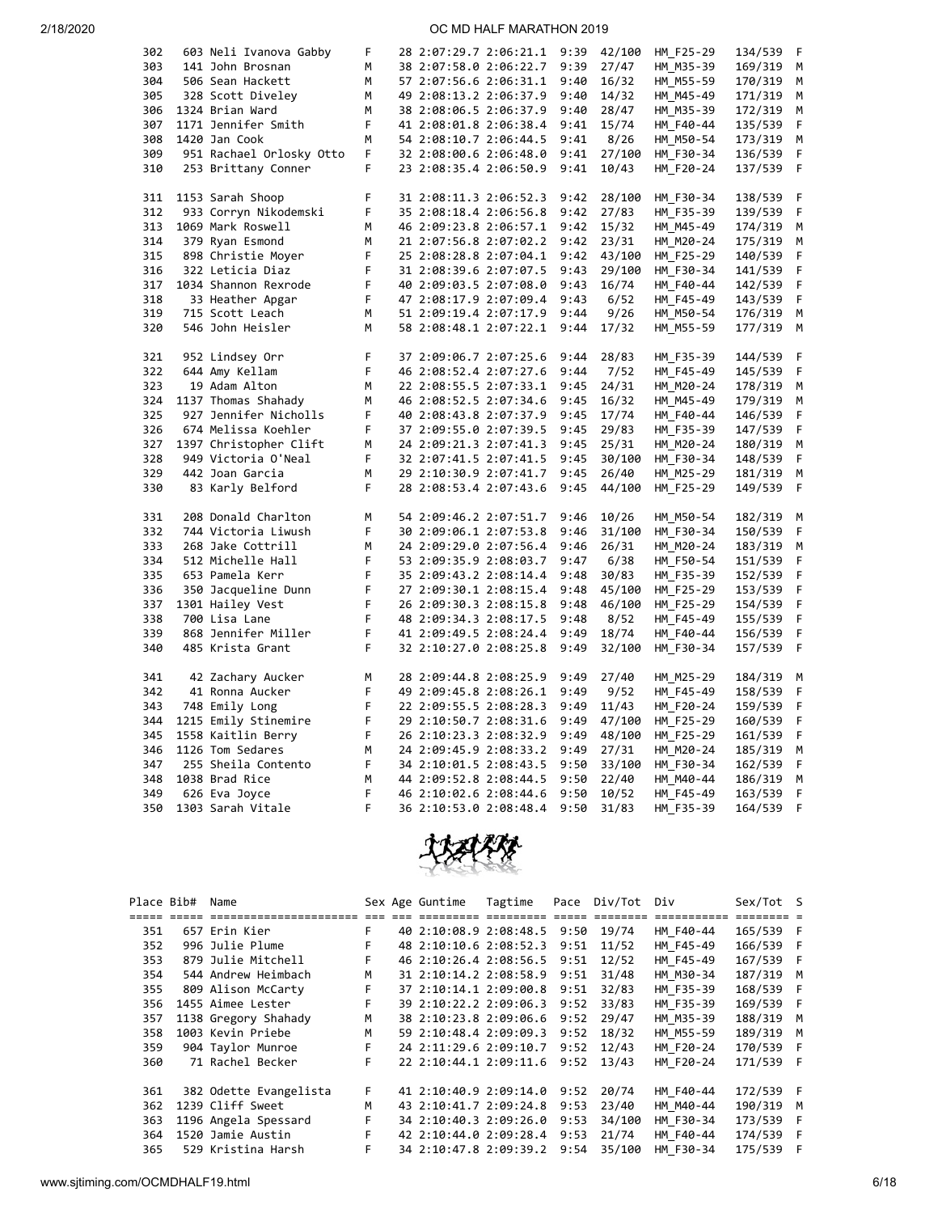| Place | Bib# | Name | Sex | Age | Guntime | Tagtime | Pace | Div/Tot | Div | Sex/Tot | S |
|---|---|---|---|---|---|---|---|---|---|---|---|
| 302 | 603 | Neli Ivanova Gabby | F | 28 | 2:07:29.7 | 2:06:21.1 | 9:39 | 42/100 | HM_F25-29 | 134/539 | F |
| 303 | 141 | John Brosnan | M | 38 | 2:07:58.0 | 2:06:22.7 | 9:39 | 27/47 | HM_M35-39 | 169/319 | M |
| 304 | 506 | Sean Hackett | M | 57 | 2:07:56.6 | 2:06:31.1 | 9:40 | 16/32 | HM_M55-59 | 170/319 | M |
| 305 | 328 | Scott Diveley | M | 49 | 2:08:13.2 | 2:06:37.9 | 9:40 | 14/32 | HM_M45-49 | 171/319 | M |
| 306 | 1324 | Brian Ward | M | 38 | 2:08:06.5 | 2:06:37.9 | 9:40 | 28/47 | HM_M35-39 | 172/319 | M |
| 307 | 1171 | Jennifer Smith | F | 41 | 2:08:01.8 | 2:06:38.4 | 9:41 | 15/74 | HM_F40-44 | 135/539 | F |
| 308 | 1420 | Jan Cook | M | 54 | 2:08:10.7 | 2:06:44.5 | 9:41 | 8/26 | HM_M50-54 | 173/319 | M |
| 309 | 951 | Rachael Orlosky Otto | F | 32 | 2:08:00.6 | 2:06:48.0 | 9:41 | 27/100 | HM_F30-34 | 136/539 | F |
| 310 | 253 | Brittany Conner | F | 23 | 2:08:35.4 | 2:06:50.9 | 9:41 | 10/43 | HM_F20-24 | 137/539 | F |
| 311 | 1153 | Sarah Shoop | F | 31 | 2:08:11.3 | 2:06:52.3 | 9:42 | 28/100 | HM_F30-34 | 138/539 | F |
| 312 | 933 | Corryn Nikodemski | F | 35 | 2:08:18.4 | 2:06:56.8 | 9:42 | 27/83 | HM_F35-39 | 139/539 | F |
| 313 | 1069 | Mark Roswell | M | 46 | 2:09:23.8 | 2:06:57.1 | 9:42 | 15/32 | HM_M45-49 | 174/319 | M |
| 314 | 379 | Ryan Esmond | M | 21 | 2:07:56.8 | 2:07:02.2 | 9:42 | 23/31 | HM_M20-24 | 175/319 | M |
| 315 | 898 | Christie Moyer | F | 25 | 2:08:28.8 | 2:07:04.1 | 9:42 | 43/100 | HM_F25-29 | 140/539 | F |
| 316 | 322 | Leticia Diaz | F | 31 | 2:08:39.6 | 2:07:07.5 | 9:43 | 29/100 | HM_F30-34 | 141/539 | F |
| 317 | 1034 | Shannon Rexrode | F | 40 | 2:09:03.5 | 2:07:08.0 | 9:43 | 16/74 | HM_F40-44 | 142/539 | F |
| 318 | 33 | Heather Apgar | F | 47 | 2:08:17.9 | 2:07:09.4 | 9:43 | 6/52 | HM_F45-49 | 143/539 | F |
| 319 | 715 | Scott Leach | M | 51 | 2:09:19.4 | 2:07:17.9 | 9:44 | 9/26 | HM_M50-54 | 176/319 | M |
| 320 | 546 | John Heisler | M | 58 | 2:08:48.1 | 2:07:22.1 | 9:44 | 17/32 | HM_M55-59 | 177/319 | M |
| 321 | 952 | Lindsey Orr | F | 37 | 2:09:06.7 | 2:07:25.6 | 9:44 | 28/83 | HM_F35-39 | 144/539 | F |
| 322 | 644 | Amy Kellam | F | 46 | 2:08:52.4 | 2:07:27.6 | 9:44 | 7/52 | HM_F45-49 | 145/539 | F |
| 323 | 19 | Adam Alton | M | 22 | 2:08:55.5 | 2:07:33.1 | 9:45 | 24/31 | HM_M20-24 | 178/319 | M |
| 324 | 1137 | Thomas Shahady | M | 46 | 2:08:52.5 | 2:07:34.6 | 9:45 | 16/32 | HM_M45-49 | 179/319 | M |
| 325 | 927 | Jennifer Nicholls | F | 40 | 2:08:43.8 | 2:07:37.9 | 9:45 | 17/74 | HM_F40-44 | 146/539 | F |
| 326 | 674 | Melissa Koehler | F | 37 | 2:09:55.0 | 2:07:39.5 | 9:45 | 29/83 | HM_F35-39 | 147/539 | F |
| 327 | 1397 | Christopher Clift | M | 24 | 2:09:21.3 | 2:07:41.3 | 9:45 | 25/31 | HM_M20-24 | 180/319 | M |
| 328 | 949 | Victoria O'Neal | F | 32 | 2:07:41.5 | 2:07:41.5 | 9:45 | 30/100 | HM_F30-34 | 148/539 | F |
| 329 | 442 | Joan Garcia | M | 29 | 2:10:30.9 | 2:07:41.7 | 9:45 | 26/40 | HM_M25-29 | 181/319 | M |
| 330 | 83 | Karly Belford | F | 28 | 2:08:53.4 | 2:07:43.6 | 9:45 | 44/100 | HM_F25-29 | 149/539 | F |
| 331 | 208 | Donald Charlton | M | 54 | 2:09:46.2 | 2:07:51.7 | 9:46 | 10/26 | HM_M50-54 | 182/319 | M |
| 332 | 744 | Victoria Liwush | F | 30 | 2:09:06.1 | 2:07:53.8 | 9:46 | 31/100 | HM_F30-34 | 150/539 | F |
| 333 | 268 | Jake Cottrill | M | 24 | 2:09:29.0 | 2:07:56.4 | 9:46 | 26/31 | HM_M20-24 | 183/319 | M |
| 334 | 512 | Michelle Hall | F | 53 | 2:09:35.9 | 2:08:03.7 | 9:47 | 6/38 | HM_F50-54 | 151/539 | F |
| 335 | 653 | Pamela Kerr | F | 35 | 2:09:43.2 | 2:08:14.4 | 9:48 | 30/83 | HM_F35-39 | 152/539 | F |
| 336 | 350 | Jacqueline Dunn | F | 27 | 2:09:30.1 | 2:08:15.4 | 9:48 | 45/100 | HM_F25-29 | 153/539 | F |
| 337 | 1301 | Hailey Vest | F | 26 | 2:09:30.3 | 2:08:15.8 | 9:48 | 46/100 | HM_F25-29 | 154/539 | F |
| 338 | 700 | Lisa Lane | F | 48 | 2:09:34.3 | 2:08:17.5 | 9:48 | 8/52 | HM_F45-49 | 155/539 | F |
| 339 | 868 | Jennifer Miller | F | 41 | 2:09:49.5 | 2:08:24.4 | 9:49 | 18/74 | HM_F40-44 | 156/539 | F |
| 340 | 485 | Krista Grant | F | 32 | 2:10:27.0 | 2:08:25.8 | 9:49 | 32/100 | HM_F30-34 | 157/539 | F |
| 341 | 42 | Zachary Aucker | M | 28 | 2:09:44.8 | 2:08:25.9 | 9:49 | 27/40 | HM_M25-29 | 184/319 | M |
| 342 | 41 | Ronna Aucker | F | 49 | 2:09:45.8 | 2:08:26.1 | 9:49 | 9/52 | HM_F45-49 | 158/539 | F |
| 343 | 748 | Emily Long | F | 22 | 2:09:55.5 | 2:08:28.3 | 9:49 | 11/43 | HM_F20-24 | 159/539 | F |
| 344 | 1215 | Emily Stinemire | F | 29 | 2:10:50.7 | 2:08:31.6 | 9:49 | 47/100 | HM_F25-29 | 160/539 | F |
| 345 | 1558 | Kaitlin Berry | F | 26 | 2:10:23.3 | 2:08:32.9 | 9:49 | 48/100 | HM_F25-29 | 161/539 | F |
| 346 | 1126 | Tom Sedares | M | 24 | 2:09:45.9 | 2:08:33.2 | 9:49 | 27/31 | HM_M20-24 | 185/319 | M |
| 347 | 255 | Sheila Contento | F | 34 | 2:10:01.5 | 2:08:43.5 | 9:50 | 33/100 | HM_F30-34 | 162/539 | F |
| 348 | 1038 | Brad Rice | M | 44 | 2:09:52.8 | 2:08:44.5 | 9:50 | 22/40 | HM_M40-44 | 186/319 | M |
| 349 | 626 | Eva Joyce | F | 46 | 2:10:02.6 | 2:08:44.6 | 9:50 | 10/52 | HM_F45-49 | 163/539 | F |
| 350 | 1303 | Sarah Vitale | F | 36 | 2:10:53.0 | 2:08:48.4 | 9:50 | 31/83 | HM_F35-39 | 164/539 | F |

| Place | Bib# | Name | Sex | Age | Guntime | Tagtime | Pace | Div/Tot | Div | Sex/Tot | S |
|---|---|---|---|---|---|---|---|---|---|---|---|
| 351 | 657 | Erin Kier | F | 40 | 2:10:08.9 | 2:08:48.5 | 9:50 | 19/74 | HM_F40-44 | 165/539 | F |
| 352 | 996 | Julie Plume | F | 48 | 2:10:10.6 | 2:08:52.3 | 9:51 | 11/52 | HM_F45-49 | 166/539 | F |
| 353 | 879 | Julie Mitchell | F | 46 | 2:10:26.4 | 2:08:56.5 | 9:51 | 12/52 | HM_F45-49 | 167/539 | F |
| 354 | 544 | Andrew Heimbach | M | 31 | 2:10:14.2 | 2:08:58.9 | 9:51 | 31/48 | HM_M30-34 | 187/319 | M |
| 355 | 809 | Alison McCarty | F | 37 | 2:10:14.1 | 2:09:00.8 | 9:51 | 32/83 | HM_F35-39 | 168/539 | F |
| 356 | 1455 | Aimee Lester | F | 39 | 2:10:22.2 | 2:09:06.3 | 9:52 | 33/83 | HM_F35-39 | 169/539 | F |
| 357 | 1138 | Gregory Shahady | M | 38 | 2:10:23.8 | 2:09:06.6 | 9:52 | 29/47 | HM_M35-39 | 188/319 | M |
| 358 | 1003 | Kevin Priebe | M | 59 | 2:10:48.4 | 2:09:09.3 | 9:52 | 18/32 | HM_M55-59 | 189/319 | M |
| 359 | 904 | Taylor Munroe | F | 24 | 2:11:29.6 | 2:09:10.7 | 9:52 | 12/43 | HM_F20-24 | 170/539 | F |
| 360 | 71 | Rachel Becker | F | 22 | 2:10:44.1 | 2:09:11.6 | 9:52 | 13/43 | HM_F20-24 | 171/539 | F |
| 361 | 382 | Odette Evangelista | F | 41 | 2:10:40.9 | 2:09:14.0 | 9:52 | 20/74 | HM_F40-44 | 172/539 | F |
| 362 | 1239 | Cliff Sweet | M | 43 | 2:10:41.7 | 2:09:24.8 | 9:53 | 23/40 | HM_M40-44 | 190/319 | M |
| 363 | 1196 | Angela Spessard | F | 34 | 2:10:40.3 | 2:09:26.0 | 9:53 | 34/100 | HM_F30-34 | 173/539 | F |
| 364 | 1520 | Jamie Austin | F | 42 | 2:10:44.0 | 2:09:28.4 | 9:53 | 21/74 | HM_F40-44 | 174/539 | F |
| 365 | 529 | Kristina Harsh | F | 34 | 2:10:47.8 | 2:09:39.2 | 9:54 | 35/100 | HM_F30-34 | 175/539 | F |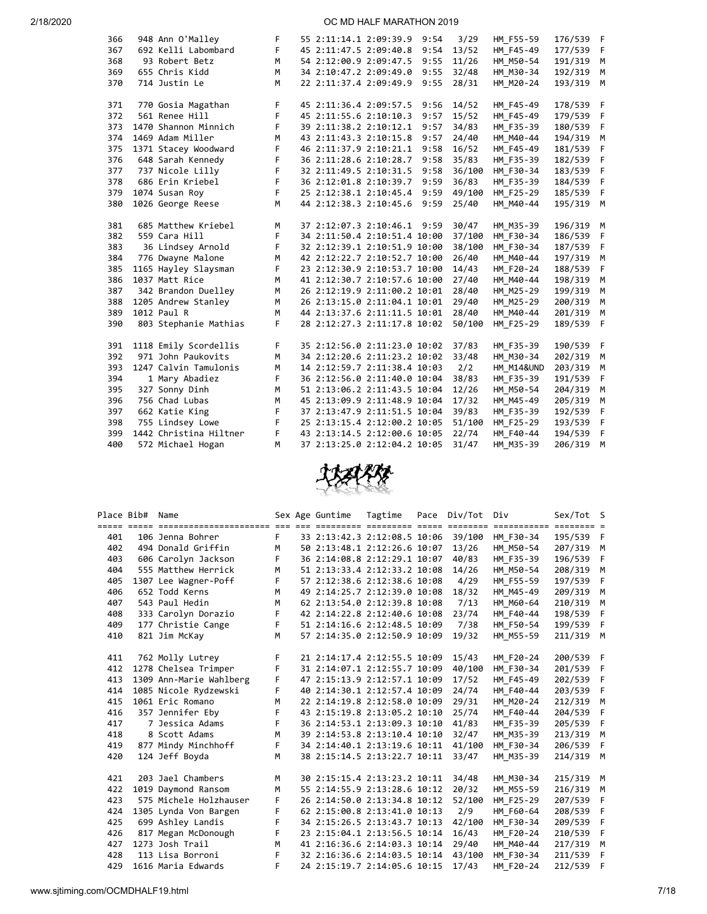| Place | Bib# | Name | Sex | Age | Guntime | Tagtime | Pace | Div/Tot | Div | Sex/Tot | S |
|---|---|---|---|---|---|---|---|---|---|---|---|
| 366 | 948 | Ann O'Malley | F | 55 | 2:11:14.1 | 2:09:39.9 | 9:54 | 3/29 | HM_F55-59 | 176/539 | F |
| 367 | 692 | Kelli Labombard | F | 45 | 2:11:47.5 | 2:09:40.8 | 9:54 | 13/52 | HM_F45-49 | 177/539 | F |
| 368 | 93 | Robert Betz | M | 54 | 2:12:00.9 | 2:09:47.5 | 9:55 | 11/26 | HM_M50-54 | 191/319 | M |
| 369 | 655 | Chris Kidd | M | 34 | 2:10:47.2 | 2:09:49.0 | 9:55 | 32/48 | HM_M30-34 | 192/319 | M |
| 370 | 714 | Justin Le | M | 22 | 2:11:37.4 | 2:09:49.9 | 9:55 | 28/31 | HM_M20-24 | 193/319 | M |
| 371 | 770 | Gosia Magathan | F | 45 | 2:11:36.4 | 2:09:57.5 | 9:56 | 14/52 | HM_F45-49 | 178/539 | F |
| 372 | 561 | Renee Hill | F | 45 | 2:11:55.6 | 2:10:10.3 | 9:57 | 15/52 | HM_F45-49 | 179/539 | F |
| 373 | 1470 | Shannon Minnich | F | 39 | 2:11:38.2 | 2:10:12.1 | 9:57 | 34/83 | HM_F35-39 | 180/539 | F |
| 374 | 1469 | Adam Miller | M | 43 | 2:11:43.3 | 2:10:15.8 | 9:57 | 24/40 | HM_M40-44 | 194/319 | M |
| 375 | 1371 | Stacey Woodward | F | 46 | 2:11:37.9 | 2:10:21.1 | 9:58 | 16/52 | HM_F45-49 | 181/539 | F |
| 376 | 648 | Sarah Kennedy | F | 36 | 2:11:28.6 | 2:10:28.7 | 9:58 | 35/83 | HM_F35-39 | 182/539 | F |
| 377 | 737 | Nicole Lilly | F | 32 | 2:11:49.5 | 2:10:31.5 | 9:58 | 36/100 | HM_F30-34 | 183/539 | F |
| 378 | 686 | Erin Kriebel | F | 36 | 2:12:01.8 | 2:10:39.7 | 9:59 | 36/83 | HM_F35-39 | 184/539 | F |
| 379 | 1074 | Susan Roy | F | 25 | 2:12:38.1 | 2:10:45.4 | 9:59 | 49/100 | HM_F25-29 | 185/539 | F |
| 380 | 1026 | George Reese | M | 44 | 2:12:38.3 | 2:10:45.6 | 9:59 | 25/40 | HM_M40-44 | 195/319 | M |
| 381 | 685 | Matthew Kriebel | M | 37 | 2:12:07.3 | 2:10:46.1 | 9:59 | 30/47 | HM_M35-39 | 196/319 | M |
| 382 | 559 | Cara Hill | F | 34 | 2:11:50.4 | 2:10:51.4 | 10:00 | 37/100 | HM_F30-34 | 186/539 | F |
| 383 | 36 | Lindsey Arnold | F | 32 | 2:12:39.1 | 2:10:51.9 | 10:00 | 38/100 | HM_F30-34 | 187/539 | F |
| 384 | 776 | Dwayne Malone | M | 42 | 2:12:22.7 | 2:10:52.7 | 10:00 | 26/40 | HM_M40-44 | 197/319 | M |
| 385 | 1165 | Hayley Slaysman | F | 23 | 2:12:30.9 | 2:10:53.7 | 10:00 | 14/43 | HM_F20-24 | 188/539 | F |
| 386 | 1037 | Matt Rice | M | 41 | 2:12:30.7 | 2:10:57.6 | 10:00 | 27/40 | HM_M40-44 | 198/319 | M |
| 387 | 342 | Brandon Duelley | M | 26 | 2:12:19.9 | 2:11:00.2 | 10:01 | 28/40 | HM_M25-29 | 199/319 | M |
| 388 | 1205 | Andrew Stanley | M | 26 | 2:13:15.0 | 2:11:04.1 | 10:01 | 29/40 | HM_M25-29 | 200/319 | M |
| 389 | 1012 | Paul R | M | 44 | 2:13:37.6 | 2:11:11.5 | 10:01 | 28/40 | HM_M40-44 | 201/319 | M |
| 390 | 803 | Stephanie Mathias | F | 28 | 2:12:27.3 | 2:11:17.8 | 10:02 | 50/100 | HM_F25-29 | 189/539 | F |
| 391 | 1118 | Emily Scordellis | F | 35 | 2:12:56.0 | 2:11:23.0 | 10:02 | 37/83 | HM_F35-39 | 190/539 | F |
| 392 | 971 | John Paukovits | M | 34 | 2:12:20.6 | 2:11:23.2 | 10:02 | 33/48 | HM_M30-34 | 202/319 | M |
| 393 | 1247 | Calvin Tamulonis | M | 14 | 2:12:59.7 | 2:11:38.4 | 10:03 | 2/2 | HM_M14&UND | 203/319 | M |
| 394 | 1 | Mary Abadiez | F | 36 | 2:12:56.0 | 2:11:40.0 | 10:04 | 38/83 | HM_F35-39 | 191/539 | F |
| 395 | 327 | Sonny Dinh | M | 51 | 2:13:06.2 | 2:11:43.5 | 10:04 | 12/26 | HM_M50-54 | 204/319 | M |
| 396 | 756 | Chad Lubas | M | 45 | 2:13:09.9 | 2:11:48.9 | 10:04 | 17/32 | HM_M45-49 | 205/319 | M |
| 397 | 662 | Katie King | F | 37 | 2:13:47.9 | 2:11:51.5 | 10:04 | 39/83 | HM_F35-39 | 192/539 | F |
| 398 | 755 | Lindsey Lowe | F | 25 | 2:13:15.4 | 2:12:00.2 | 10:05 | 51/100 | HM_F25-29 | 193/539 | F |
| 399 | 1442 | Christina Hiltner | F | 43 | 2:13:14.5 | 2:12:00.6 | 10:05 | 22/74 | HM_F40-44 | 194/539 | F |
| 400 | 572 | Michael Hogan | M | 37 | 2:13:25.0 | 2:12:04.2 | 10:05 | 31/47 | HM_M35-39 | 206/319 | M |
| 401 | 106 | Jenna Bohrer | F | 33 | 2:13:42.3 | 2:12:08.5 | 10:06 | 39/100 | HM_F30-34 | 195/539 | F |
| 402 | 494 | Donald Griffin | M | 50 | 2:13:48.1 | 2:12:26.6 | 10:07 | 13/26 | HM_M50-54 | 207/319 | M |
| 403 | 606 | Carolyn Jackson | F | 36 | 2:14:08.8 | 2:12:29.1 | 10:07 | 40/83 | HM_F35-39 | 196/539 | F |
| 404 | 555 | Matthew Herrick | M | 51 | 2:13:33.4 | 2:12:33.2 | 10:08 | 14/26 | HM_M50-54 | 208/319 | M |
| 405 | 1307 | Lee Wagner-Poff | F | 57 | 2:12:38.6 | 2:12:38.6 | 10:08 | 4/29 | HM_F55-59 | 197/539 | F |
| 406 | 652 | Todd Kerns | M | 49 | 2:14:25.7 | 2:12:39.0 | 10:08 | 18/32 | HM_M45-49 | 209/319 | M |
| 407 | 543 | Paul Hedin | M | 62 | 2:13:54.0 | 2:12:39.8 | 10:08 | 7/13 | HM_M60-64 | 210/319 | M |
| 408 | 333 | Carolyn Dorazio | F | 42 | 2:14:22.8 | 2:12:40.6 | 10:08 | 23/74 | HM_F40-44 | 198/539 | F |
| 409 | 177 | Christie Cange | F | 51 | 2:14:16.6 | 2:12:48.5 | 10:09 | 7/38 | HM_F50-54 | 199/539 | F |
| 410 | 821 | Jim McKay | M | 57 | 2:14:35.0 | 2:12:50.9 | 10:09 | 19/32 | HM_M55-59 | 211/319 | M |
| 411 | 762 | Molly Lutrey | F | 21 | 2:14:17.4 | 2:12:55.5 | 10:09 | 15/43 | HM_F20-24 | 200/539 | F |
| 412 | 1278 | Chelsea Trimper | F | 31 | 2:14:07.1 | 2:12:55.7 | 10:09 | 40/100 | HM_F30-34 | 201/539 | F |
| 413 | 1309 | Ann-Marie Wahlberg | F | 47 | 2:15:13.9 | 2:12:57.1 | 10:09 | 17/52 | HM_F45-49 | 202/539 | F |
| 414 | 1085 | Nicole Rydzewski | F | 40 | 2:14:30.1 | 2:12:57.4 | 10:09 | 24/74 | HM_F40-44 | 203/539 | F |
| 415 | 1061 | Eric Romano | M | 22 | 2:14:19.8 | 2:12:58.0 | 10:09 | 29/31 | HM_M20-24 | 212/319 | M |
| 416 | 357 | Jennifer Eby | F | 43 | 2:15:19.8 | 2:13:05.2 | 10:10 | 25/74 | HM_F40-44 | 204/539 | F |
| 417 | 7 | Jessica Adams | F | 36 | 2:14:53.1 | 2:13:09.3 | 10:10 | 41/83 | HM_F35-39 | 205/539 | F |
| 418 | 8 | Scott Adams | M | 39 | 2:14:53.8 | 2:13:10.4 | 10:10 | 32/47 | HM_M35-39 | 213/319 | M |
| 419 | 877 | Mindy Minchhoff | F | 34 | 2:14:40.1 | 2:13:19.6 | 10:11 | 41/100 | HM_F30-34 | 206/539 | F |
| 420 | 124 | Jeff Boyda | M | 38 | 2:15:14.5 | 2:13:22.7 | 10:11 | 33/47 | HM_M35-39 | 214/319 | M |
| 421 | 203 | Jael Chambers | M | 30 | 2:15:15.4 | 2:13:23.2 | 10:11 | 34/48 | HM_M30-34 | 215/319 | M |
| 422 | 1019 | Daymond Ransom | M | 55 | 2:14:55.9 | 2:13:28.6 | 10:12 | 20/32 | HM_M55-59 | 216/319 | M |
| 423 | 575 | Michele Holzhauser | F | 26 | 2:14:50.0 | 2:13:34.8 | 10:12 | 52/100 | HM_F25-29 | 207/539 | F |
| 424 | 1305 | Lynda Von Bargen | F | 62 | 2:15:00.8 | 2:13:41.0 | 10:13 | 2/9 | HM_F60-64 | 208/539 | F |
| 425 | 699 | Ashley Landis | F | 34 | 2:15:26.5 | 2:13:43.7 | 10:13 | 42/100 | HM_F30-34 | 209/539 | F |
| 426 | 817 | Megan McDonough | F | 23 | 2:15:04.1 | 2:13:56.5 | 10:14 | 16/43 | HM_F20-24 | 210/539 | F |
| 427 | 1273 | Josh Trail | M | 41 | 2:16:36.6 | 2:14:03.3 | 10:14 | 29/40 | HM_M40-44 | 217/319 | M |
| 428 | 113 | Lisa Borroni | F | 32 | 2:16:36.6 | 2:14:03.5 | 10:14 | 43/100 | HM_F30-34 | 211/539 | F |
| 429 | 1616 | Maria Edwards | F | 24 | 2:15:19.7 | 2:14:05.6 | 10:15 | 17/43 | HM_F20-24 | 212/539 | F |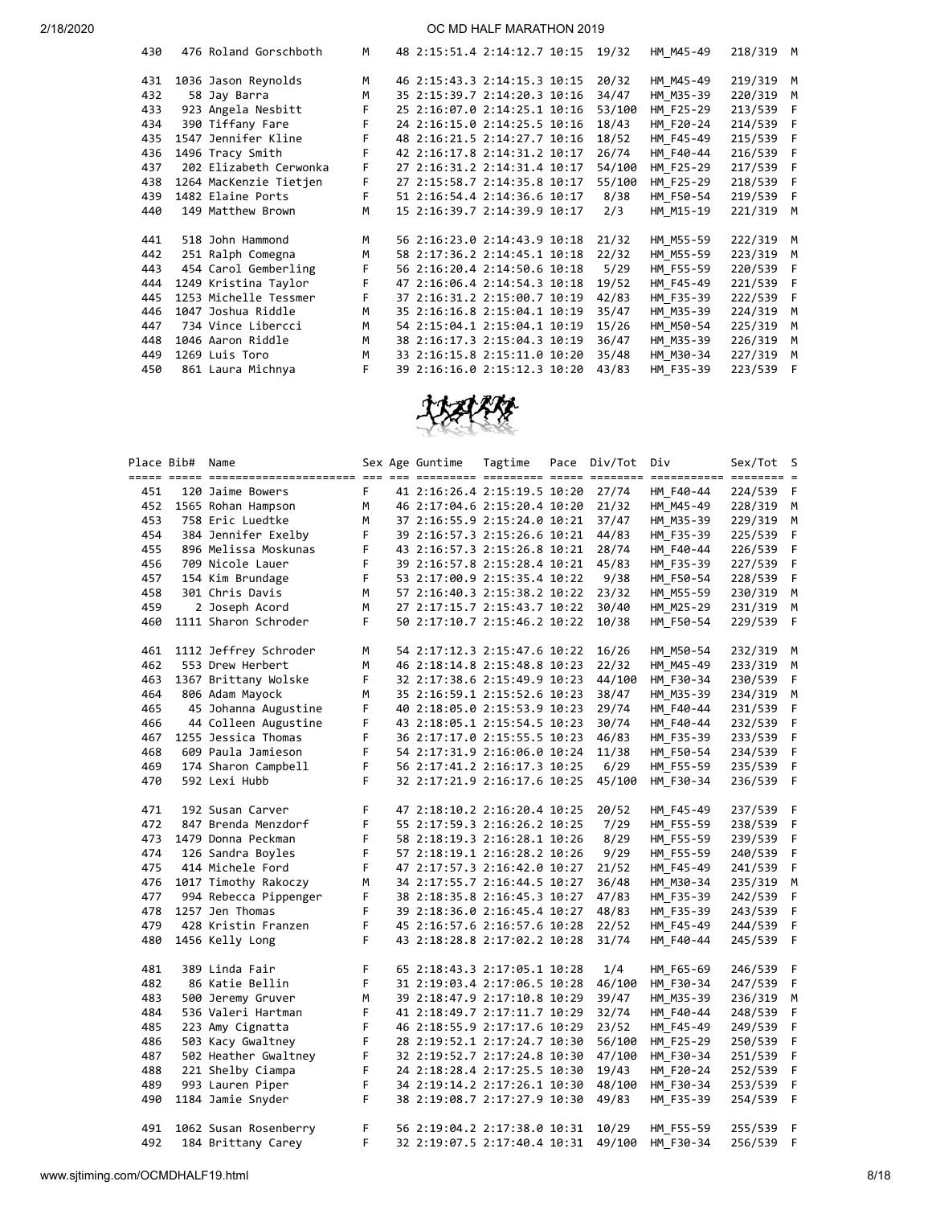| Place | Bib# | Name | Sex | Age | Guntime | Tagtime | Pace | Div/Tot | Div | Sex/Tot | S |
|---|---|---|---|---|---|---|---|---|---|---|---|
| 430 | 476 | Roland Gorschboth | M | 48 | 2:15:51.4 | 2:14:12.7 | 10:15 | 19/32 | HM_M45-49 | 218/319 | M |
| 431 | 1036 | Jason Reynolds | M | 46 | 2:15:43.3 | 2:14:15.3 | 10:15 | 20/32 | HM_M45-49 | 219/319 | M |
| 432 | 58 | Jay Barra | M | 35 | 2:15:39.7 | 2:14:20.3 | 10:16 | 34/47 | HM_M35-39 | 220/319 | M |
| 433 | 923 | Angela Nesbitt | F | 25 | 2:16:07.0 | 2:14:25.1 | 10:16 | 53/100 | HM_F25-29 | 213/539 | F |
| 434 | 390 | Tiffany Fare | F | 24 | 2:16:15.0 | 2:14:25.5 | 10:16 | 18/43 | HM_F20-24 | 214/539 | F |
| 435 | 1547 | Jennifer Kline | F | 48 | 2:16:21.5 | 2:14:27.7 | 10:16 | 18/52 | HM_F45-49 | 215/539 | F |
| 436 | 1496 | Tracy Smith | F | 42 | 2:16:17.8 | 2:14:31.2 | 10:17 | 26/74 | HM_F40-44 | 216/539 | F |
| 437 | 202 | Elizabeth Cerwonka | F | 27 | 2:16:31.2 | 2:14:31.4 | 10:17 | 54/100 | HM_F25-29 | 217/539 | F |
| 438 | 1264 | MacKenzie Tietjen | F | 27 | 2:15:58.7 | 2:14:35.8 | 10:17 | 55/100 | HM_F25-29 | 218/539 | F |
| 439 | 1482 | Elaine Ports | F | 51 | 2:16:54.4 | 2:14:36.6 | 10:17 | 8/38 | HM_F50-54 | 219/539 | F |
| 440 | 149 | Matthew Brown | M | 15 | 2:16:39.7 | 2:14:39.9 | 10:17 | 2/3 | HM_M15-19 | 221/319 | M |
| 441 | 518 | John Hammond | M | 56 | 2:16:23.0 | 2:14:43.9 | 10:18 | 21/32 | HM_M55-59 | 222/319 | M |
| 442 | 251 | Ralph Comegna | M | 58 | 2:17:36.2 | 2:14:45.1 | 10:18 | 22/32 | HM_M55-59 | 223/319 | M |
| 443 | 454 | Carol Gemberling | F | 56 | 2:16:20.4 | 2:14:50.6 | 10:18 | 5/29 | HM_F55-59 | 220/539 | F |
| 444 | 1249 | Kristina Taylor | F | 47 | 2:16:06.4 | 2:14:54.3 | 10:18 | 19/52 | HM_F45-49 | 221/539 | F |
| 445 | 1253 | Michelle Tessmer | F | 37 | 2:16:31.2 | 2:15:00.7 | 10:19 | 42/83 | HM_F35-39 | 222/539 | F |
| 446 | 1047 | Joshua Riddle | M | 35 | 2:16:16.8 | 2:15:04.1 | 10:19 | 35/47 | HM_M35-39 | 224/319 | M |
| 447 | 734 | Vince Libercci | M | 54 | 2:15:04.1 | 2:15:04.1 | 10:19 | 15/26 | HM_M50-54 | 225/319 | M |
| 448 | 1046 | Aaron Riddle | M | 38 | 2:16:17.3 | 2:15:04.3 | 10:19 | 36/47 | HM_M35-39 | 226/319 | M |
| 449 | 1269 | Luis Toro | M | 33 | 2:16:15.8 | 2:15:11.0 | 10:20 | 35/48 | HM_M30-34 | 227/319 | M |
| 450 | 861 | Laura Michnya | F | 39 | 2:16:16.0 | 2:15:12.3 | 10:20 | 43/83 | HM_F35-39 | 223/539 | F |
| 451 | 120 | Jaime Bowers | F | 41 | 2:16:26.4 | 2:15:19.5 | 10:20 | 27/74 | HM_F40-44 | 224/539 | F |
| 452 | 1565 | Rohan Hampson | M | 46 | 2:17:04.6 | 2:15:20.4 | 10:20 | 21/32 | HM_M45-49 | 228/319 | M |
| 453 | 758 | Eric Luedtke | M | 37 | 2:16:55.9 | 2:15:24.0 | 10:21 | 37/47 | HM_M35-39 | 229/319 | M |
| 454 | 384 | Jennifer Exelby | F | 39 | 2:16:57.3 | 2:15:26.6 | 10:21 | 44/83 | HM_F35-39 | 225/539 | F |
| 455 | 896 | Melissa Moskunas | F | 43 | 2:16:52.3 | 2:15:26.8 | 10:21 | 28/74 | HM_F40-44 | 226/539 | F |
| 456 | 709 | Nicole Lauer | F | 39 | 2:16:57.8 | 2:15:28.4 | 10:21 | 45/83 | HM_F35-39 | 227/539 | F |
| 457 | 154 | Kim Brundage | F | 53 | 2:17:00.9 | 2:15:35.4 | 10:22 | 9/38 | HM_F50-54 | 228/539 | F |
| 458 | 301 | Chris Davis | M | 57 | 2:16:40.3 | 2:15:38.2 | 10:22 | 23/32 | HM_M55-59 | 230/319 | M |
| 459 | 2 | Joseph Acord | M | 27 | 2:17:15.7 | 2:15:43.7 | 10:22 | 30/40 | HM_M25-29 | 231/319 | M |
| 460 | 1111 | Sharon Schroder | F | 50 | 2:17:10.7 | 2:15:46.2 | 10:22 | 10/38 | HM_F50-54 | 229/539 | F |
| 461 | 1112 | Jeffrey Schroder | M | 54 | 2:17:12.3 | 2:15:47.6 | 10:22 | 16/26 | HM_M50-54 | 232/319 | M |
| 462 | 553 | Drew Herbert | M | 46 | 2:18:14.8 | 2:15:48.8 | 10:23 | 22/32 | HM_M45-49 | 233/319 | M |
| 463 | 1367 | Brittany Wolske | F | 32 | 2:17:38.6 | 2:15:49.9 | 10:23 | 44/100 | HM_F30-34 | 230/539 | F |
| 464 | 806 | Adam Mayock | M | 35 | 2:16:59.1 | 2:15:52.6 | 10:23 | 38/47 | HM_M35-39 | 234/319 | M |
| 465 | 45 | Johanna Augustine | F | 40 | 2:18:05.0 | 2:15:53.9 | 10:23 | 29/74 | HM_F40-44 | 231/539 | F |
| 466 | 44 | Colleen Augustine | F | 43 | 2:18:05.1 | 2:15:54.5 | 10:23 | 30/74 | HM_F40-44 | 232/539 | F |
| 467 | 1255 | Jessica Thomas | F | 36 | 2:17:17.0 | 2:15:55.5 | 10:23 | 46/83 | HM_F35-39 | 233/539 | F |
| 468 | 609 | Paula Jamieson | F | 54 | 2:17:31.9 | 2:16:06.0 | 10:24 | 11/38 | HM_F50-54 | 234/539 | F |
| 469 | 174 | Sharon Campbell | F | 56 | 2:17:41.2 | 2:16:17.3 | 10:25 | 6/29 | HM_F55-59 | 235/539 | F |
| 470 | 592 | Lexi Hubb | F | 32 | 2:17:21.9 | 2:16:17.6 | 10:25 | 45/100 | HM_F30-34 | 236/539 | F |
| 471 | 192 | Susan Carver | F | 47 | 2:18:10.2 | 2:16:20.4 | 10:25 | 20/52 | HM_F45-49 | 237/539 | F |
| 472 | 847 | Brenda Menzdorf | F | 55 | 2:17:59.3 | 2:16:26.2 | 10:25 | 7/29 | HM_F55-59 | 238/539 | F |
| 473 | 1479 | Donna Peckman | F | 58 | 2:18:19.3 | 2:16:28.1 | 10:26 | 8/29 | HM_F55-59 | 239/539 | F |
| 474 | 126 | Sandra Boyles | F | 57 | 2:18:19.1 | 2:16:28.2 | 10:26 | 9/29 | HM_F55-59 | 240/539 | F |
| 475 | 414 | Michele Ford | F | 47 | 2:17:57.3 | 2:16:42.0 | 10:27 | 21/52 | HM_F45-49 | 241/539 | F |
| 476 | 1017 | Timothy Rakoczy | M | 34 | 2:17:55.7 | 2:16:44.5 | 10:27 | 36/48 | HM_M30-34 | 235/319 | M |
| 477 | 994 | Rebecca Pippenger | F | 38 | 2:18:35.8 | 2:16:45.3 | 10:27 | 47/83 | HM_F35-39 | 242/539 | F |
| 478 | 1257 | Jen Thomas | F | 39 | 2:18:36.0 | 2:16:45.4 | 10:27 | 48/83 | HM_F35-39 | 243/539 | F |
| 479 | 428 | Kristin Franzen | F | 45 | 2:16:57.6 | 2:16:57.6 | 10:28 | 22/52 | HM_F45-49 | 244/539 | F |
| 480 | 1456 | Kelly Long | F | 43 | 2:18:28.8 | 2:17:02.2 | 10:28 | 31/74 | HM_F40-44 | 245/539 | F |
| 481 | 389 | Linda Fair | F | 65 | 2:18:43.3 | 2:17:05.1 | 10:28 | 1/4 | HM_F65-69 | 246/539 | F |
| 482 | 86 | Katie Bellin | F | 31 | 2:19:03.4 | 2:17:06.5 | 10:28 | 46/100 | HM_F30-34 | 247/539 | F |
| 483 | 500 | Jeremy Gruver | M | 39 | 2:18:47.9 | 2:17:10.8 | 10:29 | 39/47 | HM_M35-39 | 236/319 | M |
| 484 | 536 | Valeri Hartman | F | 41 | 2:18:49.7 | 2:17:11.7 | 10:29 | 32/74 | HM_F40-44 | 248/539 | F |
| 485 | 223 | Amy Cignatta | F | 46 | 2:18:55.9 | 2:17:17.6 | 10:29 | 23/52 | HM_F45-49 | 249/539 | F |
| 486 | 503 | Kacy Gwaltney | F | 28 | 2:19:52.1 | 2:17:24.7 | 10:30 | 56/100 | HM_F25-29 | 250/539 | F |
| 487 | 502 | Heather Gwaltney | F | 32 | 2:19:52.7 | 2:17:24.8 | 10:30 | 47/100 | HM_F30-34 | 251/539 | F |
| 488 | 221 | Shelby Ciampa | F | 24 | 2:18:28.4 | 2:17:25.5 | 10:30 | 19/43 | HM_F20-24 | 252/539 | F |
| 489 | 993 | Lauren Piper | F | 34 | 2:19:14.2 | 2:17:26.1 | 10:30 | 48/100 | HM_F30-34 | 253/539 | F |
| 490 | 1184 | Jamie Snyder | F | 38 | 2:19:08.7 | 2:17:27.9 | 10:30 | 49/83 | HM_F35-39 | 254/539 | F |
| 491 | 1062 | Susan Rosenberry | F | 56 | 2:19:04.2 | 2:17:38.0 | 10:31 | 10/29 | HM_F55-59 | 255/539 | F |
| 492 | 184 | Brittany Carey | F | 32 | 2:19:07.5 | 2:17:40.4 | 10:31 | 49/100 | HM_F30-34 | 256/539 | F |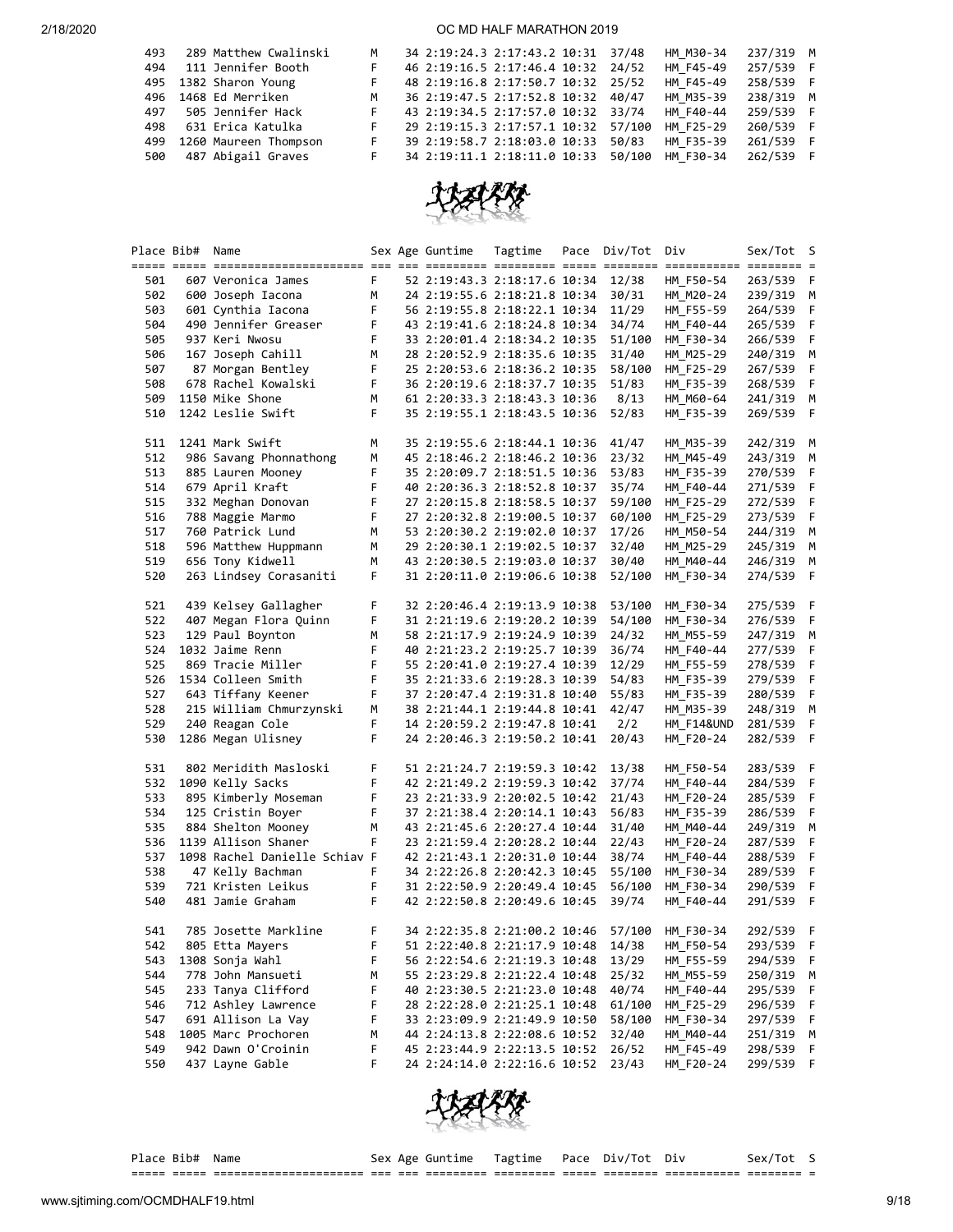| Place | Bib# | Name | Sex | Age | Guntime | Tagtime | Pace | Div/Tot | Div | Sex/Tot | S |
|---|---|---|---|---|---|---|---|---|---|---|---|
| 493 | 289 | Matthew Cwalinski | M | 34 | 2:19:24.3 | 2:17:43.2 | 10:31 | 37/48 | HM_M30-34 | 237/319 | M |
| 494 | 111 | Jennifer Booth | F | 46 | 2:19:16.5 | 2:17:46.4 | 10:32 | 24/52 | HM_F45-49 | 257/539 | F |
| 495 | 1382 | Sharon Young | F | 48 | 2:19:16.8 | 2:17:50.7 | 10:32 | 25/52 | HM_F45-49 | 258/539 | F |
| 496 | 1468 | Ed Merriken | M | 36 | 2:19:47.5 | 2:17:52.8 | 10:32 | 40/47 | HM_M35-39 | 238/319 | M |
| 497 | 505 | Jennifer Hack | F | 43 | 2:19:34.5 | 2:17:57.0 | 10:32 | 33/74 | HM_F40-44 | 259/539 | F |
| 498 | 631 | Erica Katulka | F | 29 | 2:19:15.3 | 2:17:57.1 | 10:32 | 57/100 | HM_F25-29 | 260/539 | F |
| 499 | 1260 | Maureen Thompson | F | 39 | 2:19:58.7 | 2:18:03.0 | 10:33 | 50/83 | HM_F35-39 | 261/539 | F |
| 500 | 487 | Abigail Graves | F | 34 | 2:19:11.1 | 2:18:11.0 | 10:33 | 50/100 | HM_F30-34 | 262/539 | F |
| 501 | 607 | Veronica James | F | 52 | 2:19:43.3 | 2:18:17.6 | 10:34 | 12/38 | HM_F50-54 | 263/539 | F |
| 502 | 600 | Joseph Iacona | M | 24 | 2:19:55.6 | 2:18:21.8 | 10:34 | 30/31 | HM_M20-24 | 239/319 | M |
| 503 | 601 | Cynthia Iacona | F | 56 | 2:19:55.8 | 2:18:22.1 | 10:34 | 11/29 | HM_F55-59 | 264/539 | F |
| 504 | 490 | Jennifer Greaser | F | 43 | 2:19:41.6 | 2:18:24.8 | 10:34 | 34/74 | HM_F40-44 | 265/539 | F |
| 505 | 937 | Keri Nwosu | F | 33 | 2:20:01.4 | 2:18:34.2 | 10:35 | 51/100 | HM_F30-34 | 266/539 | F |
| 506 | 167 | Joseph Cahill | M | 28 | 2:20:52.9 | 2:18:35.6 | 10:35 | 31/40 | HM_M25-29 | 240/319 | M |
| 507 | 87 | Morgan Bentley | F | 25 | 2:20:53.6 | 2:18:36.2 | 10:35 | 58/100 | HM_F25-29 | 267/539 | F |
| 508 | 678 | Rachel Kowalski | F | 36 | 2:20:19.6 | 2:18:37.7 | 10:35 | 51/83 | HM_F35-39 | 268/539 | F |
| 509 | 1150 | Mike Shone | M | 61 | 2:20:33.3 | 2:18:43.3 | 10:36 | 8/13 | HM_M60-64 | 241/319 | M |
| 510 | 1242 | Leslie Swift | F | 35 | 2:19:55.1 | 2:18:43.5 | 10:36 | 52/83 | HM_F35-39 | 269/539 | F |
| 511 | 1241 | Mark Swift | M | 35 | 2:19:55.6 | 2:18:44.1 | 10:36 | 41/47 | HM_M35-39 | 242/319 | M |
| 512 | 986 | Savang Phonnathong | M | 45 | 2:18:46.2 | 2:18:46.2 | 10:36 | 23/32 | HM_M45-49 | 243/319 | M |
| 513 | 885 | Lauren Mooney | F | 35 | 2:20:09.7 | 2:18:51.5 | 10:36 | 53/83 | HM_F35-39 | 270/539 | F |
| 514 | 679 | April Kraft | F | 40 | 2:20:36.3 | 2:18:52.8 | 10:37 | 35/74 | HM_F40-44 | 271/539 | F |
| 515 | 332 | Meghan Donovan | F | 27 | 2:20:15.8 | 2:18:58.5 | 10:37 | 59/100 | HM_F25-29 | 272/539 | F |
| 516 | 788 | Maggie Marmo | F | 27 | 2:20:32.8 | 2:19:00.5 | 10:37 | 60/100 | HM_F25-29 | 273/539 | F |
| 517 | 760 | Patrick Lund | M | 53 | 2:20:30.2 | 2:19:02.0 | 10:37 | 17/26 | HM_M50-54 | 244/319 | M |
| 518 | 596 | Matthew Huppmann | M | 29 | 2:20:30.1 | 2:19:02.5 | 10:37 | 32/40 | HM_M25-29 | 245/319 | M |
| 519 | 656 | Tony Kidwell | M | 43 | 2:20:30.5 | 2:19:03.0 | 10:37 | 30/40 | HM_M40-44 | 246/319 | M |
| 520 | 263 | Lindsey Corasaniti | F | 31 | 2:20:11.0 | 2:19:06.6 | 10:38 | 52/100 | HM_F30-34 | 274/539 | F |
| 521 | 439 | Kelsey Gallagher | F | 32 | 2:20:46.4 | 2:19:13.9 | 10:38 | 53/100 | HM_F30-34 | 275/539 | F |
| 522 | 407 | Megan Flora Quinn | F | 31 | 2:21:19.6 | 2:19:20.2 | 10:39 | 54/100 | HM_F30-34 | 276/539 | F |
| 523 | 129 | Paul Boynton | M | 58 | 2:21:17.9 | 2:19:24.9 | 10:39 | 24/32 | HM_M55-59 | 247/319 | M |
| 524 | 1032 | Jaime Renn | F | 40 | 2:21:23.2 | 2:19:25.7 | 10:39 | 36/74 | HM_F40-44 | 277/539 | F |
| 525 | 869 | Tracie Miller | F | 55 | 2:20:41.0 | 2:19:27.4 | 10:39 | 12/29 | HM_F55-59 | 278/539 | F |
| 526 | 1534 | Colleen Smith | F | 35 | 2:21:33.6 | 2:19:28.3 | 10:39 | 54/83 | HM_F35-39 | 279/539 | F |
| 527 | 643 | Tiffany Keener | F | 37 | 2:20:47.4 | 2:19:31.8 | 10:40 | 55/83 | HM_F35-39 | 280/539 | F |
| 528 | 215 | William Chmurzynski | M | 38 | 2:21:44.1 | 2:19:44.8 | 10:41 | 42/47 | HM_M35-39 | 248/319 | M |
| 529 | 240 | Reagan Cole | F | 14 | 2:20:59.2 | 2:19:47.8 | 10:41 | 2/2 | HM_F14&UND | 281/539 | F |
| 530 | 1286 | Megan Ulisney | F | 24 | 2:20:46.3 | 2:19:50.2 | 10:41 | 20/43 | HM_F20-24 | 282/539 | F |
| 531 | 802 | Meridith Masloski | F | 51 | 2:21:24.7 | 2:19:59.3 | 10:42 | 13/38 | HM_F50-54 | 283/539 | F |
| 532 | 1090 | Kelly Sacks | F | 42 | 2:21:49.2 | 2:19:59.3 | 10:42 | 37/74 | HM_F40-44 | 284/539 | F |
| 533 | 895 | Kimberly Moseman | F | 23 | 2:21:33.9 | 2:20:02.5 | 10:42 | 21/43 | HM_F20-24 | 285/539 | F |
| 534 | 125 | Cristin Boyer | F | 37 | 2:21:38.4 | 2:20:14.1 | 10:43 | 56/83 | HM_F35-39 | 286/539 | F |
| 535 | 884 | Shelton Mooney | M | 43 | 2:21:45.6 | 2:20:27.4 | 10:44 | 31/40 | HM_M40-44 | 249/319 | M |
| 536 | 1139 | Allison Shaner | F | 23 | 2:21:59.4 | 2:20:28.2 | 10:44 | 22/43 | HM_F20-24 | 287/539 | F |
| 537 | 1098 | Rachel Danielle Schiav | F | 42 | 2:21:43.1 | 2:20:31.0 | 10:44 | 38/74 | HM_F40-44 | 288/539 | F |
| 538 | 47 | Kelly Bachman | F | 34 | 2:22:26.8 | 2:20:42.3 | 10:45 | 55/100 | HM_F30-34 | 289/539 | F |
| 539 | 721 | Kristen Leikus | F | 31 | 2:22:50.9 | 2:20:49.4 | 10:45 | 56/100 | HM_F30-34 | 290/539 | F |
| 540 | 481 | Jamie Graham | F | 42 | 2:22:50.8 | 2:20:49.6 | 10:45 | 39/74 | HM_F40-44 | 291/539 | F |
| 541 | 785 | Josette Markline | F | 34 | 2:22:35.8 | 2:21:00.2 | 10:46 | 57/100 | HM_F30-34 | 292/539 | F |
| 542 | 805 | Etta Mayers | F | 51 | 2:22:40.8 | 2:21:17.9 | 10:48 | 14/38 | HM_F50-54 | 293/539 | F |
| 543 | 1308 | Sonja Wahl | F | 56 | 2:22:54.6 | 2:21:19.3 | 10:48 | 13/29 | HM_F55-59 | 294/539 | F |
| 544 | 778 | John Mansueti | M | 55 | 2:23:29.8 | 2:21:22.4 | 10:48 | 25/32 | HM_M55-59 | 250/319 | M |
| 545 | 233 | Tanya Clifford | F | 40 | 2:23:30.5 | 2:21:23.0 | 10:48 | 40/74 | HM_F40-44 | 295/539 | F |
| 546 | 712 | Ashley Lawrence | F | 28 | 2:22:28.0 | 2:21:25.1 | 10:48 | 61/100 | HM_F25-29 | 296/539 | F |
| 547 | 691 | Allison La Vay | F | 33 | 2:23:09.9 | 2:21:49.9 | 10:50 | 58/100 | HM_F30-34 | 297/539 | F |
| 548 | 1005 | Marc Prochoren | M | 44 | 2:24:13.8 | 2:22:08.6 | 10:52 | 32/40 | HM_M40-44 | 251/319 | M |
| 549 | 942 | Dawn O'Croinin | F | 45 | 2:23:44.9 | 2:22:13.5 | 10:52 | 26/52 | HM_F45-49 | 298/539 | F |
| 550 | 437 | Layne Gable | F | 24 | 2:24:14.0 | 2:22:16.6 | 10:52 | 23/43 | HM_F20-24 | 299/539 | F |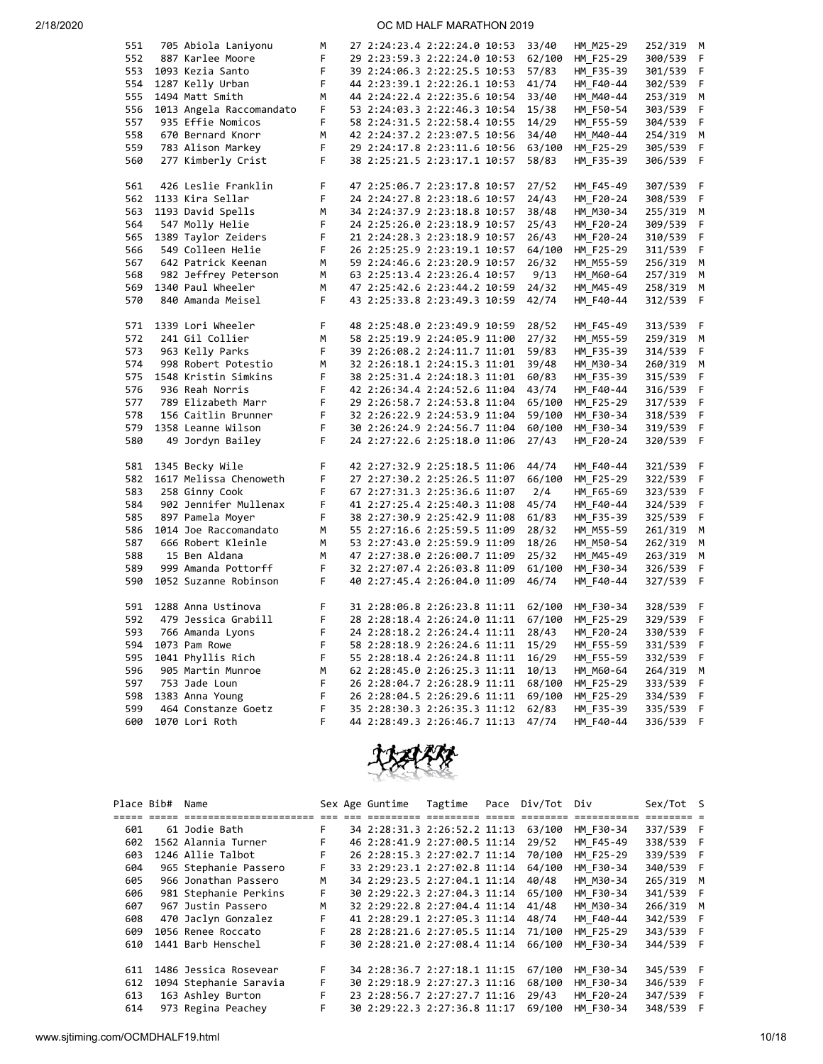| Place | Bib# | Name | Sex | Age | Guntime | Tagtime | Pace | Div/Tot | Div | Sex/Tot | S |
|---|---|---|---|---|---|---|---|---|---|---|---|
| 551 | 705 | Abiola Laniyonu | M | 27 | 2:24:23.4 | 2:22:24.0 | 10:53 | 33/40 | HM_M25-29 | 252/319 | M |
| 552 | 887 | Karlee Moore | F | 29 | 2:23:59.3 | 2:22:24.0 | 10:53 | 62/100 | HM_F25-29 | 300/539 | F |
| 553 | 1093 | Kezia Santo | F | 39 | 2:24:06.3 | 2:22:25.5 | 10:53 | 57/83 | HM_F35-39 | 301/539 | F |
| 554 | 1287 | Kelly Urban | F | 44 | 2:23:39.1 | 2:22:26.1 | 10:53 | 41/74 | HM_F40-44 | 302/539 | F |
| 555 | 1494 | Matt Smith | M | 44 | 2:24:22.4 | 2:22:35.6 | 10:54 | 33/40 | HM_M40-44 | 253/319 | M |
| 556 | 1013 | Angela Raccomandato | F | 53 | 2:24:03.3 | 2:22:46.3 | 10:54 | 15/38 | HM_F50-54 | 303/539 | F |
| 557 | 935 | Effie Nomicos | F | 58 | 2:24:31.5 | 2:22:58.4 | 10:55 | 14/29 | HM_F55-59 | 304/539 | F |
| 558 | 670 | Bernard Knorr | M | 42 | 2:24:37.2 | 2:23:07.5 | 10:56 | 34/40 | HM_M40-44 | 254/319 | M |
| 559 | 783 | Alison Markey | F | 29 | 2:24:17.8 | 2:23:11.6 | 10:56 | 63/100 | HM_F25-29 | 305/539 | F |
| 560 | 277 | Kimberly Crist | F | 38 | 2:25:21.5 | 2:23:17.1 | 10:57 | 58/83 | HM_F35-39 | 306/539 | F |
| 561 | 426 | Leslie Franklin | F | 47 | 2:25:06.7 | 2:23:17.8 | 10:57 | 27/52 | HM_F45-49 | 307/539 | F |
| 562 | 1133 | Kira Sellar | F | 24 | 2:24:27.8 | 2:23:18.6 | 10:57 | 24/43 | HM_F20-24 | 308/539 | F |
| 563 | 1193 | David Spells | M | 34 | 2:24:37.9 | 2:23:18.8 | 10:57 | 38/48 | HM_M30-34 | 255/319 | M |
| 564 | 547 | Molly Helie | F | 24 | 2:25:26.0 | 2:23:18.9 | 10:57 | 25/43 | HM_F20-24 | 309/539 | F |
| 565 | 1389 | Taylor Zeiders | F | 21 | 2:24:28.3 | 2:23:18.9 | 10:57 | 26/43 | HM_F20-24 | 310/539 | F |
| 566 | 549 | Colleen Helie | F | 26 | 2:25:25.9 | 2:23:19.1 | 10:57 | 64/100 | HM_F25-29 | 311/539 | F |
| 567 | 642 | Patrick Keenan | M | 59 | 2:24:46.6 | 2:23:20.9 | 10:57 | 26/32 | HM_M55-59 | 256/319 | M |
| 568 | 982 | Jeffrey Peterson | M | 63 | 2:25:13.4 | 2:23:26.4 | 10:57 | 9/13 | HM_M60-64 | 257/319 | M |
| 569 | 1340 | Paul Wheeler | M | 47 | 2:25:42.6 | 2:23:44.2 | 10:59 | 24/32 | HM_M45-49 | 258/319 | M |
| 570 | 840 | Amanda Meisel | F | 43 | 2:25:33.8 | 2:23:49.3 | 10:59 | 42/74 | HM_F40-44 | 312/539 | F |
| 571 | 1339 | Lori Wheeler | F | 48 | 2:25:48.0 | 2:23:49.9 | 10:59 | 28/52 | HM_F45-49 | 313/539 | F |
| 572 | 241 | Gil Collier | M | 58 | 2:25:19.9 | 2:24:05.9 | 11:00 | 27/32 | HM_M55-59 | 259/319 | M |
| 573 | 963 | Kelly Parks | F | 39 | 2:26:08.2 | 2:24:11.7 | 11:01 | 59/83 | HM_F35-39 | 314/539 | F |
| 574 | 998 | Robert Potestio | M | 32 | 2:26:18.1 | 2:24:15.3 | 11:01 | 39/48 | HM_M30-34 | 260/319 | M |
| 575 | 1548 | Kristin Simkins | F | 38 | 2:25:31.4 | 2:24:18.3 | 11:01 | 60/83 | HM_F35-39 | 315/539 | F |
| 576 | 936 | Reah Norris | F | 42 | 2:26:34.4 | 2:24:52.6 | 11:04 | 43/74 | HM_F40-44 | 316/539 | F |
| 577 | 789 | Elizabeth Marr | F | 29 | 2:26:58.7 | 2:24:53.8 | 11:04 | 65/100 | HM_F25-29 | 317/539 | F |
| 578 | 156 | Caitlin Brunner | F | 32 | 2:26:22.9 | 2:24:53.9 | 11:04 | 59/100 | HM_F30-34 | 318/539 | F |
| 579 | 1358 | Leanne Wilson | F | 30 | 2:26:24.9 | 2:24:56.7 | 11:04 | 60/100 | HM_F30-34 | 319/539 | F |
| 580 | 49 | Jordyn Bailey | F | 24 | 2:27:22.6 | 2:25:18.0 | 11:06 | 27/43 | HM_F20-24 | 320/539 | F |
| 581 | 1345 | Becky Wile | F | 42 | 2:27:32.9 | 2:25:18.5 | 11:06 | 44/74 | HM_F40-44 | 321/539 | F |
| 582 | 1617 | Melissa Chenoweth | F | 27 | 2:27:30.2 | 2:25:26.5 | 11:07 | 66/100 | HM_F25-29 | 322/539 | F |
| 583 | 258 | Ginny Cook | F | 67 | 2:27:31.3 | 2:25:36.6 | 11:07 | 2/4 | HM_F65-69 | 323/539 | F |
| 584 | 902 | Jennifer Mullenax | F | 41 | 2:27:25.4 | 2:25:40.3 | 11:08 | 45/74 | HM_F40-44 | 324/539 | F |
| 585 | 897 | Pamela Moyer | F | 38 | 2:27:30.9 | 2:25:42.9 | 11:08 | 61/83 | HM_F35-39 | 325/539 | F |
| 586 | 1014 | Joe Raccomandato | M | 55 | 2:27:16.6 | 2:25:59.5 | 11:09 | 28/32 | HM_M55-59 | 261/319 | M |
| 587 | 666 | Robert Kleinle | M | 53 | 2:27:43.0 | 2:25:59.9 | 11:09 | 18/26 | HM_M50-54 | 262/319 | M |
| 588 | 15 | Ben Aldana | M | 47 | 2:27:38.0 | 2:26:00.7 | 11:09 | 25/32 | HM_M45-49 | 263/319 | M |
| 589 | 999 | Amanda Pottorff | F | 32 | 2:27:07.4 | 2:26:03.8 | 11:09 | 61/100 | HM_F30-34 | 326/539 | F |
| 590 | 1052 | Suzanne Robinson | F | 40 | 2:27:45.4 | 2:26:04.0 | 11:09 | 46/74 | HM_F40-44 | 327/539 | F |
| 591 | 1288 | Anna Ustinova | F | 31 | 2:28:06.8 | 2:26:23.8 | 11:11 | 62/100 | HM_F30-34 | 328/539 | F |
| 592 | 479 | Jessica Grabill | F | 28 | 2:28:18.4 | 2:26:24.0 | 11:11 | 67/100 | HM_F25-29 | 329/539 | F |
| 593 | 766 | Amanda Lyons | F | 24 | 2:28:18.2 | 2:26:24.4 | 11:11 | 28/43 | HM_F20-24 | 330/539 | F |
| 594 | 1073 | Pam Rowe | F | 58 | 2:28:18.9 | 2:26:24.6 | 11:11 | 15/29 | HM_F55-59 | 331/539 | F |
| 595 | 1041 | Phyllis Rich | F | 55 | 2:28:18.4 | 2:26:24.8 | 11:11 | 16/29 | HM_F55-59 | 332/539 | F |
| 596 | 905 | Martin Munroe | M | 62 | 2:28:45.0 | 2:26:25.3 | 11:11 | 10/13 | HM_M60-64 | 264/319 | M |
| 597 | 753 | Jade Loun | F | 26 | 2:28:04.7 | 2:26:28.9 | 11:11 | 68/100 | HM_F25-29 | 333/539 | F |
| 598 | 1383 | Anna Young | F | 26 | 2:28:04.5 | 2:26:29.6 | 11:11 | 69/100 | HM_F25-29 | 334/539 | F |
| 599 | 464 | Constanze Goetz | F | 35 | 2:28:30.3 | 2:26:35.3 | 11:12 | 62/83 | HM_F35-39 | 335/539 | F |
| 600 | 1070 | Lori Roth | F | 44 | 2:28:49.3 | 2:26:46.7 | 11:13 | 47/74 | HM_F40-44 | 336/539 | F |
| 601 | 61 | Jodie Bath | F | 34 | 2:28:31.3 | 2:26:52.2 | 11:13 | 63/100 | HM_F30-34 | 337/539 | F |
| 602 | 1562 | Alannia Turner | F | 46 | 2:28:41.9 | 2:27:00.5 | 11:14 | 29/52 | HM_F45-49 | 338/539 | F |
| 603 | 1246 | Allie Talbot | F | 26 | 2:28:15.3 | 2:27:02.7 | 11:14 | 70/100 | HM_F25-29 | 339/539 | F |
| 604 | 965 | Stephanie Passero | F | 33 | 2:29:23.1 | 2:27:02.8 | 11:14 | 64/100 | HM_F30-34 | 340/539 | F |
| 605 | 966 | Jonathan Passero | M | 34 | 2:29:23.5 | 2:27:04.1 | 11:14 | 40/48 | HM_M30-34 | 265/319 | M |
| 606 | 981 | Stephanie Perkins | F | 30 | 2:29:22.3 | 2:27:04.3 | 11:14 | 65/100 | HM_F30-34 | 341/539 | F |
| 607 | 967 | Justin Passero | M | 32 | 2:29:22.8 | 2:27:04.4 | 11:14 | 41/48 | HM_M30-34 | 266/319 | M |
| 608 | 470 | Jaclyn Gonzalez | F | 41 | 2:28:29.1 | 2:27:05.3 | 11:14 | 48/74 | HM_F40-44 | 342/539 | F |
| 609 | 1056 | Renee Roccato | F | 28 | 2:28:21.6 | 2:27:05.5 | 11:14 | 71/100 | HM_F25-29 | 343/539 | F |
| 610 | 1441 | Barb Henschel | F | 30 | 2:28:21.0 | 2:27:08.4 | 11:14 | 66/100 | HM_F30-34 | 344/539 | F |
| 611 | 1486 | Jessica Rosevear | F | 34 | 2:28:36.7 | 2:27:18.1 | 11:15 | 67/100 | HM_F30-34 | 345/539 | F |
| 612 | 1094 | Stephanie Saravia | F | 30 | 2:29:18.9 | 2:27:27.3 | 11:16 | 68/100 | HM_F30-34 | 346/539 | F |
| 613 | 163 | Ashley Burton | F | 23 | 2:28:56.7 | 2:27:27.7 | 11:16 | 29/43 | HM_F20-24 | 347/539 | F |
| 614 | 973 | Regina Peachey | F | 30 | 2:29:22.3 | 2:27:36.8 | 11:17 | 69/100 | HM_F30-34 | 348/539 | F |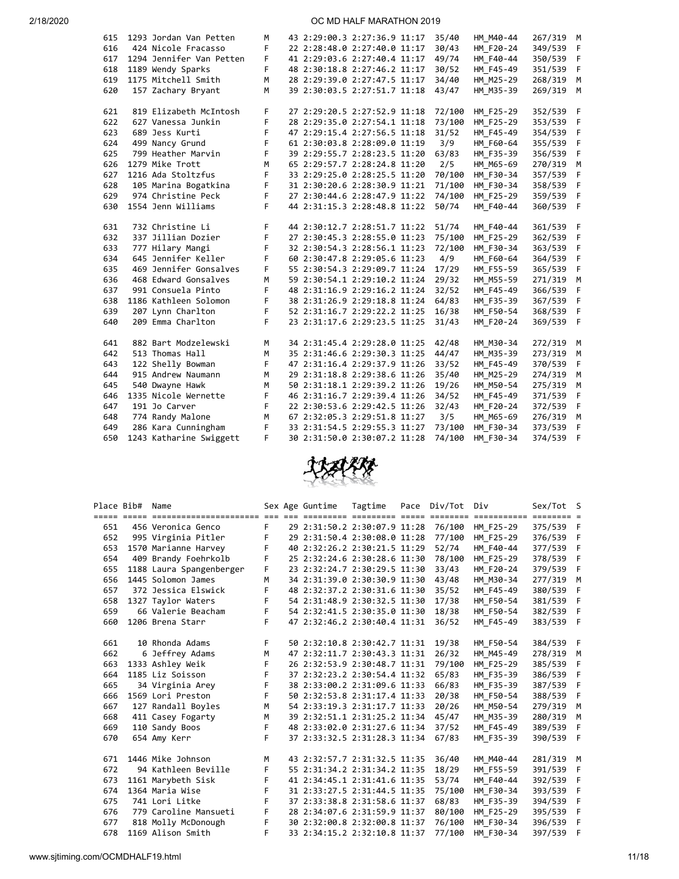| Place | Bib# | Name | Sex | Age | Guntime | Tagtime | Pace | Div/Tot | Div | Sex/Tot | S |
|---|---|---|---|---|---|---|---|---|---|---|---|
| 615 | 1293 | Jordan Van Petten | M | 43 | 2:29:00.3 | 2:27:36.9 | 11:17 | 35/40 | HM_M40-44 | 267/319 | M |
| 616 | 424 | Nicole Fracasso | F | 22 | 2:28:48.0 | 2:27:40.0 | 11:17 | 30/43 | HM_F20-24 | 349/539 | F |
| 617 | 1294 | Jennifer Van Petten | F | 41 | 2:29:03.6 | 2:27:40.4 | 11:17 | 49/74 | HM_F40-44 | 350/539 | F |
| 618 | 1189 | Wendy Sparks | F | 48 | 2:30:18.8 | 2:27:46.2 | 11:17 | 30/52 | HM_F45-49 | 351/539 | F |
| 619 | 1175 | Mitchell Smith | M | 28 | 2:29:39.0 | 2:27:47.5 | 11:17 | 34/40 | HM_M25-29 | 268/319 | M |
| 620 | 157 | Zachary Bryant | M | 39 | 2:30:03.5 | 2:27:51.7 | 11:18 | 43/47 | HM_M35-39 | 269/319 | M |
| 621 | 819 | Elizabeth McIntosh | F | 27 | 2:29:20.5 | 2:27:52.9 | 11:18 | 72/100 | HM_F25-29 | 352/539 | F |
| 622 | 627 | Vanessa Junkin | F | 28 | 2:29:35.0 | 2:27:54.1 | 11:18 | 73/100 | HM_F25-29 | 353/539 | F |
| 623 | 689 | Jess Kurti | F | 47 | 2:29:15.4 | 2:27:56.5 | 11:18 | 31/52 | HM_F45-49 | 354/539 | F |
| 624 | 499 | Nancy Grund | F | 61 | 2:30:03.8 | 2:28:09.0 | 11:19 | 3/9 | HM_F60-64 | 355/539 | F |
| 625 | 799 | Heather Marvin | F | 39 | 2:29:55.7 | 2:28:23.5 | 11:20 | 63/83 | HM_F35-39 | 356/539 | F |
| 626 | 1279 | Mike Trott | M | 65 | 2:29:57.7 | 2:28:24.8 | 11:20 | 2/5 | HM_M65-69 | 270/319 | M |
| 627 | 1216 | Ada Stoltzfus | F | 33 | 2:29:25.0 | 2:28:25.5 | 11:20 | 70/100 | HM_F30-34 | 357/539 | F |
| 628 | 105 | Marina Bogatkina | F | 31 | 2:30:20.6 | 2:28:30.9 | 11:21 | 71/100 | HM_F30-34 | 358/539 | F |
| 629 | 974 | Christine Peck | F | 27 | 2:30:44.6 | 2:28:47.9 | 11:22 | 74/100 | HM_F25-29 | 359/539 | F |
| 630 | 1554 | Jenn Williams | F | 44 | 2:31:15.3 | 2:28:48.8 | 11:22 | 50/74 | HM_F40-44 | 360/539 | F |
| 631 | 732 | Christine Li | F | 44 | 2:30:12.7 | 2:28:51.7 | 11:22 | 51/74 | HM_F40-44 | 361/539 | F |
| 632 | 337 | Jillian Dozier | F | 27 | 2:30:45.3 | 2:28:55.0 | 11:23 | 75/100 | HM_F25-29 | 362/539 | F |
| 633 | 777 | Hilary Mangi | F | 32 | 2:30:54.3 | 2:28:56.1 | 11:23 | 72/100 | HM_F30-34 | 363/539 | F |
| 634 | 645 | Jennifer Keller | F | 60 | 2:30:47.8 | 2:29:05.6 | 11:23 | 4/9 | HM_F60-64 | 364/539 | F |
| 635 | 469 | Jennifer Gonsalves | F | 55 | 2:30:54.3 | 2:29:09.7 | 11:24 | 17/29 | HM_F55-59 | 365/539 | F |
| 636 | 468 | Edward Gonsalves | M | 59 | 2:30:54.1 | 2:29:10.2 | 11:24 | 29/32 | HM_M55-59 | 271/319 | M |
| 637 | 991 | Consuela Pinto | F | 48 | 2:31:16.9 | 2:29:16.2 | 11:24 | 32/52 | HM_F45-49 | 366/539 | F |
| 638 | 1186 | Kathleen Solomon | F | 38 | 2:31:26.9 | 2:29:18.8 | 11:24 | 64/83 | HM_F35-39 | 367/539 | F |
| 639 | 207 | Lynn Charlton | F | 52 | 2:31:16.7 | 2:29:22.2 | 11:25 | 16/38 | HM_F50-54 | 368/539 | F |
| 640 | 209 | Emma Charlton | F | 23 | 2:31:17.6 | 2:29:23.5 | 11:25 | 31/43 | HM_F20-24 | 369/539 | F |
| 641 | 882 | Bart Modzelewski | M | 34 | 2:31:45.4 | 2:29:28.0 | 11:25 | 42/48 | HM_M30-34 | 272/319 | M |
| 642 | 513 | Thomas Hall | M | 35 | 2:31:46.6 | 2:29:30.3 | 11:25 | 44/47 | HM_M35-39 | 273/319 | M |
| 643 | 122 | Shelly Bowman | F | 47 | 2:31:16.4 | 2:29:37.9 | 11:26 | 33/52 | HM_F45-49 | 370/539 | F |
| 644 | 915 | Andrew Naumann | M | 29 | 2:31:18.8 | 2:29:38.6 | 11:26 | 35/40 | HM_M25-29 | 274/319 | M |
| 645 | 540 | Dwayne Hawk | M | 50 | 2:31:18.1 | 2:29:39.2 | 11:26 | 19/26 | HM_M50-54 | 275/319 | M |
| 646 | 1335 | Nicole Wernette | F | 46 | 2:31:16.7 | 2:29:39.4 | 11:26 | 34/52 | HM_F45-49 | 371/539 | F |
| 647 | 191 | Jo Carver | F | 22 | 2:30:53.6 | 2:29:42.5 | 11:26 | 32/43 | HM_F20-24 | 372/539 | F |
| 648 | 774 | Randy Malone | M | 67 | 2:32:05.3 | 2:29:51.8 | 11:27 | 3/5 | HM_M65-69 | 276/319 | M |
| 649 | 286 | Kara Cunningham | F | 33 | 2:31:54.5 | 2:29:55.3 | 11:27 | 73/100 | HM_F30-34 | 373/539 | F |
| 650 | 1243 | Katharine Swiggett | F | 30 | 2:31:50.0 | 2:30:07.2 | 11:28 | 74/100 | HM_F30-34 | 374/539 | F |

| Place | Bib# | Name | Sex | Age | Guntime | Tagtime | Pace | Div/Tot | Div | Sex/Tot | S |
|---|---|---|---|---|---|---|---|---|---|---|---|
| 651 | 456 | Veronica Genco | F | 29 | 2:31:50.2 | 2:30:07.9 | 11:28 | 76/100 | HM_F25-29 | 375/539 | F |
| 652 | 995 | Virginia Pitler | F | 29 | 2:31:50.4 | 2:30:08.0 | 11:28 | 77/100 | HM_F25-29 | 376/539 | F |
| 653 | 1570 | Marianne Harvey | F | 40 | 2:32:26.2 | 2:30:21.5 | 11:29 | 52/74 | HM_F40-44 | 377/539 | F |
| 654 | 409 | Brandy Foehrkolb | F | 25 | 2:32:24.6 | 2:30:28.6 | 11:30 | 78/100 | HM_F25-29 | 378/539 | F |
| 655 | 1188 | Laura Spangenberger | F | 23 | 2:32:24.7 | 2:30:29.5 | 11:30 | 33/43 | HM_F20-24 | 379/539 | F |
| 656 | 1445 | Solomon James | M | 34 | 2:31:39.0 | 2:30:30.9 | 11:30 | 43/48 | HM_M30-34 | 277/319 | M |
| 657 | 372 | Jessica Elswick | F | 48 | 2:32:37.2 | 2:30:31.6 | 11:30 | 35/52 | HM_F45-49 | 380/539 | F |
| 658 | 1327 | Taylor Waters | F | 54 | 2:31:48.9 | 2:30:32.5 | 11:30 | 17/38 | HM_F50-54 | 381/539 | F |
| 659 | 66 | Valerie Beacham | F | 54 | 2:32:41.5 | 2:30:35.0 | 11:30 | 18/38 | HM_F50-54 | 382/539 | F |
| 660 | 1206 | Brena Starr | F | 47 | 2:32:46.2 | 2:30:40.4 | 11:31 | 36/52 | HM_F45-49 | 383/539 | F |
| 661 | 10 | Rhonda Adams | F | 50 | 2:32:10.8 | 2:30:42.7 | 11:31 | 19/38 | HM_F50-54 | 384/539 | F |
| 662 | 6 | Jeffrey Adams | M | 47 | 2:32:11.7 | 2:30:43.3 | 11:31 | 26/32 | HM_M45-49 | 278/319 | M |
| 663 | 1333 | Ashley Weik | F | 26 | 2:32:53.9 | 2:30:48.7 | 11:31 | 79/100 | HM_F25-29 | 385/539 | F |
| 664 | 1185 | Liz Soisson | F | 37 | 2:32:23.2 | 2:30:54.4 | 11:32 | 65/83 | HM_F35-39 | 386/539 | F |
| 665 | 34 | Virginia Arey | F | 38 | 2:33:00.2 | 2:31:09.6 | 11:33 | 66/83 | HM_F35-39 | 387/539 | F |
| 666 | 1569 | Lori Preston | F | 50 | 2:32:53.8 | 2:31:17.4 | 11:33 | 20/38 | HM_F50-54 | 388/539 | F |
| 667 | 127 | Randall Boyles | M | 54 | 2:33:19.3 | 2:31:17.7 | 11:33 | 20/26 | HM_M50-54 | 279/319 | M |
| 668 | 411 | Casey Fogarty | M | 39 | 2:32:51.1 | 2:31:25.2 | 11:34 | 45/47 | HM_M35-39 | 280/319 | M |
| 669 | 110 | Sandy Boos | F | 48 | 2:33:02.0 | 2:31:27.6 | 11:34 | 37/52 | HM_F45-49 | 389/539 | F |
| 670 | 654 | Amy Kerr | F | 37 | 2:33:32.5 | 2:31:28.3 | 11:34 | 67/83 | HM_F35-39 | 390/539 | F |
| 671 | 1446 | Mike Johnson | M | 43 | 2:32:57.7 | 2:31:32.5 | 11:35 | 36/40 | HM_M40-44 | 281/319 | M |
| 672 | 94 | Kathleen Beville | F | 55 | 2:31:34.2 | 2:31:34.2 | 11:35 | 18/29 | HM_F55-59 | 391/539 | F |
| 673 | 1161 | Marybeth Sisk | F | 41 | 2:34:45.1 | 2:31:41.6 | 11:35 | 53/74 | HM_F40-44 | 392/539 | F |
| 674 | 1364 | Maria Wise | F | 31 | 2:33:27.5 | 2:31:44.5 | 11:35 | 75/100 | HM_F30-34 | 393/539 | F |
| 675 | 741 | Lori Litke | F | 37 | 2:33:38.8 | 2:31:58.6 | 11:37 | 68/83 | HM_F35-39 | 394/539 | F |
| 676 | 779 | Caroline Mansueti | F | 28 | 2:34:07.6 | 2:31:59.9 | 11:37 | 80/100 | HM_F25-29 | 395/539 | F |
| 677 | 818 | Molly McDonough | F | 30 | 2:32:00.8 | 2:32:00.8 | 11:37 | 76/100 | HM_F30-34 | 396/539 | F |
| 678 | 1169 | Alison Smith | F | 33 | 2:34:15.2 | 2:32:10.8 | 11:37 | 77/100 | HM_F30-34 | 397/539 | F |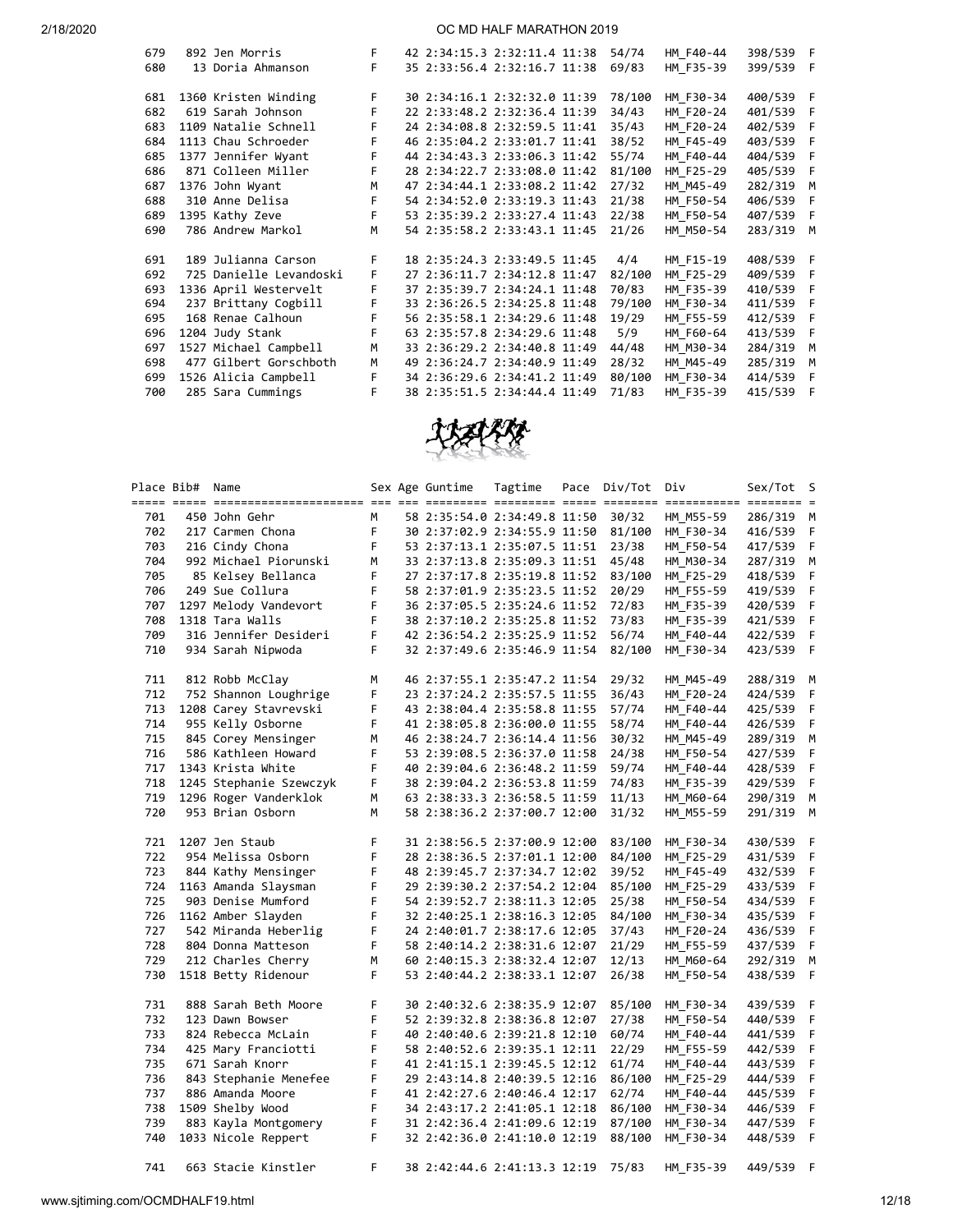| Place | Bib# | Name | Sex | Age | Guntime | Tagtime | Pace | Div/Tot | Div | Sex/Tot | S |
|---|---|---|---|---|---|---|---|---|---|---|---|
| 679 | 892 | Jen Morris | F | 42 | 2:34:15.3 | 2:32:11.4 | 11:38 | 54/74 | HM_F40-44 | 398/539 | F |
| 680 | 13 | Doria Ahmanson | F | 35 | 2:33:56.4 | 2:32:16.7 | 11:38 | 69/83 | HM_F35-39 | 399/539 | F |
| 681 | 1360 | Kristen Winding | F | 30 | 2:34:16.1 | 2:32:32.0 | 11:39 | 78/100 | HM_F30-34 | 400/539 | F |
| 682 | 619 | Sarah Johnson | F | 22 | 2:33:48.2 | 2:32:36.4 | 11:39 | 34/43 | HM_F20-24 | 401/539 | F |
| 683 | 1109 | Natalie Schnell | F | 24 | 2:34:08.8 | 2:32:59.5 | 11:41 | 35/43 | HM_F20-24 | 402/539 | F |
| 684 | 1113 | Chau Schroeder | F | 46 | 2:35:04.2 | 2:33:01.7 | 11:41 | 38/52 | HM_F45-49 | 403/539 | F |
| 685 | 1377 | Jennifer Wyant | F | 44 | 2:34:43.3 | 2:33:06.3 | 11:42 | 55/74 | HM_F40-44 | 404/539 | F |
| 686 | 871 | Colleen Miller | F | 28 | 2:34:22.7 | 2:33:08.0 | 11:42 | 81/100 | HM_F25-29 | 405/539 | F |
| 687 | 1376 | John Wyant | M | 47 | 2:34:44.1 | 2:33:08.2 | 11:42 | 27/32 | HM_M45-49 | 282/319 | M |
| 688 | 310 | Anne Delisa | F | 54 | 2:34:52.0 | 2:33:19.3 | 11:43 | 21/38 | HM_F50-54 | 406/539 | F |
| 689 | 1395 | Kathy Zeve | F | 53 | 2:35:39.2 | 2:33:27.4 | 11:43 | 22/38 | HM_F50-54 | 407/539 | F |
| 690 | 786 | Andrew Markol | M | 54 | 2:35:58.2 | 2:33:43.1 | 11:45 | 21/26 | HM_M50-54 | 283/319 | M |
| 691 | 189 | Julianna Carson | F | 18 | 2:35:24.3 | 2:33:49.5 | 11:45 | 4/4 | HM_F15-19 | 408/539 | F |
| 692 | 725 | Danielle Levandoski | F | 27 | 2:36:11.7 | 2:34:12.8 | 11:47 | 82/100 | HM_F25-29 | 409/539 | F |
| 693 | 1336 | April Westervelt | F | 37 | 2:35:39.7 | 2:34:24.1 | 11:48 | 70/83 | HM_F35-39 | 410/539 | F |
| 694 | 237 | Brittany Cogbill | F | 33 | 2:36:26.5 | 2:34:25.8 | 11:48 | 79/100 | HM_F30-34 | 411/539 | F |
| 695 | 168 | Renae Calhoun | F | 56 | 2:35:58.1 | 2:34:29.6 | 11:48 | 19/29 | HM_F55-59 | 412/539 | F |
| 696 | 1204 | Judy Stank | F | 63 | 2:35:57.8 | 2:34:29.6 | 11:48 | 5/9 | HM_F60-64 | 413/539 | F |
| 697 | 1527 | Michael Campbell | M | 33 | 2:36:29.2 | 2:34:40.8 | 11:49 | 44/48 | HM_M30-34 | 284/319 | M |
| 698 | 477 | Gilbert Gorschboth | M | 49 | 2:36:24.7 | 2:34:40.9 | 11:49 | 28/32 | HM_M45-49 | 285/319 | M |
| 699 | 1526 | Alicia Campbell | F | 34 | 2:36:29.6 | 2:34:41.2 | 11:49 | 80/100 | HM_F30-34 | 414/539 | F |
| 700 | 285 | Sara Cummings | F | 38 | 2:35:51.5 | 2:34:44.4 | 11:49 | 71/83 | HM_F35-39 | 415/539 | F |
| 701 | 450 | John Gehr | M | 58 | 2:35:54.0 | 2:34:49.8 | 11:50 | 30/32 | HM_M55-59 | 286/319 | M |
| 702 | 217 | Carmen Chona | F | 30 | 2:37:02.9 | 2:34:55.9 | 11:50 | 81/100 | HM_F30-34 | 416/539 | F |
| 703 | 216 | Cindy Chona | F | 53 | 2:37:13.1 | 2:35:07.5 | 11:51 | 23/38 | HM_F50-54 | 417/539 | F |
| 704 | 992 | Michael Piorunski | M | 33 | 2:37:13.8 | 2:35:09.3 | 11:51 | 45/48 | HM_M30-34 | 287/319 | M |
| 705 | 85 | Kelsey Bellanca | F | 27 | 2:37:17.8 | 2:35:19.8 | 11:52 | 83/100 | HM_F25-29 | 418/539 | F |
| 706 | 249 | Sue Collura | F | 58 | 2:37:01.9 | 2:35:23.5 | 11:52 | 20/29 | HM_F55-59 | 419/539 | F |
| 707 | 1297 | Melody Vandevort | F | 36 | 2:37:05.5 | 2:35:24.6 | 11:52 | 72/83 | HM_F35-39 | 420/539 | F |
| 708 | 1318 | Tara Walls | F | 38 | 2:37:10.2 | 2:35:25.8 | 11:52 | 73/83 | HM_F35-39 | 421/539 | F |
| 709 | 316 | Jennifer Desideri | F | 42 | 2:36:54.2 | 2:35:25.9 | 11:52 | 56/74 | HM_F40-44 | 422/539 | F |
| 710 | 934 | Sarah Nipwoda | F | 32 | 2:37:49.6 | 2:35:46.9 | 11:54 | 82/100 | HM_F30-34 | 423/539 | F |
| 711 | 812 | Robb McClay | M | 46 | 2:37:55.1 | 2:35:47.2 | 11:54 | 29/32 | HM_M45-49 | 288/319 | M |
| 712 | 752 | Shannon Loughrige | F | 23 | 2:37:24.2 | 2:35:57.5 | 11:55 | 36/43 | HM_F20-24 | 424/539 | F |
| 713 | 1208 | Carey Stavrevski | F | 43 | 2:38:04.4 | 2:35:58.8 | 11:55 | 57/74 | HM_F40-44 | 425/539 | F |
| 714 | 955 | Kelly Osborne | F | 41 | 2:38:05.8 | 2:36:00.0 | 11:55 | 58/74 | HM_F40-44 | 426/539 | F |
| 715 | 845 | Corey Mensinger | M | 46 | 2:38:24.7 | 2:36:14.4 | 11:56 | 30/32 | HM_M45-49 | 289/319 | M |
| 716 | 586 | Kathleen Howard | F | 53 | 2:39:08.5 | 2:36:37.0 | 11:58 | 24/38 | HM_F50-54 | 427/539 | F |
| 717 | 1343 | Krista White | F | 40 | 2:39:04.6 | 2:36:48.2 | 11:59 | 59/74 | HM_F40-44 | 428/539 | F |
| 718 | 1245 | Stephanie Szewczyk | F | 38 | 2:39:04.2 | 2:36:53.8 | 11:59 | 74/83 | HM_F35-39 | 429/539 | F |
| 719 | 1296 | Roger Vanderklok | M | 63 | 2:38:33.3 | 2:36:58.5 | 11:59 | 11/13 | HM_M60-64 | 290/319 | M |
| 720 | 953 | Brian Osborn | M | 58 | 2:38:36.2 | 2:37:00.7 | 12:00 | 31/32 | HM_M55-59 | 291/319 | M |
| 721 | 1207 | Jen Staub | F | 31 | 2:38:56.5 | 2:37:00.9 | 12:00 | 83/100 | HM_F30-34 | 430/539 | F |
| 722 | 954 | Melissa Osborn | F | 28 | 2:38:36.5 | 2:37:01.1 | 12:00 | 84/100 | HM_F25-29 | 431/539 | F |
| 723 | 844 | Kathy Mensinger | F | 48 | 2:39:45.7 | 2:37:34.7 | 12:02 | 39/52 | HM_F45-49 | 432/539 | F |
| 724 | 1163 | Amanda Slaysman | F | 29 | 2:39:30.2 | 2:37:54.2 | 12:04 | 85/100 | HM_F25-29 | 433/539 | F |
| 725 | 903 | Denise Mumford | F | 54 | 2:39:52.7 | 2:38:11.3 | 12:05 | 25/38 | HM_F50-54 | 434/539 | F |
| 726 | 1162 | Amber Slayden | F | 32 | 2:40:25.1 | 2:38:16.3 | 12:05 | 84/100 | HM_F30-34 | 435/539 | F |
| 727 | 542 | Miranda Heberlig | F | 24 | 2:40:01.7 | 2:38:17.6 | 12:05 | 37/43 | HM_F20-24 | 436/539 | F |
| 728 | 804 | Donna Matteson | F | 58 | 2:40:14.2 | 2:38:31.6 | 12:07 | 21/29 | HM_F55-59 | 437/539 | F |
| 729 | 212 | Charles Cherry | M | 60 | 2:40:15.3 | 2:38:32.4 | 12:07 | 12/13 | HM_M60-64 | 292/319 | M |
| 730 | 1518 | Betty Ridenour | F | 53 | 2:40:44.2 | 2:38:33.1 | 12:07 | 26/38 | HM_F50-54 | 438/539 | F |
| 731 | 888 | Sarah Beth Moore | F | 30 | 2:40:32.6 | 2:38:35.9 | 12:07 | 85/100 | HM_F30-34 | 439/539 | F |
| 732 | 123 | Dawn Bowser | F | 52 | 2:39:32.8 | 2:38:36.8 | 12:07 | 27/38 | HM_F50-54 | 440/539 | F |
| 733 | 824 | Rebecca McLain | F | 40 | 2:40:40.6 | 2:39:21.8 | 12:10 | 60/74 | HM_F40-44 | 441/539 | F |
| 734 | 425 | Mary Franciotti | F | 58 | 2:40:52.6 | 2:39:35.1 | 12:11 | 22/29 | HM_F55-59 | 442/539 | F |
| 735 | 671 | Sarah Knorr | F | 41 | 2:41:15.1 | 2:39:45.5 | 12:12 | 61/74 | HM_F40-44 | 443/539 | F |
| 736 | 843 | Stephanie Menefee | F | 29 | 2:43:14.8 | 2:40:39.5 | 12:16 | 86/100 | HM_F25-29 | 444/539 | F |
| 737 | 886 | Amanda Moore | F | 41 | 2:42:27.6 | 2:40:46.4 | 12:17 | 62/74 | HM_F40-44 | 445/539 | F |
| 738 | 1509 | Shelby Wood | F | 34 | 2:43:17.2 | 2:41:05.1 | 12:18 | 86/100 | HM_F30-34 | 446/539 | F |
| 739 | 883 | Kayla Montgomery | F | 31 | 2:42:36.4 | 2:41:09.6 | 12:19 | 87/100 | HM_F30-34 | 447/539 | F |
| 740 | 1033 | Nicole Reppert | F | 32 | 2:42:36.0 | 2:41:10.0 | 12:19 | 88/100 | HM_F30-34 | 448/539 | F |
| 741 | 663 | Stacie Kinstler | F | 38 | 2:42:44.6 | 2:41:13.3 | 12:19 | 75/83 | HM_F35-39 | 449/539 | F |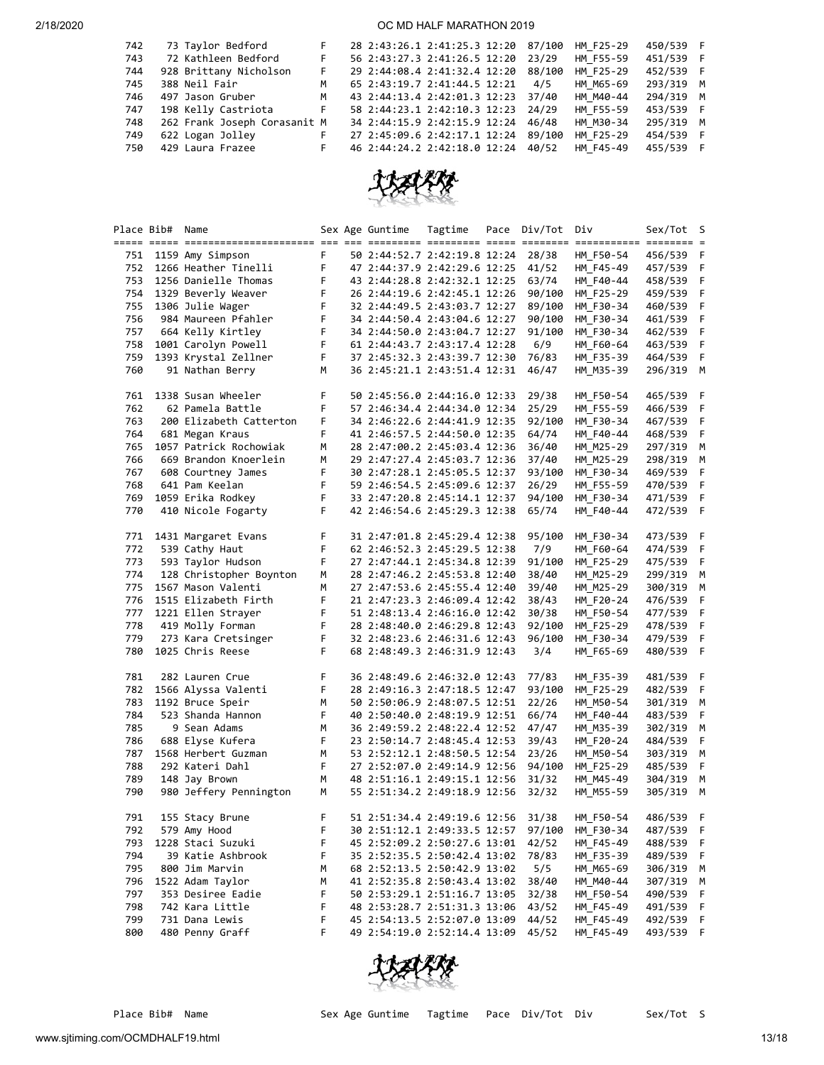| Place | Bib# | Name | Sex | Age | Guntime | Tagtime | Pace | Div/Tot | Div | Sex/Tot | S |
|---|---|---|---|---|---|---|---|---|---|---|---|
| 742 | 73 | Taylor Bedford | F | 28 | 2:43:26.1 | 2:41:25.3 | 12:20 | 87/100 | HM_F25-29 | 450/539 | F |
| 743 | 72 | Kathleen Bedford | F | 56 | 2:43:27.3 | 2:41:26.5 | 12:20 | 23/29 | HM_F55-59 | 451/539 | F |
| 744 | 928 | Brittany Nicholson | F | 29 | 2:44:08.4 | 2:41:32.4 | 12:20 | 88/100 | HM_F25-29 | 452/539 | F |
| 745 | 388 | Neil Fair | M | 65 | 2:43:19.7 | 2:41:44.5 | 12:21 | 4/5 | HM_M65-69 | 293/319 | M |
| 746 | 497 | Jason Gruber | M | 43 | 2:44:13.4 | 2:42:01.3 | 12:23 | 37/40 | HM_M40-44 | 294/319 | M |
| 747 | 198 | Kelly Castriota | F | 58 | 2:44:23.1 | 2:42:10.3 | 12:23 | 24/29 | HM_F55-59 | 453/539 | F |
| 748 | 262 | Frank Joseph Corasanit | M | 34 | 2:44:15.9 | 2:42:15.9 | 12:24 | 46/48 | HM_M30-34 | 295/319 | M |
| 749 | 622 | Logan Jolley | F | 27 | 2:45:09.6 | 2:42:17.1 | 12:24 | 89/100 | HM_F25-29 | 454/539 | F |
| 750 | 429 | Laura Frazee | F | 46 | 2:44:24.2 | 2:42:18.0 | 12:24 | 40/52 | HM_F45-49 | 455/539 | F |
| 751 | 1159 | Amy Simpson | F | 50 | 2:44:52.7 | 2:42:19.8 | 12:24 | 28/38 | HM_F50-54 | 456/539 | F |
| 752 | 1266 | Heather Tinelli | F | 47 | 2:44:37.9 | 2:42:29.6 | 12:25 | 41/52 | HM_F45-49 | 457/539 | F |
| 753 | 1256 | Danielle Thomas | F | 43 | 2:44:28.8 | 2:42:32.1 | 12:25 | 63/74 | HM_F40-44 | 458/539 | F |
| 754 | 1329 | Beverly Weaver | F | 26 | 2:44:19.6 | 2:42:45.1 | 12:26 | 90/100 | HM_F25-29 | 459/539 | F |
| 755 | 1306 | Julie Wager | F | 32 | 2:44:49.5 | 2:43:03.7 | 12:27 | 89/100 | HM_F30-34 | 460/539 | F |
| 756 | 984 | Maureen Pfahler | F | 34 | 2:44:50.4 | 2:43:04.6 | 12:27 | 90/100 | HM_F30-34 | 461/539 | F |
| 757 | 664 | Kelly Kirtley | F | 34 | 2:44:50.0 | 2:43:04.7 | 12:27 | 91/100 | HM_F30-34 | 462/539 | F |
| 758 | 1001 | Carolyn Powell | F | 61 | 2:44:43.7 | 2:43:17.4 | 12:28 | 6/9 | HM_F60-64 | 463/539 | F |
| 759 | 1393 | Krystal Zellner | F | 37 | 2:45:32.3 | 2:43:39.7 | 12:30 | 76/83 | HM_F35-39 | 464/539 | F |
| 760 | 91 | Nathan Berry | M | 36 | 2:45:21.1 | 2:43:51.4 | 12:31 | 46/47 | HM_M35-39 | 296/319 | M |
| 761 | 1338 | Susan Wheeler | F | 50 | 2:45:56.0 | 2:44:16.0 | 12:33 | 29/38 | HM_F50-54 | 465/539 | F |
| 762 | 62 | Pamela Battle | F | 57 | 2:46:34.4 | 2:44:34.0 | 12:34 | 25/29 | HM_F55-59 | 466/539 | F |
| 763 | 200 | Elizabeth Catterton | F | 34 | 2:46:22.6 | 2:44:41.9 | 12:35 | 92/100 | HM_F30-34 | 467/539 | F |
| 764 | 681 | Megan Kraus | F | 41 | 2:46:57.5 | 2:44:50.0 | 12:35 | 64/74 | HM_F40-44 | 468/539 | F |
| 765 | 1057 | Patrick Rochowiak | M | 28 | 2:47:00.2 | 2:45:03.4 | 12:36 | 36/40 | HM_M25-29 | 297/319 | M |
| 766 | 669 | Brandon Knoerlein | M | 29 | 2:47:27.4 | 2:45:03.7 | 12:36 | 37/40 | HM_M25-29 | 298/319 | M |
| 767 | 608 | Courtney James | F | 30 | 2:47:28.1 | 2:45:05.5 | 12:37 | 93/100 | HM_F30-34 | 469/539 | F |
| 768 | 641 | Pam Keelan | F | 59 | 2:46:54.5 | 2:45:09.6 | 12:37 | 26/29 | HM_F55-59 | 470/539 | F |
| 769 | 1059 | Erika Rodkey | F | 33 | 2:47:20.8 | 2:45:14.1 | 12:37 | 94/100 | HM_F30-34 | 471/539 | F |
| 770 | 410 | Nicole Fogarty | F | 42 | 2:46:54.6 | 2:45:29.3 | 12:38 | 65/74 | HM_F40-44 | 472/539 | F |
| 771 | 1431 | Margaret Evans | F | 31 | 2:47:01.8 | 2:45:29.4 | 12:38 | 95/100 | HM_F30-34 | 473/539 | F |
| 772 | 539 | Cathy Haut | F | 62 | 2:46:52.3 | 2:45:29.5 | 12:38 | 7/9 | HM_F60-64 | 474/539 | F |
| 773 | 593 | Taylor Hudson | F | 27 | 2:47:44.1 | 2:45:34.8 | 12:39 | 91/100 | HM_F25-29 | 475/539 | F |
| 774 | 128 | Christopher Boynton | M | 28 | 2:47:46.2 | 2:45:53.8 | 12:40 | 38/40 | HM_M25-29 | 299/319 | M |
| 775 | 1567 | Mason Valenti | M | 27 | 2:47:53.6 | 2:45:55.4 | 12:40 | 39/40 | HM_M25-29 | 300/319 | M |
| 776 | 1515 | Elizabeth Firth | F | 21 | 2:47:23.3 | 2:46:09.4 | 12:42 | 38/43 | HM_F20-24 | 476/539 | F |
| 777 | 1221 | Ellen Strayer | F | 51 | 2:48:13.4 | 2:46:16.0 | 12:42 | 30/38 | HM_F50-54 | 477/539 | F |
| 778 | 419 | Molly Forman | F | 28 | 2:48:40.0 | 2:46:29.8 | 12:43 | 92/100 | HM_F25-29 | 478/539 | F |
| 779 | 273 | Kara Cretsinger | F | 32 | 2:48:23.6 | 2:46:31.6 | 12:43 | 96/100 | HM_F30-34 | 479/539 | F |
| 780 | 1025 | Chris Reese | F | 68 | 2:48:49.3 | 2:46:31.9 | 12:43 | 3/4 | HM_F65-69 | 480/539 | F |
| 781 | 282 | Lauren Crue | F | 36 | 2:48:49.6 | 2:46:32.0 | 12:43 | 77/83 | HM_F35-39 | 481/539 | F |
| 782 | 1566 | Alyssa Valenti | F | 28 | 2:49:16.3 | 2:47:18.5 | 12:47 | 93/100 | HM_F25-29 | 482/539 | F |
| 783 | 1192 | Bruce Speir | M | 50 | 2:50:06.9 | 2:48:07.5 | 12:51 | 22/26 | HM_M50-54 | 301/319 | M |
| 784 | 523 | Shanda Hannon | F | 40 | 2:50:40.0 | 2:48:19.9 | 12:51 | 66/74 | HM_F40-44 | 483/539 | F |
| 785 | 9 | Sean Adams | M | 36 | 2:49:59.2 | 2:48:22.4 | 12:52 | 47/47 | HM_M35-39 | 302/319 | M |
| 786 | 688 | Elyse Kufera | F | 23 | 2:50:14.7 | 2:48:45.4 | 12:53 | 39/43 | HM_F20-24 | 484/539 | F |
| 787 | 1568 | Herbert Guzman | M | 53 | 2:52:12.1 | 2:48:50.5 | 12:54 | 23/26 | HM_M50-54 | 303/319 | M |
| 788 | 292 | Kateri Dahl | F | 27 | 2:52:07.0 | 2:49:14.9 | 12:56 | 94/100 | HM_F25-29 | 485/539 | F |
| 789 | 148 | Jay Brown | M | 48 | 2:51:16.1 | 2:49:15.1 | 12:56 | 31/32 | HM_M45-49 | 304/319 | M |
| 790 | 980 | Jeffery Pennington | M | 55 | 2:51:34.2 | 2:49:18.9 | 12:56 | 32/32 | HM_M55-59 | 305/319 | M |
| 791 | 155 | Stacy Brune | F | 51 | 2:51:34.4 | 2:49:19.6 | 12:56 | 31/38 | HM_F50-54 | 486/539 | F |
| 792 | 579 | Amy Hood | F | 30 | 2:51:12.1 | 2:49:33.5 | 12:57 | 97/100 | HM_F30-34 | 487/539 | F |
| 793 | 1228 | Staci Suzuki | F | 45 | 2:52:09.2 | 2:50:27.6 | 13:01 | 42/52 | HM_F45-49 | 488/539 | F |
| 794 | 39 | Katie Ashbrook | F | 35 | 2:52:35.5 | 2:50:42.4 | 13:02 | 78/83 | HM_F35-39 | 489/539 | F |
| 795 | 800 | Jim Marvin | M | 68 | 2:52:13.5 | 2:50:42.9 | 13:02 | 5/5 | HM_M65-69 | 306/319 | M |
| 796 | 1522 | Adam Taylor | M | 41 | 2:52:35.8 | 2:50:43.4 | 13:02 | 38/40 | HM_M40-44 | 307/319 | M |
| 797 | 353 | Desiree Eadie | F | 50 | 2:53:29.1 | 2:51:16.7 | 13:05 | 32/38 | HM_F50-54 | 490/539 | F |
| 798 | 742 | Kara Little | F | 48 | 2:53:28.7 | 2:51:31.3 | 13:06 | 43/52 | HM_F45-49 | 491/539 | F |
| 799 | 731 | Dana Lewis | F | 45 | 2:54:13.5 | 2:52:07.0 | 13:09 | 44/52 | HM_F45-49 | 492/539 | F |
| 800 | 480 | Penny Graff | F | 49 | 2:54:19.0 | 2:52:14.4 | 13:09 | 45/52 | HM_F45-49 | 493/539 | F |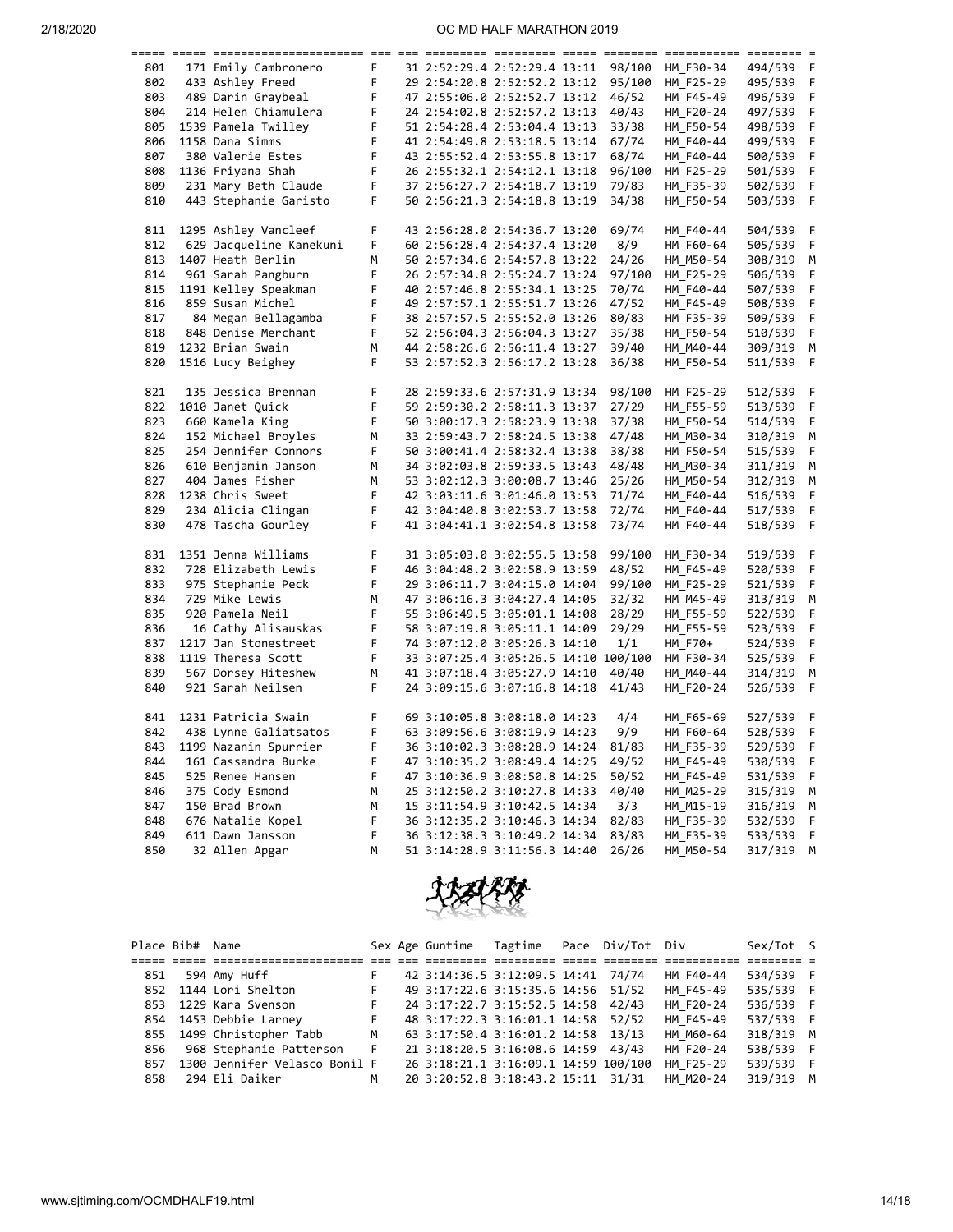| Place | Bib# | Name | Sex | Age | Guntime | Tagtime | Pace | Div/Tot | Div | Sex/Tot | S |
|---|---|---|---|---|---|---|---|---|---|---|---|
| 801 | 171 | Emily Cambronero | F | 31 | 2:52:29.4 | 2:52:29.4 | 13:11 | 98/100 | HM_F30-34 | 494/539 | F |
| 802 | 433 | Ashley Freed | F | 29 | 2:54:20.8 | 2:52:52.2 | 13:12 | 95/100 | HM_F25-29 | 495/539 | F |
| 803 | 489 | Darin Graybeal | F | 47 | 2:55:06.0 | 2:52:52.7 | 13:12 | 46/52 | HM_F45-49 | 496/539 | F |
| 804 | 214 | Helen Chiamulera | F | 24 | 2:54:02.8 | 2:52:57.2 | 13:13 | 40/43 | HM_F20-24 | 497/539 | F |
| 805 | 1539 | Pamela Twilley | F | 51 | 2:54:28.4 | 2:53:04.4 | 13:13 | 33/38 | HM_F50-54 | 498/539 | F |
| 806 | 1158 | Dana Simms | F | 41 | 2:54:49.8 | 2:53:18.5 | 13:14 | 67/74 | HM_F40-44 | 499/539 | F |
| 807 | 380 | Valerie Estes | F | 43 | 2:55:52.4 | 2:53:55.8 | 13:17 | 68/74 | HM_F40-44 | 500/539 | F |
| 808 | 1136 | Friyana Shah | F | 26 | 2:55:32.1 | 2:54:12.1 | 13:18 | 96/100 | HM_F25-29 | 501/539 | F |
| 809 | 231 | Mary Beth Claude | F | 37 | 2:56:27.7 | 2:54:18.7 | 13:19 | 79/83 | HM_F35-39 | 502/539 | F |
| 810 | 443 | Stephanie Garisto | F | 50 | 2:56:21.3 | 2:54:18.8 | 13:19 | 34/38 | HM_F50-54 | 503/539 | F |
| 811 | 1295 | Ashley Vancleef | F | 43 | 2:56:28.0 | 2:54:36.7 | 13:20 | 69/74 | HM_F40-44 | 504/539 | F |
| 812 | 629 | Jacqueline Kanekuni | F | 60 | 2:56:28.4 | 2:54:37.4 | 13:20 | 8/9 | HM_F60-64 | 505/539 | F |
| 813 | 1407 | Heath Berlin | M | 50 | 2:57:34.6 | 2:54:57.8 | 13:22 | 24/26 | HM_M50-54 | 308/319 | M |
| 814 | 961 | Sarah Pangburn | F | 26 | 2:57:34.8 | 2:55:24.7 | 13:24 | 97/100 | HM_F25-29 | 506/539 | F |
| 815 | 1191 | Kelley Speakman | F | 40 | 2:57:46.8 | 2:55:34.1 | 13:25 | 70/74 | HM_F40-44 | 507/539 | F |
| 816 | 859 | Susan Michel | F | 49 | 2:57:57.1 | 2:55:51.7 | 13:26 | 47/52 | HM_F45-49 | 508/539 | F |
| 817 | 84 | Megan Bellagamba | F | 38 | 2:57:57.5 | 2:55:52.0 | 13:26 | 80/83 | HM_F35-39 | 509/539 | F |
| 818 | 848 | Denise Merchant | F | 52 | 2:56:04.3 | 2:56:04.3 | 13:27 | 35/38 | HM_F50-54 | 510/539 | F |
| 819 | 1232 | Brian Swain | M | 44 | 2:58:26.6 | 2:56:11.4 | 13:27 | 39/40 | HM_M40-44 | 309/319 | M |
| 820 | 1516 | Lucy Beighey | F | 53 | 2:57:52.3 | 2:56:17.2 | 13:28 | 36/38 | HM_F50-54 | 511/539 | F |
| 821 | 135 | Jessica Brennan | F | 28 | 2:59:33.6 | 2:57:31.9 | 13:34 | 98/100 | HM_F25-29 | 512/539 | F |
| 822 | 1010 | Janet Quick | F | 59 | 2:59:30.2 | 2:58:11.3 | 13:37 | 27/29 | HM_F55-59 | 513/539 | F |
| 823 | 660 | Kamela King | F | 50 | 3:00:17.3 | 2:58:23.9 | 13:38 | 37/38 | HM_F50-54 | 514/539 | F |
| 824 | 152 | Michael Broyles | M | 33 | 2:59:43.7 | 2:58:24.5 | 13:38 | 47/48 | HM_M30-34 | 310/319 | M |
| 825 | 254 | Jennifer Connors | F | 50 | 3:00:41.4 | 2:58:32.4 | 13:38 | 38/38 | HM_F50-54 | 515/539 | F |
| 826 | 610 | Benjamin Janson | M | 34 | 3:02:03.8 | 2:59:33.5 | 13:43 | 48/48 | HM_M30-34 | 311/319 | M |
| 827 | 404 | James Fisher | M | 53 | 3:02:12.3 | 3:00:08.7 | 13:46 | 25/26 | HM_M50-54 | 312/319 | M |
| 828 | 1238 | Chris Sweet | F | 42 | 3:03:11.6 | 3:01:46.0 | 13:53 | 71/74 | HM_F40-44 | 516/539 | F |
| 829 | 234 | Alicia Clingan | F | 42 | 3:04:40.8 | 3:02:53.7 | 13:58 | 72/74 | HM_F40-44 | 517/539 | F |
| 830 | 478 | Tascha Gourley | F | 41 | 3:04:41.1 | 3:02:54.8 | 13:58 | 73/74 | HM_F40-44 | 518/539 | F |
| 831 | 1351 | Jenna Williams | F | 31 | 3:05:03.0 | 3:02:55.5 | 13:58 | 99/100 | HM_F30-34 | 519/539 | F |
| 832 | 728 | Elizabeth Lewis | F | 46 | 3:04:48.2 | 3:02:58.9 | 13:59 | 48/52 | HM_F45-49 | 520/539 | F |
| 833 | 975 | Stephanie Peck | F | 29 | 3:06:11.7 | 3:04:15.0 | 14:04 | 99/100 | HM_F25-29 | 521/539 | F |
| 834 | 729 | Mike Lewis | M | 47 | 3:06:16.3 | 3:04:27.4 | 14:05 | 32/32 | HM_M45-49 | 313/319 | M |
| 835 | 920 | Pamela Neil | F | 55 | 3:06:49.5 | 3:05:01.1 | 14:08 | 28/29 | HM_F55-59 | 522/539 | F |
| 836 | 16 | Cathy Alisauskas | F | 58 | 3:07:19.8 | 3:05:11.1 | 14:09 | 29/29 | HM_F55-59 | 523/539 | F |
| 837 | 1217 | Jan Stonestreet | F | 74 | 3:07:12.0 | 3:05:26.3 | 14:10 | 1/1 | HM_F70+ | 524/539 | F |
| 838 | 1119 | Theresa Scott | F | 33 | 3:07:25.4 | 3:05:26.5 | 14:10 | 100/100 | HM_F30-34 | 525/539 | F |
| 839 | 567 | Dorsey Hiteshew | M | 41 | 3:07:18.4 | 3:05:27.9 | 14:10 | 40/40 | HM_M40-44 | 314/319 | M |
| 840 | 921 | Sarah Neilsen | F | 24 | 3:09:15.6 | 3:07:16.8 | 14:18 | 41/43 | HM_F20-24 | 526/539 | F |
| 841 | 1231 | Patricia Swain | F | 69 | 3:10:05.8 | 3:08:18.0 | 14:23 | 4/4 | HM_F65-69 | 527/539 | F |
| 842 | 438 | Lynne Galiatsatos | F | 63 | 3:09:56.6 | 3:08:19.9 | 14:23 | 9/9 | HM_F60-64 | 528/539 | F |
| 843 | 1199 | Nazanin Spurrier | F | 36 | 3:10:02.3 | 3:08:28.9 | 14:24 | 81/83 | HM_F35-39 | 529/539 | F |
| 844 | 161 | Cassandra Burke | F | 47 | 3:10:35.2 | 3:08:49.4 | 14:25 | 49/52 | HM_F45-49 | 530/539 | F |
| 845 | 525 | Renee Hansen | F | 47 | 3:10:36.9 | 3:08:50.8 | 14:25 | 50/52 | HM_F45-49 | 531/539 | F |
| 846 | 375 | Cody Esmond | M | 25 | 3:12:50.2 | 3:10:27.8 | 14:33 | 40/40 | HM_M25-29 | 315/319 | M |
| 847 | 150 | Brad Brown | M | 15 | 3:11:54.9 | 3:10:42.5 | 14:34 | 3/3 | HM_M15-19 | 316/319 | M |
| 848 | 676 | Natalie Kopel | F | 36 | 3:12:35.2 | 3:10:46.3 | 14:34 | 82/83 | HM_F35-39 | 532/539 | F |
| 849 | 611 | Dawn Jansson | F | 36 | 3:12:38.3 | 3:10:49.2 | 14:34 | 83/83 | HM_F35-39 | 533/539 | F |
| 850 | 32 | Allen Apgar | M | 51 | 3:14:28.9 | 3:11:56.3 | 14:40 | 26/26 | HM_M50-54 | 317/319 | M |
| 851 | 594 | Amy Huff | F | 42 | 3:14:36.5 | 3:12:09.5 | 14:41 | 74/74 | HM_F40-44 | 534/539 | F |
| 852 | 1144 | Lori Shelton | F | 49 | 3:17:22.6 | 3:15:35.6 | 14:56 | 51/52 | HM_F45-49 | 535/539 | F |
| 853 | 1229 | Kara Svenson | F | 24 | 3:17:22.7 | 3:15:52.5 | 14:58 | 42/43 | HM_F20-24 | 536/539 | F |
| 854 | 1453 | Debbie Larney | F | 48 | 3:17:22.3 | 3:16:01.1 | 14:58 | 52/52 | HM_F45-49 | 537/539 | F |
| 855 | 1499 | Christopher Tabb | M | 63 | 3:17:50.4 | 3:16:01.2 | 14:58 | 13/13 | HM_M60-64 | 318/319 | M |
| 856 | 968 | Stephanie Patterson | F | 21 | 3:18:20.5 | 3:16:08.6 | 14:59 | 43/43 | HM_F20-24 | 538/539 | F |
| 857 | 1300 | Jennifer Velasco Bonil | F | 26 | 3:18:21.1 | 3:16:09.1 | 14:59 | 100/100 | HM_F25-29 | 539/539 | F |
| 858 | 294 | Eli Daiker | M | 20 | 3:20:52.8 | 3:18:43.2 | 15:11 | 31/31 | HM_M20-24 | 319/319 | M |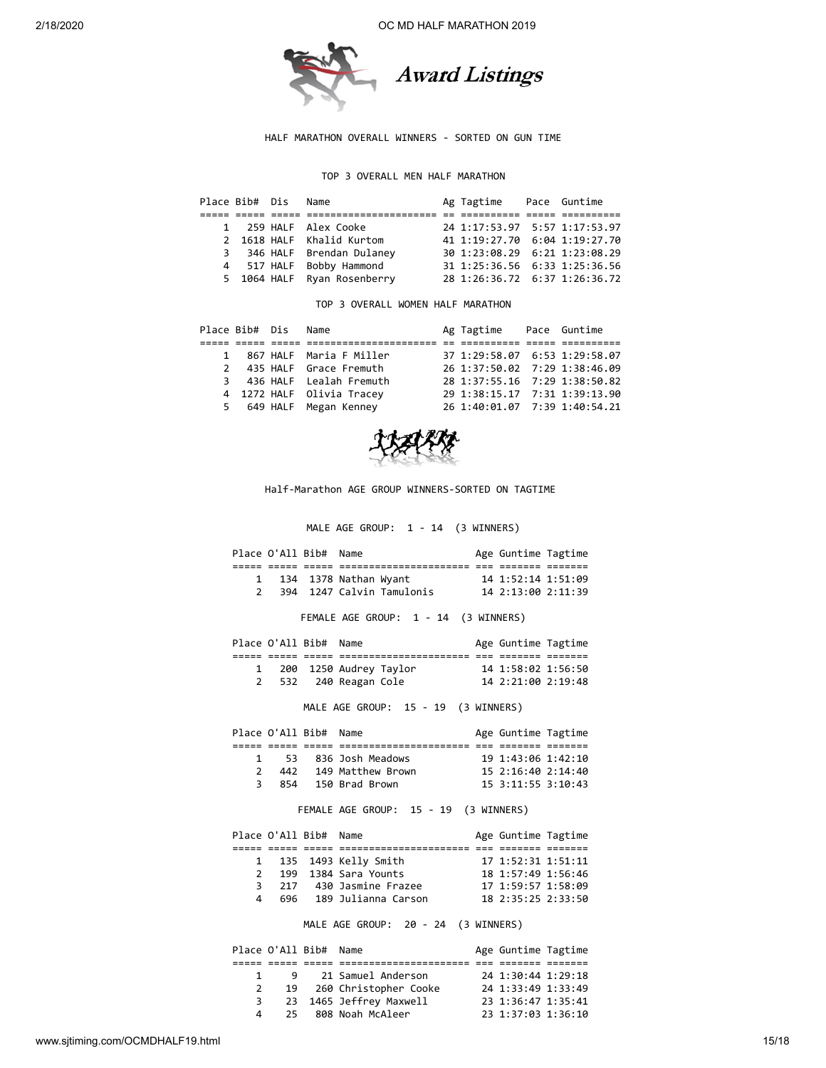# Award Listings

HALF MARATHON OVERALL WINNERS - SORTED ON GUN TIME

## TOP 3 OVERALL MEN HALF MARATHON

| Place | Bib# | Dis | Name | Ag | Tagtime | Pace | Guntime |
|---|---|---|---|---|---|---|---|
| 1 | 259 | HALF | Alex Cooke | 24 | 1:17:53.97 | 5:57 | 1:17:53.97 |
| 2 | 1618 | HALF | Khalid Kurtom | 41 | 1:19:27.70 | 6:04 | 1:19:27.70 |
| 3 | 346 | HALF | Brendan Dulaney | 30 | 1:23:08.29 | 6:21 | 1:23:08.29 |
| 4 | 517 | HALF | Bobby Hammond | 31 | 1:25:36.56 | 6:33 | 1:25:36.56 |
| 5 | 1064 | HALF | Ryan Rosenberry | 28 | 1:26:36.72 | 6:37 | 1:26:36.72 |

## TOP 3 OVERALL WOMEN HALF MARATHON

| Place | Bib# | Dis | Name | Ag | Tagtime | Pace | Guntime |
|---|---|---|---|---|---|---|---|
| 1 | 867 | HALF | Maria F Miller | 37 | 1:29:58.07 | 6:53 | 1:29:58.07 |
| 2 | 435 | HALF | Grace Fremuth | 26 | 1:37:50.02 | 7:29 | 1:38:46.09 |
| 3 | 436 | HALF | Lealah Fremuth | 28 | 1:37:55.16 | 7:29 | 1:38:50.82 |
| 4 | 1272 | HALF | Olivia Tracey | 29 | 1:38:15.17 | 7:31 | 1:39:13.90 |
| 5 | 649 | HALF | Megan Kenney | 26 | 1:40:01.07 | 7:39 | 1:40:54.21 |

Half-Marathon AGE GROUP WINNERS-SORTED ON TAGTIME

## MALE AGE GROUP: 1 - 14 (3 WINNERS)

| Place | O'All | Bib# | Name | Age | Guntime | Tagtime |
|---|---|---|---|---|---|---|
| 1 | 134 | 1378 | Nathan Wyant | 14 | 1:52:14 | 1:51:09 |
| 2 | 394 | 1247 | Calvin Tamulonis | 14 | 2:13:00 | 2:11:39 |

## FEMALE AGE GROUP: 1 - 14 (3 WINNERS)

| Place | O'All | Bib# | Name | Age | Guntime | Tagtime |
|---|---|---|---|---|---|---|
| 1 | 200 | 1250 | Audrey Taylor | 14 | 1:58:02 | 1:56:50 |
| 2 | 532 | 240 | Reagan Cole | 14 | 2:21:00 | 2:19:48 |

## MALE AGE GROUP: 15 - 19 (3 WINNERS)

| Place | O'All | Bib# | Name | Age | Guntime | Tagtime |
|---|---|---|---|---|---|---|
| 1 | 53 | 836 | Josh Meadows | 19 | 1:43:06 | 1:42:10 |
| 2 | 442 | 149 | Matthew Brown | 15 | 2:16:40 | 2:14:40 |
| 3 | 854 | 150 | Brad Brown | 15 | 3:11:55 | 3:10:43 |

## FEMALE AGE GROUP: 15 - 19 (3 WINNERS)

| Place | O'All | Bib# | Name | Age | Guntime | Tagtime |
|---|---|---|---|---|---|---|
| 1 | 135 | 1493 | Kelly Smith | 17 | 1:52:31 | 1:51:11 |
| 2 | 199 | 1384 | Sara Younts | 18 | 1:57:49 | 1:56:46 |
| 3 | 217 | 430 | Jasmine Frazee | 17 | 1:59:57 | 1:58:09 |
| 4 | 696 | 189 | Julianna Carson | 18 | 2:35:25 | 2:33:50 |

## MALE AGE GROUP: 20 - 24 (3 WINNERS)

| Place | O'All | Bib# | Name | Age | Guntime | Tagtime |
|---|---|---|---|---|---|---|
| 1 | 9 | 21 | Samuel Anderson | 24 | 1:30:44 | 1:29:18 |
| 2 | 19 | 260 | Christopher Cooke | 24 | 1:33:49 | 1:33:49 |
| 3 | 23 | 1465 | Jeffrey Maxwell | 23 | 1:36:47 | 1:35:41 |
| 4 | 25 | 808 | Noah McAleer | 23 | 1:37:03 | 1:36:10 |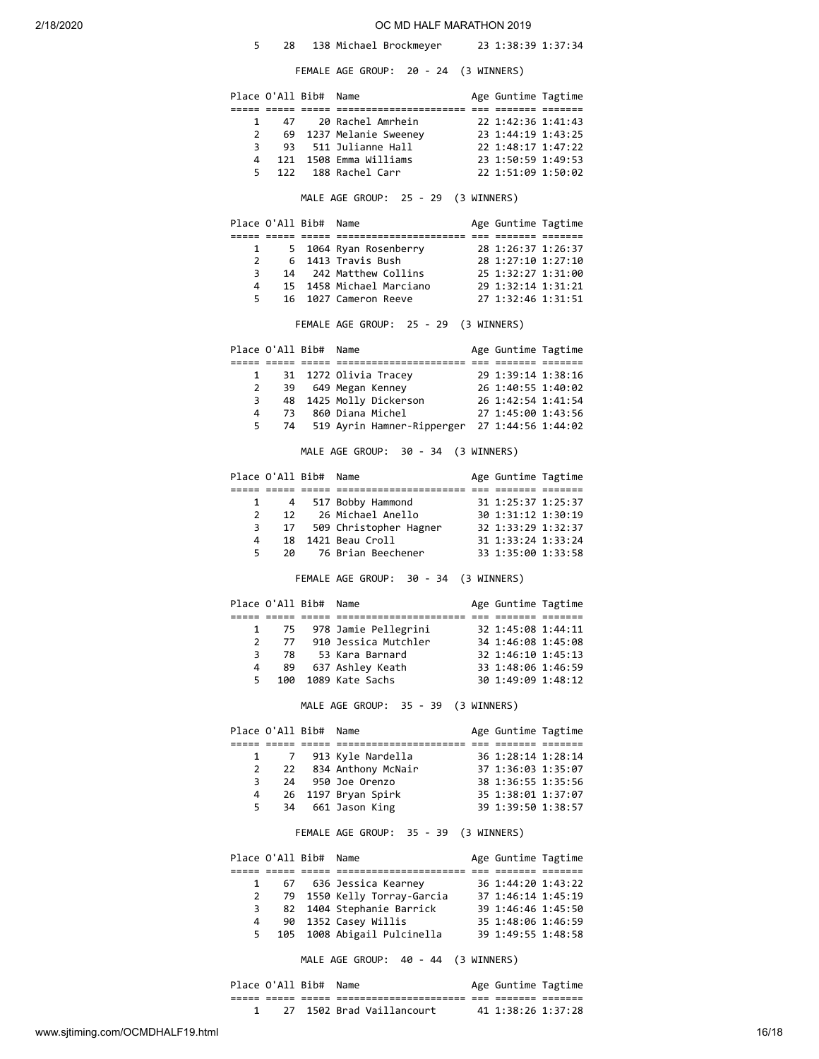| Place | O'All | Bib# | Name | Age | Guntime | Tagtime |
|---|---|---|---|---|---|---|
| 5 | 28 | 138 | Michael Brockmeyer | 23 | 1:38:39 | 1:37:34 |

FEMALE AGE GROUP: 20 - 24 (3 WINNERS)

| Place | O'All | Bib# | Name | Age | Guntime | Tagtime |
|---|---|---|---|---|---|---|
| 1 | 47 | 20 | Rachel Amrhein | 22 | 1:42:36 | 1:41:43 |
| 2 | 69 | 1237 | Melanie Sweeney | 23 | 1:44:19 | 1:43:25 |
| 3 | 93 | 511 | Julianne Hall | 22 | 1:48:17 | 1:47:22 |
| 4 | 121 | 1508 | Emma Williams | 23 | 1:50:59 | 1:49:53 |
| 5 | 122 | 188 | Rachel Carr | 22 | 1:51:09 | 1:50:02 |

MALE AGE GROUP: 25 - 29 (3 WINNERS)

| Place | O'All | Bib# | Name | Age | Guntime | Tagtime |
|---|---|---|---|---|---|---|
| 1 | 5 | 1064 | Ryan Rosenberry | 28 | 1:26:37 | 1:26:37 |
| 2 | 6 | 1413 | Travis Bush | 28 | 1:27:10 | 1:27:10 |
| 3 | 14 | 242 | Matthew Collins | 25 | 1:32:27 | 1:31:00 |
| 4 | 15 | 1458 | Michael Marciano | 29 | 1:32:14 | 1:31:21 |
| 5 | 16 | 1027 | Cameron Reeve | 27 | 1:32:46 | 1:31:51 |

FEMALE AGE GROUP: 25 - 29 (3 WINNERS)

| Place | O'All | Bib# | Name | Age | Guntime | Tagtime |
|---|---|---|---|---|---|---|
| 1 | 31 | 1272 | Olivia Tracey | 29 | 1:39:14 | 1:38:16 |
| 2 | 39 | 649 | Megan Kenney | 26 | 1:40:55 | 1:40:02 |
| 3 | 48 | 1425 | Molly Dickerson | 26 | 1:42:54 | 1:41:54 |
| 4 | 73 | 860 | Diana Michel | 27 | 1:45:00 | 1:43:56 |
| 5 | 74 | 519 | Ayrin Hamner-Ripperger | 27 | 1:44:56 | 1:44:02 |

MALE AGE GROUP: 30 - 34 (3 WINNERS)

| Place | O'All | Bib# | Name | Age | Guntime | Tagtime |
|---|---|---|---|---|---|---|
| 1 | 4 | 517 | Bobby Hammond | 31 | 1:25:37 | 1:25:37 |
| 2 | 12 | 26 | Michael Anello | 30 | 1:31:12 | 1:30:19 |
| 3 | 17 | 509 | Christopher Hagner | 32 | 1:33:29 | 1:32:37 |
| 4 | 18 | 1421 | Beau Croll | 31 | 1:33:24 | 1:33:24 |
| 5 | 20 | 76 | Brian Beechener | 33 | 1:35:00 | 1:33:58 |

FEMALE AGE GROUP: 30 - 34 (3 WINNERS)

| Place | O'All | Bib# | Name | Age | Guntime | Tagtime |
|---|---|---|---|---|---|---|
| 1 | 75 | 978 | Jamie Pellegrini | 32 | 1:45:08 | 1:44:11 |
| 2 | 77 | 910 | Jessica Mutchler | 34 | 1:46:08 | 1:45:08 |
| 3 | 78 | 53 | Kara Barnard | 32 | 1:46:10 | 1:45:13 |
| 4 | 89 | 637 | Ashley Keath | 33 | 1:48:06 | 1:46:59 |
| 5 | 100 | 1089 | Kate Sachs | 30 | 1:49:09 | 1:48:12 |

MALE AGE GROUP: 35 - 39 (3 WINNERS)

| Place | O'All | Bib# | Name | Age | Guntime | Tagtime |
|---|---|---|---|---|---|---|
| 1 | 7 | 913 | Kyle Nardella | 36 | 1:28:14 | 1:28:14 |
| 2 | 22 | 834 | Anthony McNair | 37 | 1:36:03 | 1:35:07 |
| 3 | 24 | 950 | Joe Orenzo | 38 | 1:36:55 | 1:35:56 |
| 4 | 26 | 1197 | Bryan Spirk | 35 | 1:38:01 | 1:37:07 |
| 5 | 34 | 661 | Jason King | 39 | 1:39:50 | 1:38:57 |

FEMALE AGE GROUP: 35 - 39 (3 WINNERS)

| Place | O'All | Bib# | Name | Age | Guntime | Tagtime |
|---|---|---|---|---|---|---|
| 1 | 67 | 636 | Jessica Kearney | 36 | 1:44:20 | 1:43:22 |
| 2 | 79 | 1550 | Kelly Torray-Garcia | 37 | 1:46:14 | 1:45:19 |
| 3 | 82 | 1404 | Stephanie Barrick | 39 | 1:46:46 | 1:45:50 |
| 4 | 90 | 1352 | Casey Willis | 35 | 1:48:06 | 1:46:59 |
| 5 | 105 | 1008 | Abigail Pulcinella | 39 | 1:49:55 | 1:48:58 |

MALE AGE GROUP: 40 - 44 (3 WINNERS)

| Place | O'All | Bib# | Name | Age | Guntime | Tagtime |
|---|---|---|---|---|---|---|
| 1 | 27 | 1502 | Brad Vaillancourt | 41 | 1:38:26 | 1:37:28 |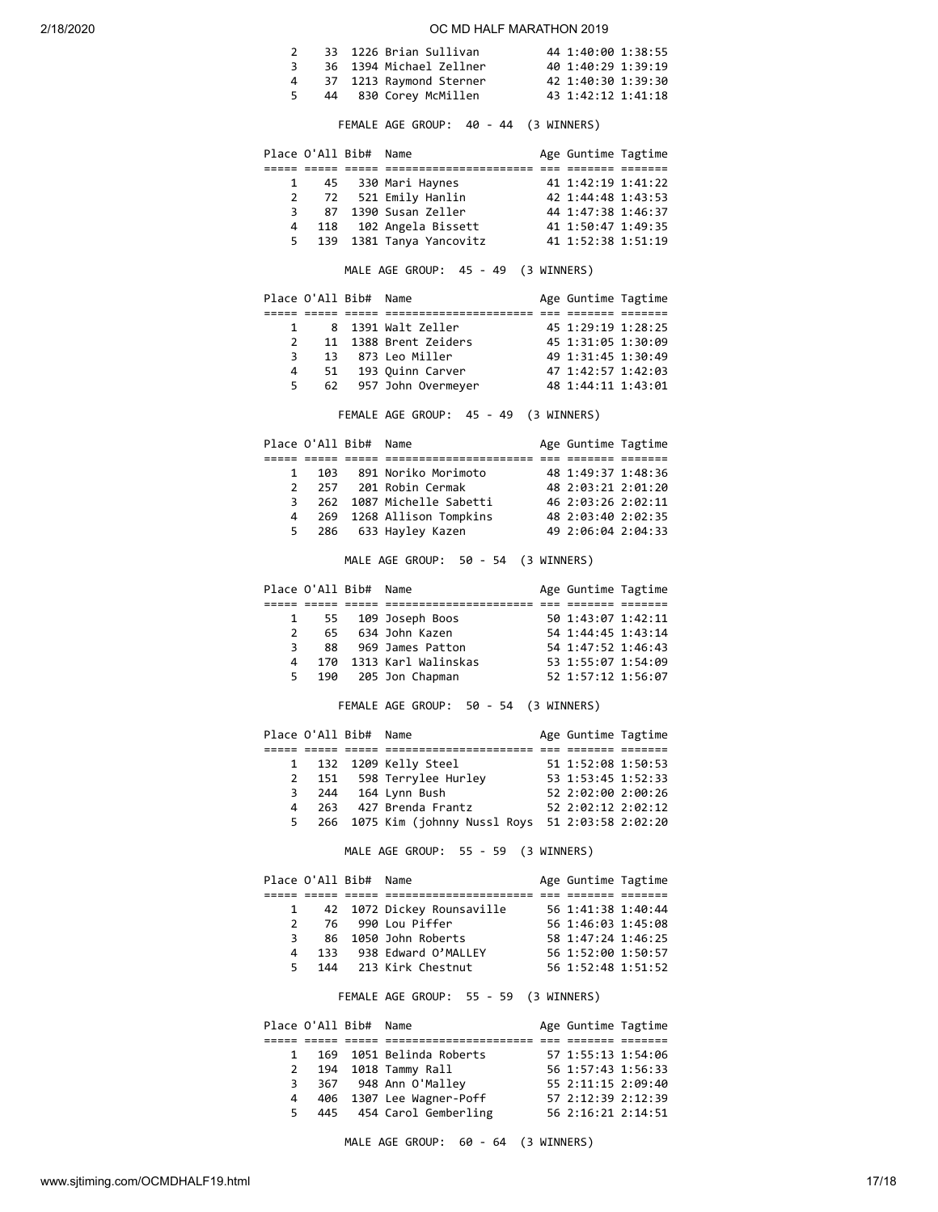| Place | O'All | Bib# | Name | Age | Guntime | Tagtime |
|---|---|---|---|---|---|---|
| 2 | 33 | 1226 | Brian Sullivan | 44 | 1:40:00 | 1:38:55 |
| 3 | 36 | 1394 | Michael Zellner | 40 | 1:40:29 | 1:39:19 |
| 4 | 37 | 1213 | Raymond Sterner | 42 | 1:40:30 | 1:39:30 |
| 5 | 44 | 830 | Corey McMillen | 43 | 1:42:12 | 1:41:18 |

FEMALE AGE GROUP: 40 - 44 (3 WINNERS)

| Place | O'All | Bib# | Name | Age | Guntime | Tagtime |
|---|---|---|---|---|---|---|
| 1 | 45 | 330 | Mari Haynes | 41 | 1:42:19 | 1:41:22 |
| 2 | 72 | 521 | Emily Hanlin | 42 | 1:44:48 | 1:43:53 |
| 3 | 87 | 1390 | Susan Zeller | 44 | 1:47:38 | 1:46:37 |
| 4 | 118 | 102 | Angela Bissett | 41 | 1:50:47 | 1:49:35 |
| 5 | 139 | 1381 | Tanya Yancovitz | 41 | 1:52:38 | 1:51:19 |

MALE AGE GROUP: 45 - 49 (3 WINNERS)

| Place | O'All | Bib# | Name | Age | Guntime | Tagtime |
|---|---|---|---|---|---|---|
| 1 | 8 | 1391 | Walt Zeller | 45 | 1:29:19 | 1:28:25 |
| 2 | 11 | 1388 | Brent Zeiders | 45 | 1:31:05 | 1:30:09 |
| 3 | 13 | 873 | Leo Miller | 49 | 1:31:45 | 1:30:49 |
| 4 | 51 | 193 | Quinn Carver | 47 | 1:42:57 | 1:42:03 |
| 5 | 62 | 957 | John Overmeyer | 48 | 1:44:11 | 1:43:01 |

FEMALE AGE GROUP: 45 - 49 (3 WINNERS)

| Place | O'All | Bib# | Name | Age | Guntime | Tagtime |
|---|---|---|---|---|---|---|
| 1 | 103 | 891 | Noriko Morimoto | 48 | 1:49:37 | 1:48:36 |
| 2 | 257 | 201 | Robin Cermak | 48 | 2:03:21 | 2:01:20 |
| 3 | 262 | 1087 | Michelle Sabetti | 46 | 2:03:26 | 2:02:11 |
| 4 | 269 | 1268 | Allison Tompkins | 48 | 2:03:40 | 2:02:35 |
| 5 | 286 | 633 | Hayley Kazen | 49 | 2:06:04 | 2:04:33 |

MALE AGE GROUP: 50 - 54 (3 WINNERS)

| Place | O'All | Bib# | Name | Age | Guntime | Tagtime |
|---|---|---|---|---|---|---|
| 1 | 55 | 109 | Joseph Boos | 50 | 1:43:07 | 1:42:11 |
| 2 | 65 | 634 | John Kazen | 54 | 1:44:45 | 1:43:14 |
| 3 | 88 | 969 | James Patton | 54 | 1:47:52 | 1:46:43 |
| 4 | 170 | 1313 | Karl Walinskas | 53 | 1:55:07 | 1:54:09 |
| 5 | 190 | 205 | Jon Chapman | 52 | 1:57:12 | 1:56:07 |

FEMALE AGE GROUP: 50 - 54 (3 WINNERS)

| Place | O'All | Bib# | Name | Age | Guntime | Tagtime |
|---|---|---|---|---|---|---|
| 1 | 132 | 1209 | Kelly Steel | 51 | 1:52:08 | 1:50:53 |
| 2 | 151 | 598 | Terrylee Hurley | 53 | 1:53:45 | 1:52:33 |
| 3 | 244 | 164 | Lynn Bush | 52 | 2:02:00 | 2:00:26 |
| 4 | 263 | 427 | Brenda Frantz | 52 | 2:02:12 | 2:02:12 |
| 5 | 266 | 1075 | Kim (johnny Nussl Roys | 51 | 2:03:58 | 2:02:20 |

MALE AGE GROUP: 55 - 59 (3 WINNERS)

| Place | O'All | Bib# | Name | Age | Guntime | Tagtime |
|---|---|---|---|---|---|---|
| 1 | 42 | 1072 | Dickey Rounsaville | 56 | 1:41:38 | 1:40:44 |
| 2 | 76 | 990 | Lou Piffer | 56 | 1:46:03 | 1:45:08 |
| 3 | 86 | 1050 | John Roberts | 58 | 1:47:24 | 1:46:25 |
| 4 | 133 | 938 | Edward O'MALLEY | 56 | 1:52:00 | 1:50:57 |
| 5 | 144 | 213 | Kirk Chestnut | 56 | 1:52:48 | 1:51:52 |

FEMALE AGE GROUP: 55 - 59 (3 WINNERS)

| Place | O'All | Bib# | Name | Age | Guntime | Tagtime |
|---|---|---|---|---|---|---|
| 1 | 169 | 1051 | Belinda Roberts | 57 | 1:55:13 | 1:54:06 |
| 2 | 194 | 1018 | Tammy Rall | 56 | 1:57:43 | 1:56:33 |
| 3 | 367 | 948 | Ann O'Malley | 55 | 2:11:15 | 2:09:40 |
| 4 | 406 | 1307 | Lee Wagner-Poff | 57 | 2:12:39 | 2:12:39 |
| 5 | 445 | 454 | Carol Gemberling | 56 | 2:16:21 | 2:14:51 |

MALE AGE GROUP: 60 - 64 (3 WINNERS)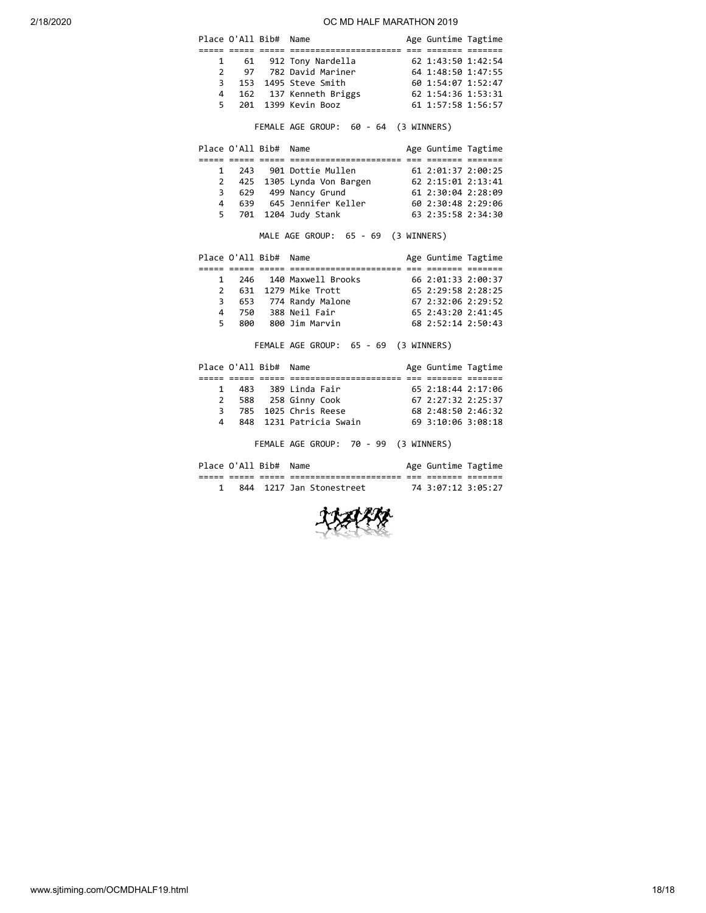| Place | O'All | Bib# | Name | Age | Guntime | Tagtime |
|---|---|---|---|---|---|---|
| 1 | 61 | 912 | Tony Nardella | 62 | 1:43:50 | 1:42:54 |
| 2 | 97 | 782 | David Mariner | 64 | 1:48:50 | 1:47:55 |
| 3 | 153 | 1495 | Steve Smith | 60 | 1:54:07 | 1:52:47 |
| 4 | 162 | 137 | Kenneth Briggs | 62 | 1:54:36 | 1:53:31 |
| 5 | 201 | 1399 | Kevin Booz | 61 | 1:57:58 | 1:56:57 |

FEMALE AGE GROUP: 60 - 64 (3 WINNERS)

| Place | O'All | Bib# | Name | Age | Guntime | Tagtime |
|---|---|---|---|---|---|---|
| 1 | 243 | 901 | Dottie Mullen | 61 | 2:01:37 | 2:00:25 |
| 2 | 425 | 1305 | Lynda Von Bargen | 62 | 2:15:01 | 2:13:41 |
| 3 | 629 | 499 | Nancy Grund | 61 | 2:30:04 | 2:28:09 |
| 4 | 639 | 645 | Jennifer Keller | 60 | 2:30:48 | 2:29:06 |
| 5 | 701 | 1204 | Judy Stank | 63 | 2:35:58 | 2:34:30 |

MALE AGE GROUP: 65 - 69 (3 WINNERS)

| Place | O'All | Bib# | Name | Age | Guntime | Tagtime |
|---|---|---|---|---|---|---|
| 1 | 246 | 140 | Maxwell Brooks | 66 | 2:01:33 | 2:00:37 |
| 2 | 631 | 1279 | Mike Trott | 65 | 2:29:58 | 2:28:25 |
| 3 | 653 | 774 | Randy Malone | 67 | 2:32:06 | 2:29:52 |
| 4 | 750 | 388 | Neil Fair | 65 | 2:43:20 | 2:41:45 |
| 5 | 800 | 800 | Jim Marvin | 68 | 2:52:14 | 2:50:43 |

FEMALE AGE GROUP: 65 - 69 (3 WINNERS)

| Place | O'All | Bib# | Name | Age | Guntime | Tagtime |
|---|---|---|---|---|---|---|
| 1 | 483 | 389 | Linda Fair | 65 | 2:18:44 | 2:17:06 |
| 2 | 588 | 258 | Ginny Cook | 67 | 2:27:32 | 2:25:37 |
| 3 | 785 | 1025 | Chris Reese | 68 | 2:48:50 | 2:46:32 |
| 4 | 848 | 1231 | Patricia Swain | 69 | 3:10:06 | 3:08:18 |

FEMALE AGE GROUP: 70 - 99 (3 WINNERS)

| Place | O'All | Bib# | Name | Age | Guntime | Tagtime |
|---|---|---|---|---|---|---|
| 1 | 844 | 1217 | Jan Stonestreet | 74 | 3:07:12 | 3:05:27 |